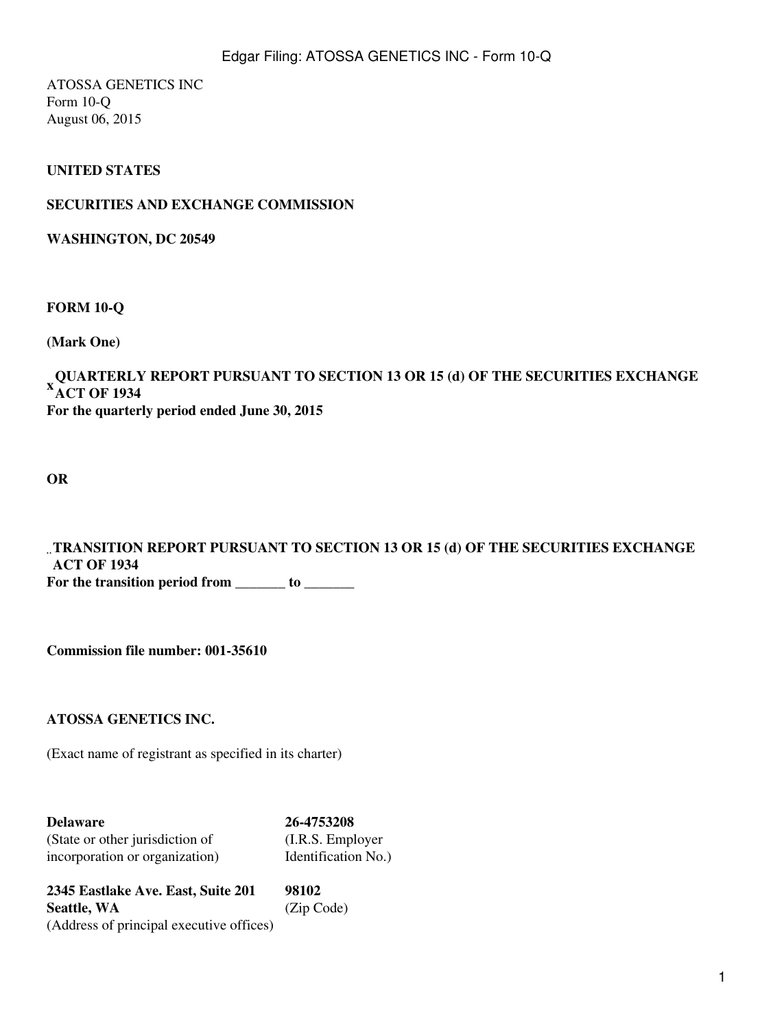ATOSSA GENETICS INC
Form 10-Q
August 06, 2015

**UNITED STATES**

**SECURITIES AND EXCHANGE COMMISSION**

**WASHINGTON, DC 20549**

**FORM 10-Q**

**(Mark One)**

x **QUARTERLY REPORT PURSUANT TO SECTION 13 OR 15 (d) OF THE SECURITIES EXCHANGE ACT OF 1934**
**For the quarterly period ended June 30, 2015**

**OR**

¨ **TRANSITION REPORT PURSUANT TO SECTION 13 OR 15 (d) OF THE SECURITIES EXCHANGE ACT OF 1934**
**For the transition period from _______ to _______**

**Commission file number: 001-35610**

**ATOSSA GENETICS INC.**

(Exact name of registrant as specified in its charter)

| | |
|---|---|
| **Delaware** | **26-4753208** |
| (State or other jurisdiction of incorporation or organization) | (I.R.S. Employer Identification No.) |
| **2345 Eastlake Ave. East, Suite 201 Seattle, WA** | **98102** |
| (Address of principal executive offices) | (Zip Code) |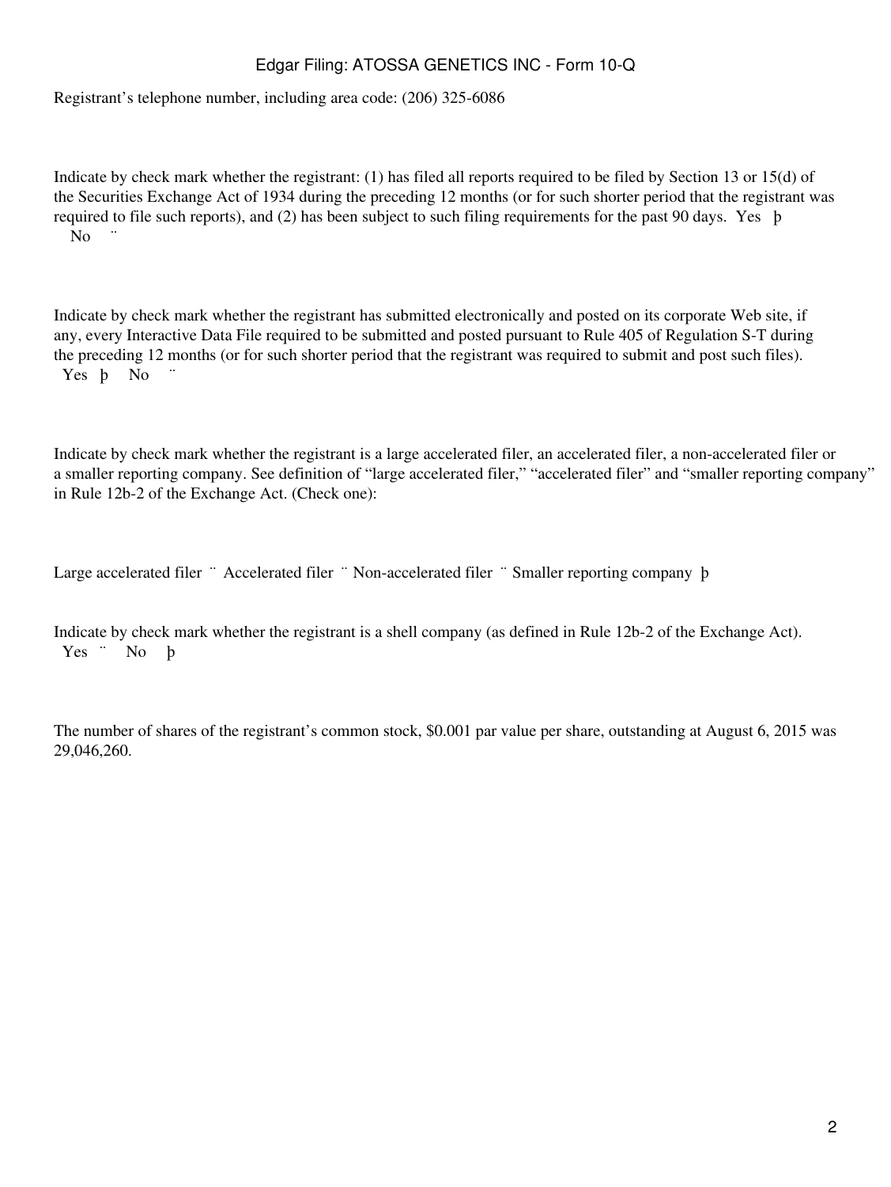Registrant's telephone number, including area code: (206) 325-6086

Indicate by check mark whether the registrant: (1) has filed all reports required to be filed by Section 13 or 15(d) of the Securities Exchange Act of 1934 during the preceding 12 months (or for such shorter period that the registrant was required to file such reports), and (2) has been subject to such filing requirements for the past 90 days. Yes þ No ¨

Indicate by check mark whether the registrant has submitted electronically and posted on its corporate Web site, if any, every Interactive Data File required to be submitted and posted pursuant to Rule 405 of Regulation S-T during the preceding 12 months (or for such shorter period that the registrant was required to submit and post such files). Yes þ No ¨

Indicate by check mark whether the registrant is a large accelerated filer, an accelerated filer, a non-accelerated filer or a smaller reporting company. See definition of "large accelerated filer," "accelerated filer" and "smaller reporting company" in Rule 12b-2 of the Exchange Act. (Check one):

Large accelerated filer ¨ Accelerated filer ¨ Non-accelerated filer ¨ Smaller reporting company þ

Indicate by check mark whether the registrant is a shell company (as defined in Rule 12b-2 of the Exchange Act). Yes ¨ No þ

The number of shares of the registrant's common stock, $0.001 par value per share, outstanding at August 6, 2015 was 29,046,260.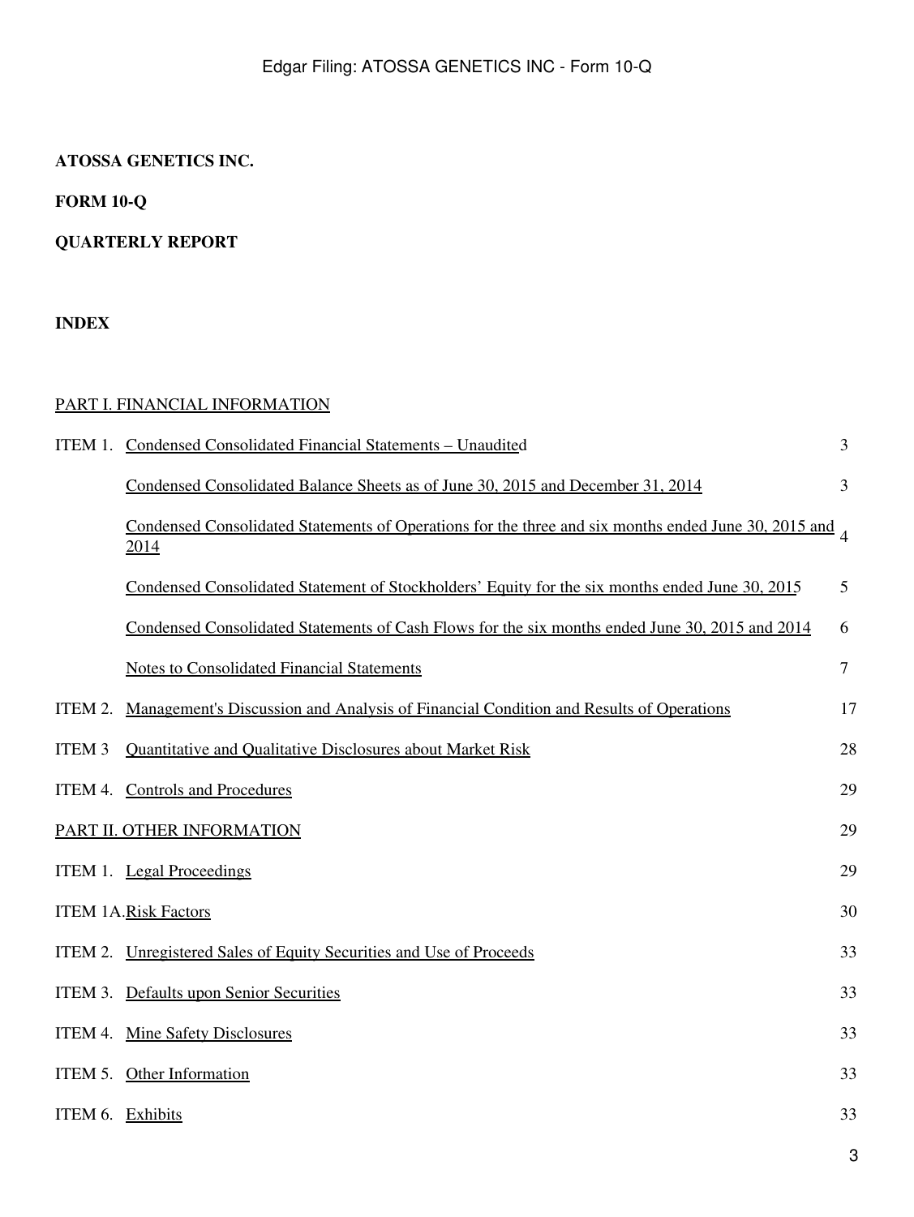**ATOSSA GENETICS INC.**

**FORM 10-Q**

**QUARTERLY REPORT**

**INDEX**

PART I. FINANCIAL INFORMATION

| | | |
|---|---|---|
| ITEM 1. | Condensed Consolidated Financial Statements – Unaudited | 3 |
| | Condensed Consolidated Balance Sheets as of June 30, 2015 and December 31, 2014 | 3 |
| | Condensed Consolidated Statements of Operations for the three and six months ended June 30, 2015 and 2014 | 4 |
| | Condensed Consolidated Statement of Stockholders' Equity for the six months ended June 30, 2015 | 5 |
| | Condensed Consolidated Statements of Cash Flows for the six months ended June 30, 2015 and 2014 | 6 |
| | Notes to Consolidated Financial Statements | 7 |
| ITEM 2. | Management's Discussion and Analysis of Financial Condition and Results of Operations | 17 |
| ITEM 3 | Quantitative and Qualitative Disclosures about Market Risk | 28 |
| ITEM 4. | Controls and Procedures | 29 |
| PART II. OTHER INFORMATION | | 29 |
| ITEM 1. | Legal Proceedings | 29 |
| ITEM 1A. | Risk Factors | 30 |
| ITEM 2. | Unregistered Sales of Equity Securities and Use of Proceeds | 33 |
| ITEM 3. | Defaults upon Senior Securities | 33 |
| ITEM 4. | Mine Safety Disclosures | 33 |
| ITEM 5. | Other Information | 33 |
| ITEM 6. | Exhibits | 33 |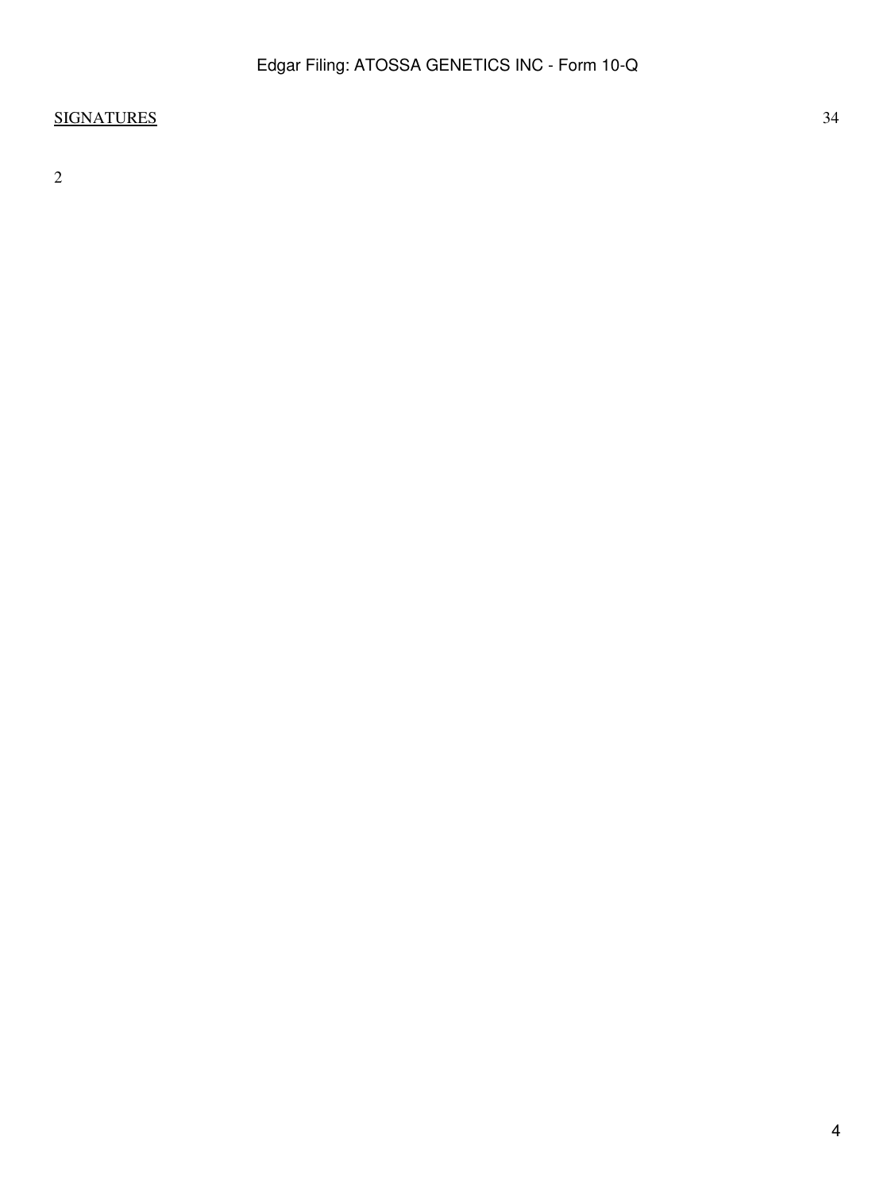| SIGNATURES | 34 |
| --- | --- |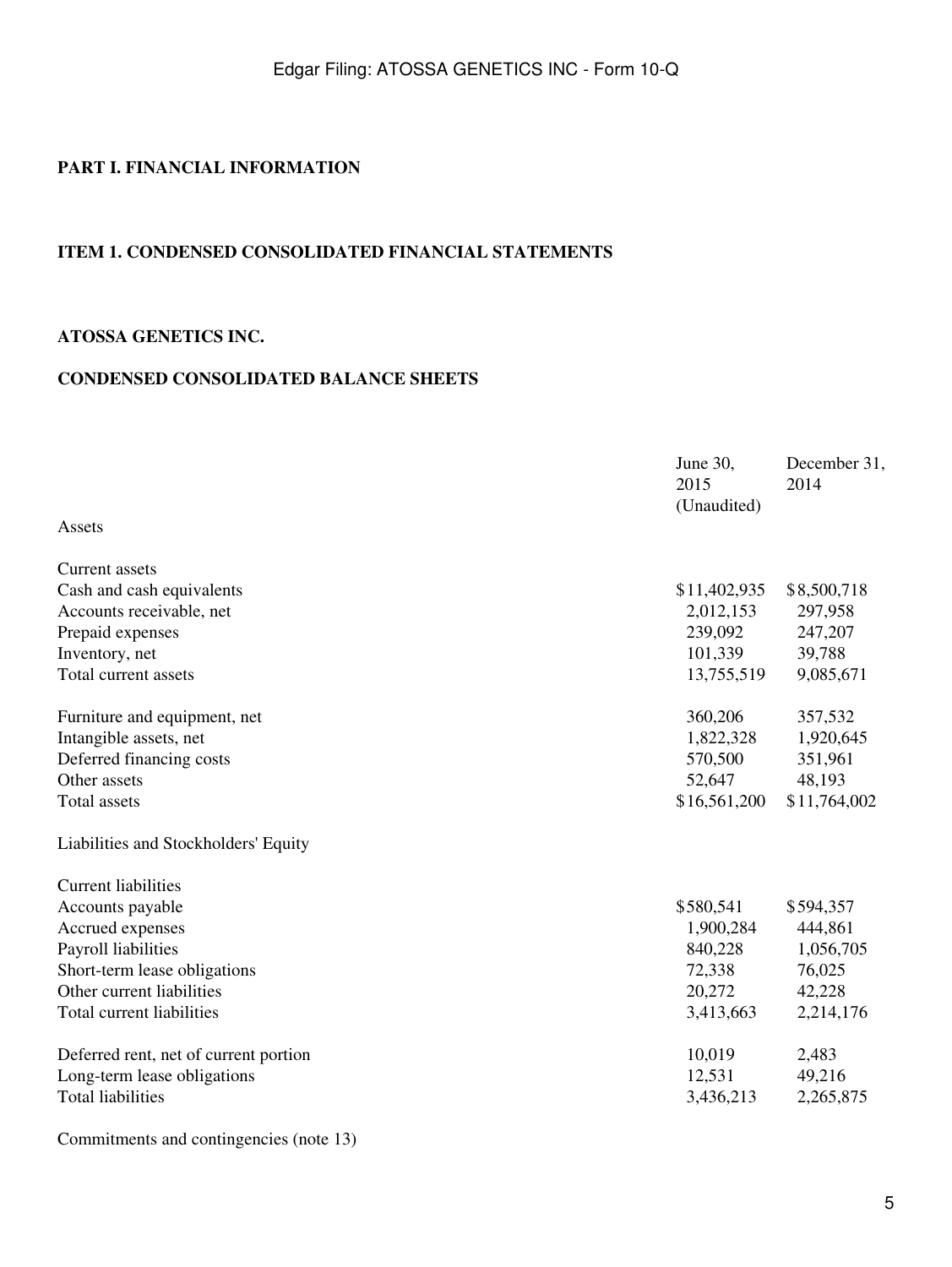# PART I. FINANCIAL INFORMATION

## ITEM 1. CONDENSED CONSOLIDATED FINANCIAL STATEMENTS

### ATOSSA GENETICS INC.

### CONDENSED CONSOLIDATED BALANCE SHEETS

| | June 30, 2015 (Unaudited) | December 31, 2014 |
|---|---|---|
| Assets | | |
| Current assets | | |
| Cash and cash equivalents | $11,402,935 | $8,500,718 |
| Accounts receivable, net | 2,012,153 | 297,958 |
| Prepaid expenses | 239,092 | 247,207 |
| Inventory, net | 101,339 | 39,788 |
| Total current assets | 13,755,519 | 9,085,671 |
| Furniture and equipment, net | 360,206 | 357,532 |
| Intangible assets, net | 1,822,328 | 1,920,645 |
| Deferred financing costs | 570,500 | 351,961 |
| Other assets | 52,647 | 48,193 |
| Total assets | $16,561,200 | $11,764,002 |
| Liabilities and Stockholders' Equity | | |
| Current liabilities | | |
| Accounts payable | $580,541 | $594,357 |
| Accrued expenses | 1,900,284 | 444,861 |
| Payroll liabilities | 840,228 | 1,056,705 |
| Short-term lease obligations | 72,338 | 76,025 |
| Other current liabilities | 20,272 | 42,228 |
| Total current liabilities | 3,413,663 | 2,214,176 |
| Deferred rent, net of current portion | 10,019 | 2,483 |
| Long-term lease obligations | 12,531 | 49,216 |
| Total liabilities | 3,436,213 | 2,265,875 |
| Commitments and contingencies (note 13) | | |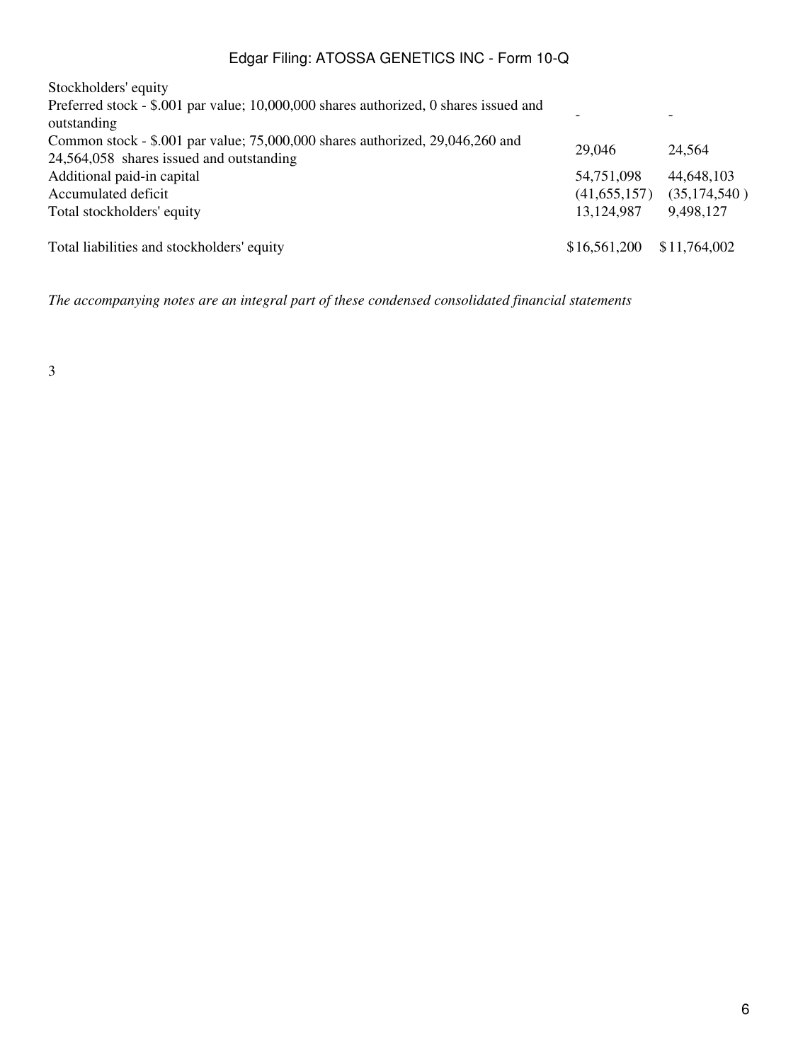| | | |
|---|---|---|
| Stockholders' equity | | |
| Preferred stock - $.001 par value; 10,000,000 shares authorized, 0 shares issued and outstanding | - | - |
| Common stock - $.001 par value; 75,000,000 shares authorized, 29,046,260 and 24,564,058 shares issued and outstanding | 29,046 | 24,564 |
| Additional paid-in capital | 54,751,098 | 44,648,103 |
| Accumulated deficit | (41,655,157) | (35,174,540) |
| Total stockholders' equity | 13,124,987 | 9,498,127 |
| | | |
| Total liabilities and stockholders' equity | $16,561,200 | $11,764,002 |

*The accompanying notes are an integral part of these condensed consolidated financial statements*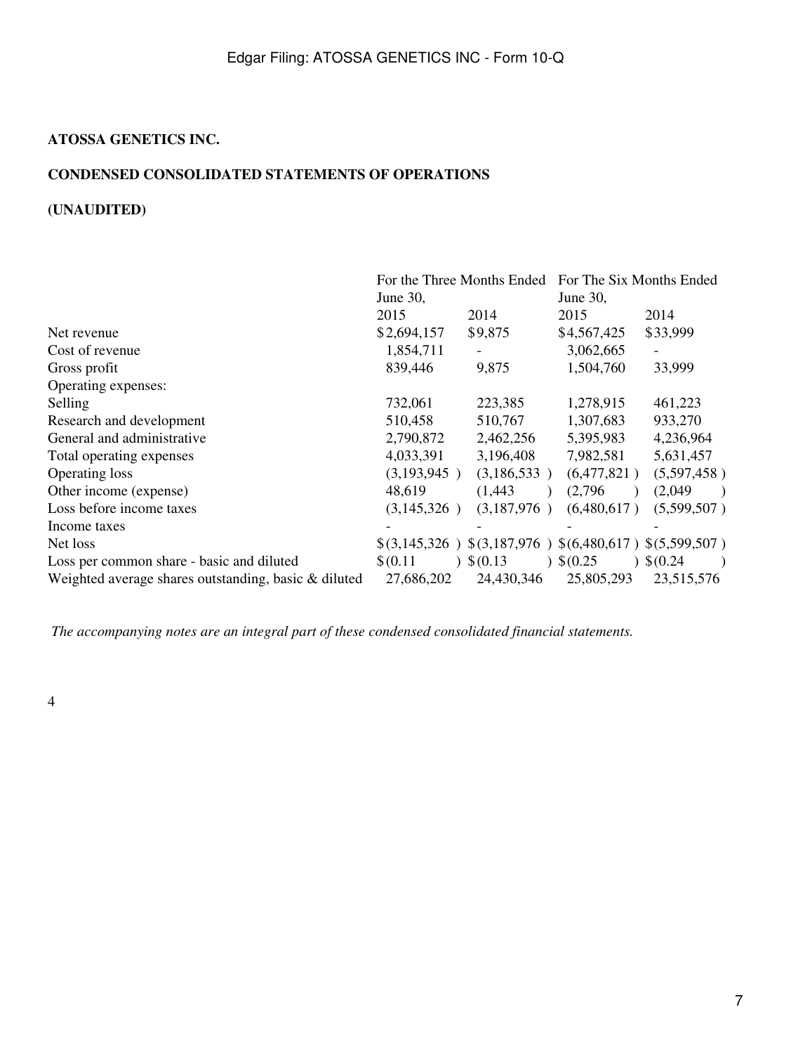**ATOSSA GENETICS INC.**

**CONDENSED CONSOLIDATED STATEMENTS OF OPERATIONS**

**(UNAUDITED)**

| | For the Three Months Ended June 30, | | For The Six Months Ended June 30, | |
|---|---|---|---|---|
| | 2015 | 2014 | 2015 | 2014 |
| Net revenue | $2,694,157 | $9,875 | $4,567,425 | $33,999 |
| Cost of revenue | 1,854,711 | - | 3,062,665 | - |
| Gross profit | 839,446 | 9,875 | 1,504,760 | 33,999 |
| Operating expenses: | | | | |
| Selling | 732,061 | 223,385 | 1,278,915 | 461,223 |
| Research and development | 510,458 | 510,767 | 1,307,683 | 933,270 |
| General and administrative | 2,790,872 | 2,462,256 | 5,395,983 | 4,236,964 |
| Total operating expenses | 4,033,391 | 3,196,408 | 7,982,581 | 5,631,457 |
| Operating loss | (3,193,945 ) | (3,186,533 ) | (6,477,821 ) | (5,597,458 ) |
| Other income (expense) | 48,619 | (1,443 ) | (2,796 ) | (2,049 ) |
| Loss before income taxes | (3,145,326 ) | (3,187,976 ) | (6,480,617 ) | (5,599,507 ) |
| Income taxes | - | - | - | - |
| Net loss | $(3,145,326 ) | $(3,187,976 ) | $(6,480,617 ) | $(5,599,507 ) |
| Loss per common share - basic and diluted | $(0.11 ) | $(0.13 ) | $(0.25 ) | $(0.24 ) |
| Weighted average shares outstanding, basic & diluted | 27,686,202 | 24,430,346 | 25,805,293 | 23,515,576 |

*The accompanying notes are an integral part of these condensed consolidated financial statements.*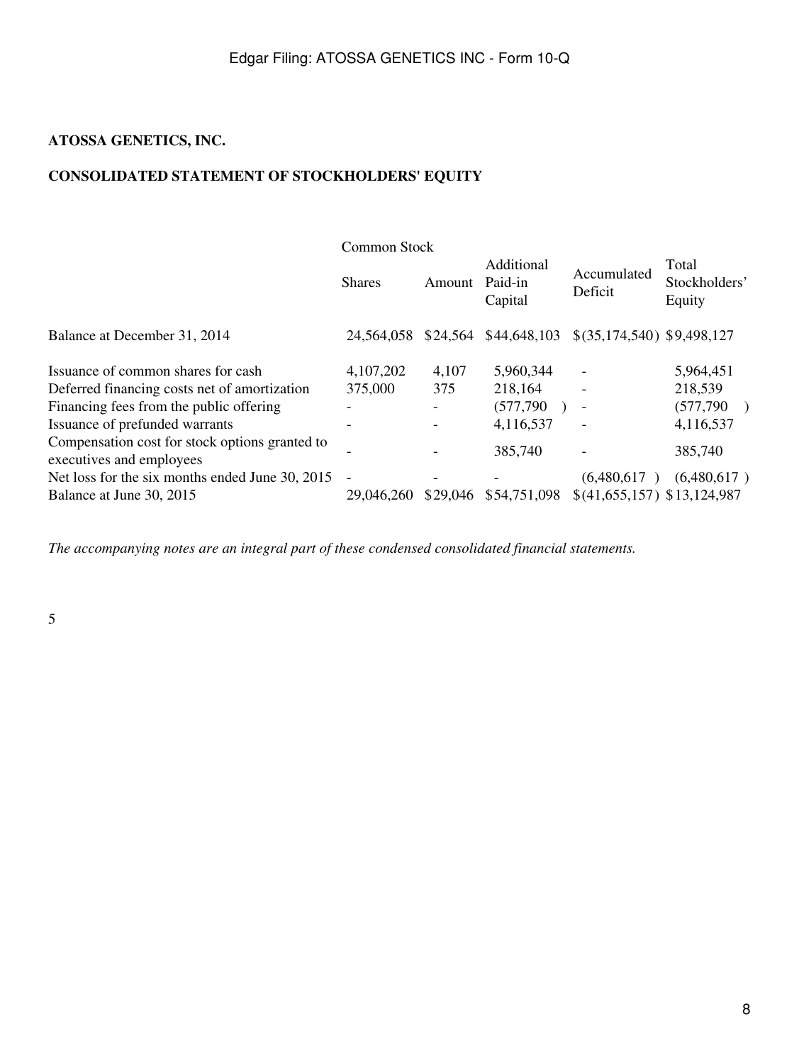**ATOSSA GENETICS, INC.**

**CONSOLIDATED STATEMENT OF STOCKHOLDERS' EQUITY**

| | Common Stock | | Additional Paid-in Capital | Accumulated Deficit | Total Stockholders' Equity |
|---|---|---|---|---|---|
| | Shares | Amount | | | |
| Balance at December 31, 2014 | 24,564,058 | $24,564 | $44,648,103 | $(35,174,540) | $9,498,127 |
| Issuance of common shares for cash | 4,107,202 | 4,107 | 5,960,344 | - | 5,964,451 |
| Deferred financing costs net of amortization | 375,000 | 375 | 218,164 | - | 218,539 |
| Financing fees from the public offering | - | - | (577,790) | - | (577,790) |
| Issuance of prefunded warrants | - | - | 4,116,537 | - | 4,116,537 |
| Compensation cost for stock options granted to executives and employees | - | - | 385,740 | - | 385,740 |
| Net loss for the six months ended June 30, 2015 | - | - | - | (6,480,617) | (6,480,617) |
| Balance at June 30, 2015 | 29,046,260 | $29,046 | $54,751,098 | $(41,655,157) | $13,124,987 |

*The accompanying notes are an integral part of these condensed consolidated financial statements.*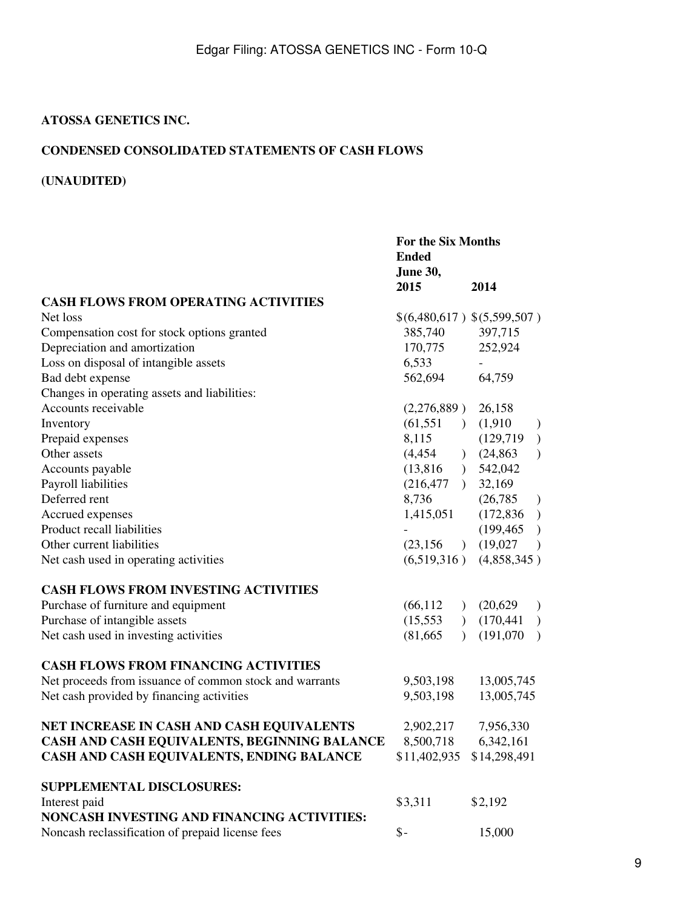**ATOSSA GENETICS INC.**

**CONDENSED CONSOLIDATED STATEMENTS OF CASH FLOWS**

**(UNAUDITED)**

| | For the Six Months Ended June 30, | |
|---|---|---|
| | 2015 | 2014 |
| **CASH FLOWS FROM OPERATING ACTIVITIES** | | |
| Net loss | $(6,480,617) | $(5,599,507) |
| Compensation cost for stock options granted | 385,740 | 397,715 |
| Depreciation and amortization | 170,775 | 252,924 |
| Loss on disposal of intangible assets | 6,533 | - |
| Bad debt expense | 562,694 | 64,759 |
| Changes in operating assets and liabilities: | | |
| Accounts receivable | (2,276,889) | 26,158 |
| Inventory | (61,551) | (1,910) |
| Prepaid expenses | 8,115 | (129,719) |
| Other assets | (4,454) | (24,863) |
| Accounts payable | (13,816) | 542,042 |
| Payroll liabilities | (216,477) | 32,169 |
| Deferred rent | 8,736 | (26,785) |
| Accrued expenses | 1,415,051 | (172,836) |
| Product recall liabilities | - | (199,465) |
| Other current liabilities | (23,156) | (19,027) |
| Net cash used in operating activities | (6,519,316) | (4,858,345) |
| | | |
| **CASH FLOWS FROM INVESTING ACTIVITIES** | | |
| Purchase of furniture and equipment | (66,112) | (20,629) |
| Purchase of intangible assets | (15,553) | (170,441) |
| Net cash used in investing activities | (81,665) | (191,070) |
| | | |
| **CASH FLOWS FROM FINANCING ACTIVITIES** | | |
| Net proceeds from issuance of common stock and warrants | 9,503,198 | 13,005,745 |
| Net cash provided by financing activities | 9,503,198 | 13,005,745 |
| | | |
| **NET INCREASE IN CASH AND CASH EQUIVALENTS** | 2,902,217 | 7,956,330 |
| **CASH AND CASH EQUIVALENTS, BEGINNING BALANCE** | 8,500,718 | 6,342,161 |
| **CASH AND CASH EQUIVALENTS, ENDING BALANCE** | $11,402,935 | $14,298,491 |
| | | |
| **SUPPLEMENTAL DISCLOSURES:** | | |
| Interest paid | $3,311 | $2,192 |
| **NONCASH INVESTING AND FINANCING ACTIVITIES:** | | |
| Noncash reclassification of prepaid license fees | $- | 15,000 |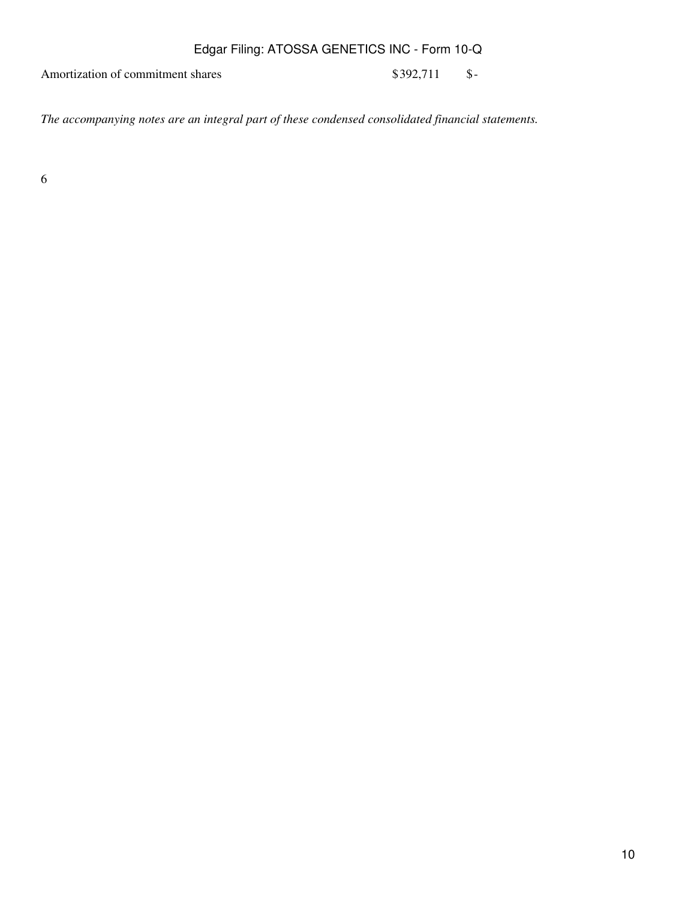| | | |
|---|---|---|
| Amortization of commitment shares | $392,711 | $- |

*The accompanying notes are an integral part of these condensed consolidated financial statements.*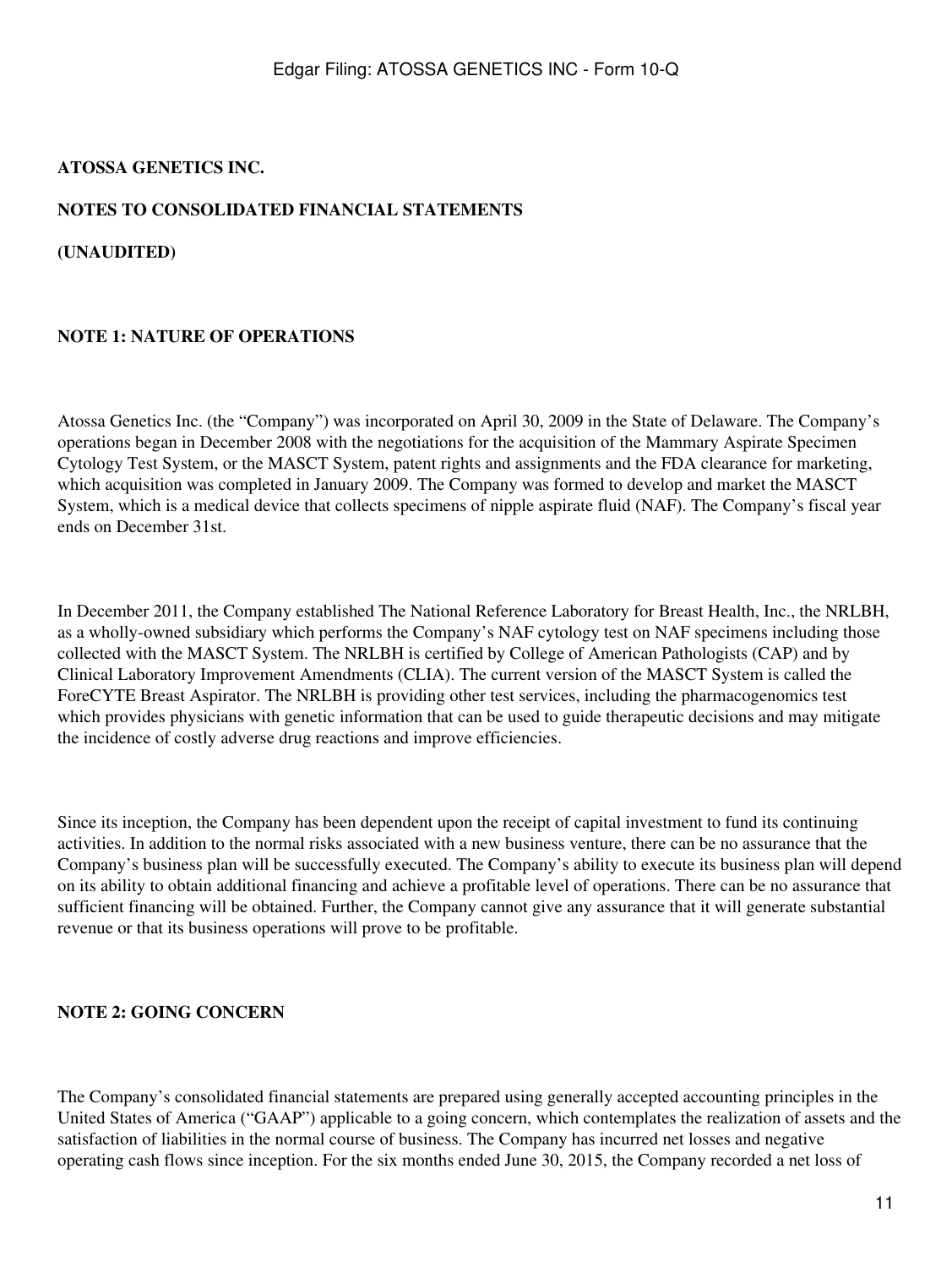**ATOSSA GENETICS INC.**

**NOTES TO CONSOLIDATED FINANCIAL STATEMENTS**

**(UNAUDITED)**

**NOTE 1: NATURE OF OPERATIONS**

Atossa Genetics Inc. (the "Company") was incorporated on April 30, 2009 in the State of Delaware. The Company's operations began in December 2008 with the negotiations for the acquisition of the Mammary Aspirate Specimen Cytology Test System, or the MASCT System, patent rights and assignments and the FDA clearance for marketing, which acquisition was completed in January 2009. The Company was formed to develop and market the MASCT System, which is a medical device that collects specimens of nipple aspirate fluid (NAF). The Company's fiscal year ends on December 31st.

In December 2011, the Company established The National Reference Laboratory for Breast Health, Inc., the NRLBH, as a wholly-owned subsidiary which performs the Company's NAF cytology test on NAF specimens including those collected with the MASCT System. The NRLBH is certified by College of American Pathologists (CAP) and by Clinical Laboratory Improvement Amendments (CLIA). The current version of the MASCT System is called the ForeCYTE Breast Aspirator. The NRLBH is providing other test services, including the pharmacogenomics test which provides physicians with genetic information that can be used to guide therapeutic decisions and may mitigate the incidence of costly adverse drug reactions and improve efficiencies.

Since its inception, the Company has been dependent upon the receipt of capital investment to fund its continuing activities. In addition to the normal risks associated with a new business venture, there can be no assurance that the Company's business plan will be successfully executed. The Company's ability to execute its business plan will depend on its ability to obtain additional financing and achieve a profitable level of operations. There can be no assurance that sufficient financing will be obtained. Further, the Company cannot give any assurance that it will generate substantial revenue or that its business operations will prove to be profitable.

**NOTE 2: GOING CONCERN**

The Company's consolidated financial statements are prepared using generally accepted accounting principles in the United States of America ("GAAP") applicable to a going concern, which contemplates the realization of assets and the satisfaction of liabilities in the normal course of business. The Company has incurred net losses and negative operating cash flows since inception. For the six months ended June 30, 2015, the Company recorded a net loss of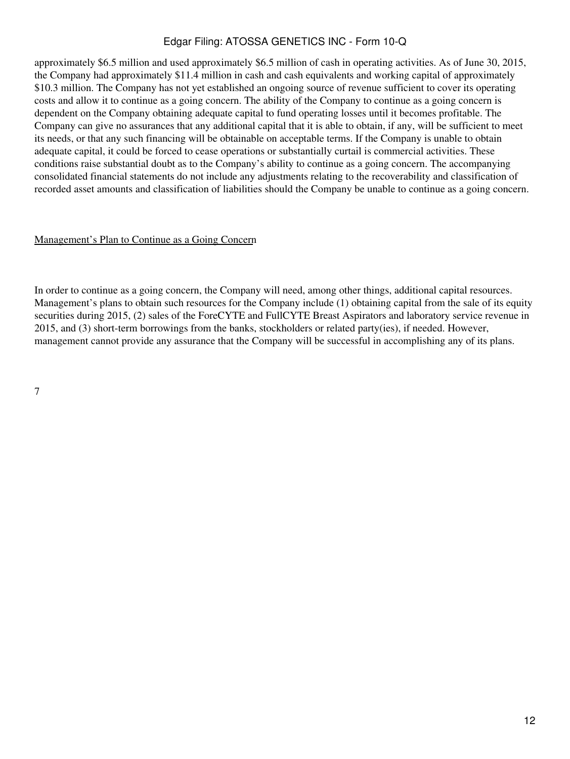approximately $6.5 million and used approximately $6.5 million of cash in operating activities. As of June 30, 2015, the Company had approximately $11.4 million in cash and cash equivalents and working capital of approximately $10.3 million. The Company has not yet established an ongoing source of revenue sufficient to cover its operating costs and allow it to continue as a going concern. The ability of the Company to continue as a going concern is dependent on the Company obtaining adequate capital to fund operating losses until it becomes profitable. The Company can give no assurances that any additional capital that it is able to obtain, if any, will be sufficient to meet its needs, or that any such financing will be obtainable on acceptable terms. If the Company is unable to obtain adequate capital, it could be forced to cease operations or substantially curtail is commercial activities. These conditions raise substantial doubt as to the Company's ability to continue as a going concern. The accompanying consolidated financial statements do not include any adjustments relating to the recoverability and classification of recorded asset amounts and classification of liabilities should the Company be unable to continue as a going concern.

Management's Plan to Continue as a Going Concern

In order to continue as a going concern, the Company will need, among other things, additional capital resources. Management's plans to obtain such resources for the Company include (1) obtaining capital from the sale of its equity securities during 2015, (2) sales of the ForeCYTE and FullCYTE Breast Aspirators and laboratory service revenue in 2015, and (3) short-term borrowings from the banks, stockholders or related party(ies), if needed. However, management cannot provide any assurance that the Company will be successful in accomplishing any of its plans.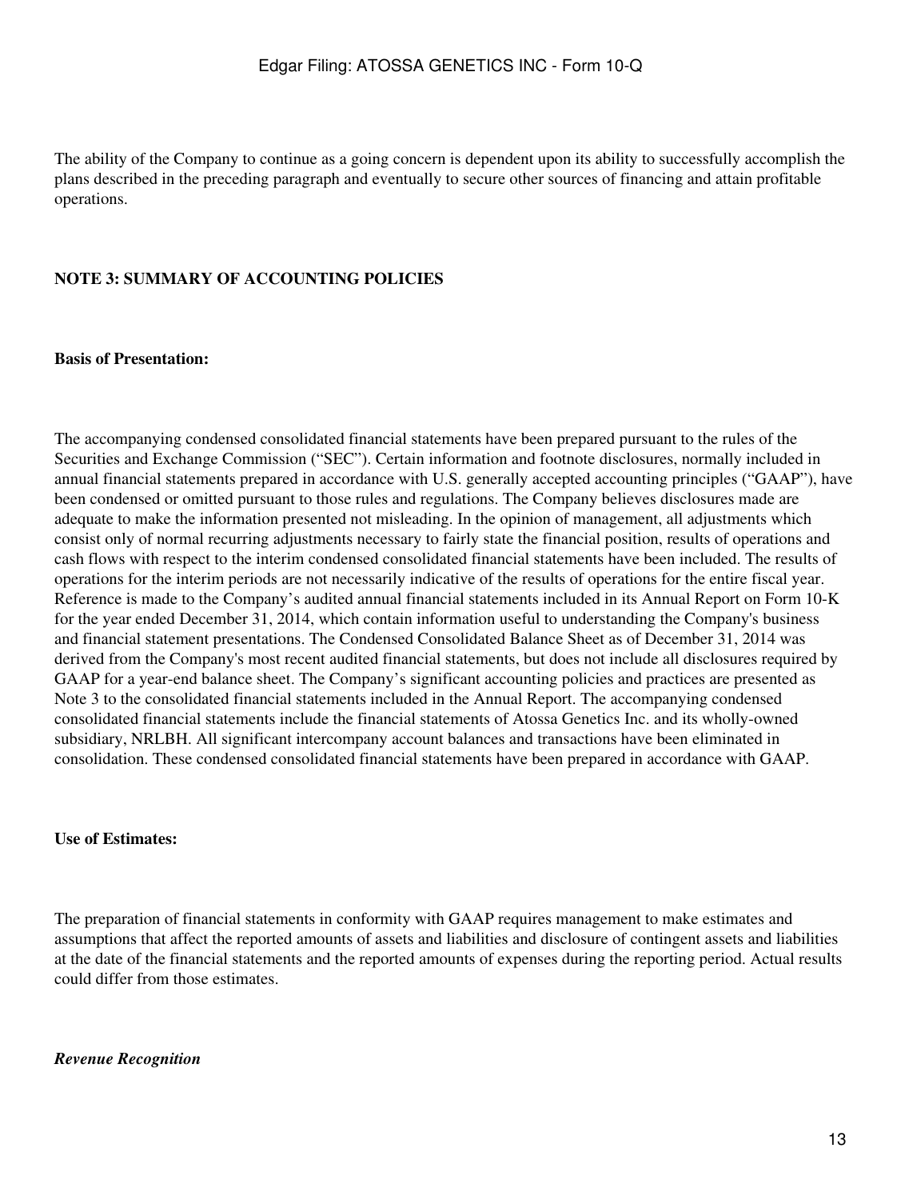The ability of the Company to continue as a going concern is dependent upon its ability to successfully accomplish the plans described in the preceding paragraph and eventually to secure other sources of financing and attain profitable operations.

## NOTE 3: SUMMARY OF ACCOUNTING POLICIES

**Basis of Presentation:**

The accompanying condensed consolidated financial statements have been prepared pursuant to the rules of the Securities and Exchange Commission ("SEC"). Certain information and footnote disclosures, normally included in annual financial statements prepared in accordance with U.S. generally accepted accounting principles ("GAAP"), have been condensed or omitted pursuant to those rules and regulations. The Company believes disclosures made are adequate to make the information presented not misleading. In the opinion of management, all adjustments which consist only of normal recurring adjustments necessary to fairly state the financial position, results of operations and cash flows with respect to the interim condensed consolidated financial statements have been included. The results of operations for the interim periods are not necessarily indicative of the results of operations for the entire fiscal year. Reference is made to the Company's audited annual financial statements included in its Annual Report on Form 10-K for the year ended December 31, 2014, which contain information useful to understanding the Company's business and financial statement presentations. The Condensed Consolidated Balance Sheet as of December 31, 2014 was derived from the Company's most recent audited financial statements, but does not include all disclosures required by GAAP for a year-end balance sheet. The Company's significant accounting policies and practices are presented as Note 3 to the consolidated financial statements included in the Annual Report. The accompanying condensed consolidated financial statements include the financial statements of Atossa Genetics Inc. and its wholly-owned subsidiary, NRLBH. All significant intercompany account balances and transactions have been eliminated in consolidation. These condensed consolidated financial statements have been prepared in accordance with GAAP.

**Use of Estimates:**

The preparation of financial statements in conformity with GAAP requires management to make estimates and assumptions that affect the reported amounts of assets and liabilities and disclosure of contingent assets and liabilities at the date of the financial statements and the reported amounts of expenses during the reporting period. Actual results could differ from those estimates.

***Revenue Recognition***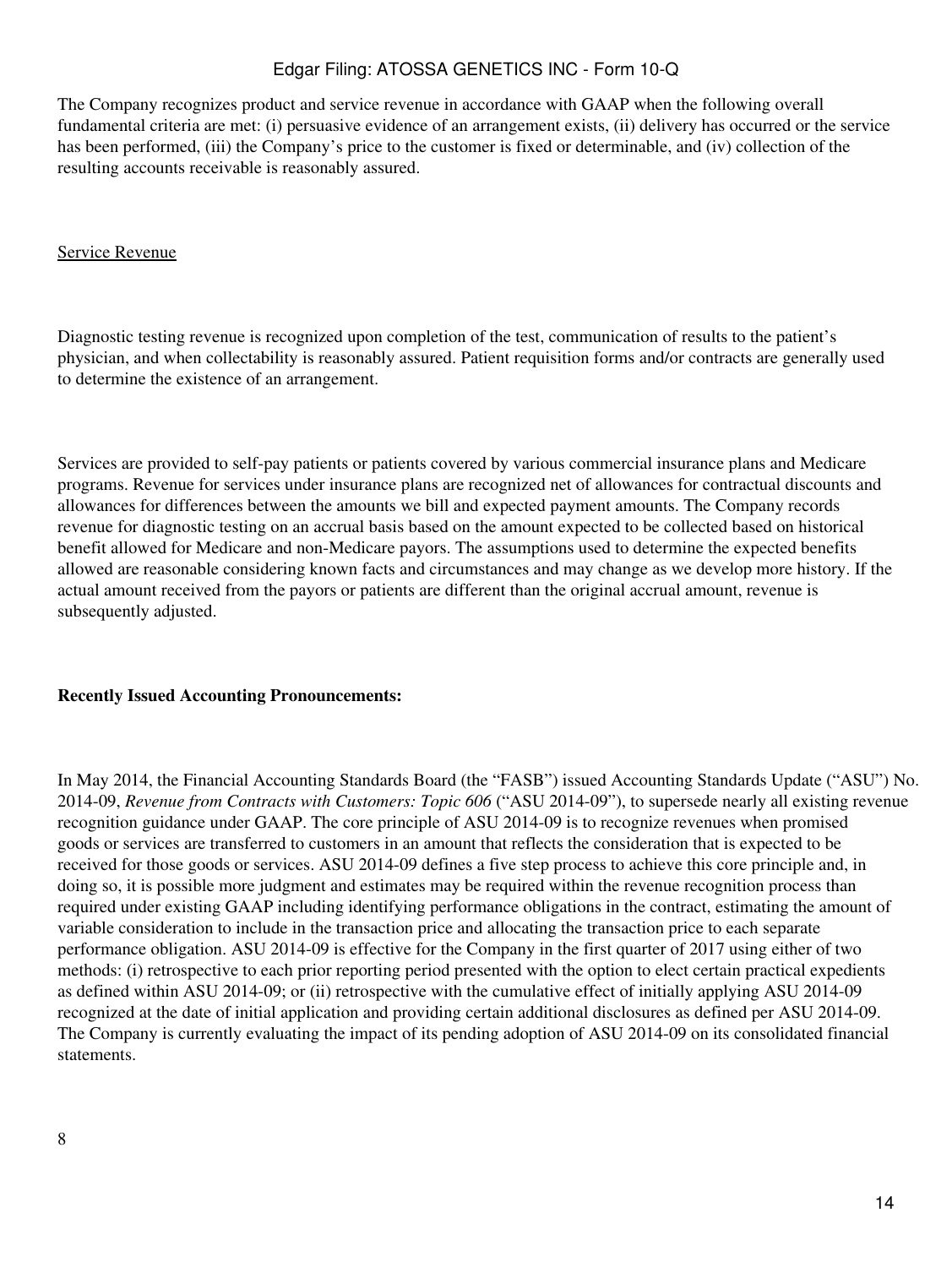The Company recognizes product and service revenue in accordance with GAAP when the following overall fundamental criteria are met: (i) persuasive evidence of an arrangement exists, (ii) delivery has occurred or the service has been performed, (iii) the Company's price to the customer is fixed or determinable, and (iv) collection of the resulting accounts receivable is reasonably assured.

Service Revenue

Diagnostic testing revenue is recognized upon completion of the test, communication of results to the patient's physician, and when collectability is reasonably assured. Patient requisition forms and/or contracts are generally used to determine the existence of an arrangement.

Services are provided to self-pay patients or patients covered by various commercial insurance plans and Medicare programs. Revenue for services under insurance plans are recognized net of allowances for contractual discounts and allowances for differences between the amounts we bill and expected payment amounts. The Company records revenue for diagnostic testing on an accrual basis based on the amount expected to be collected based on historical benefit allowed for Medicare and non-Medicare payors. The assumptions used to determine the expected benefits allowed are reasonable considering known facts and circumstances and may change as we develop more history. If the actual amount received from the payors or patients are different than the original accrual amount, revenue is subsequently adjusted.

**Recently Issued Accounting Pronouncements:**

In May 2014, the Financial Accounting Standards Board (the "FASB") issued Accounting Standards Update ("ASU") No. 2014-09, *Revenue from Contracts with Customers: Topic 606* ("ASU 2014-09"), to supersede nearly all existing revenue recognition guidance under GAAP. The core principle of ASU 2014-09 is to recognize revenues when promised goods or services are transferred to customers in an amount that reflects the consideration that is expected to be received for those goods or services. ASU 2014-09 defines a five step process to achieve this core principle and, in doing so, it is possible more judgment and estimates may be required within the revenue recognition process than required under existing GAAP including identifying performance obligations in the contract, estimating the amount of variable consideration to include in the transaction price and allocating the transaction price to each separate performance obligation. ASU 2014-09 is effective for the Company in the first quarter of 2017 using either of two methods: (i) retrospective to each prior reporting period presented with the option to elect certain practical expedients as defined within ASU 2014-09; or (ii) retrospective with the cumulative effect of initially applying ASU 2014-09 recognized at the date of initial application and providing certain additional disclosures as defined per ASU 2014-09. The Company is currently evaluating the impact of its pending adoption of ASU 2014-09 on its consolidated financial statements.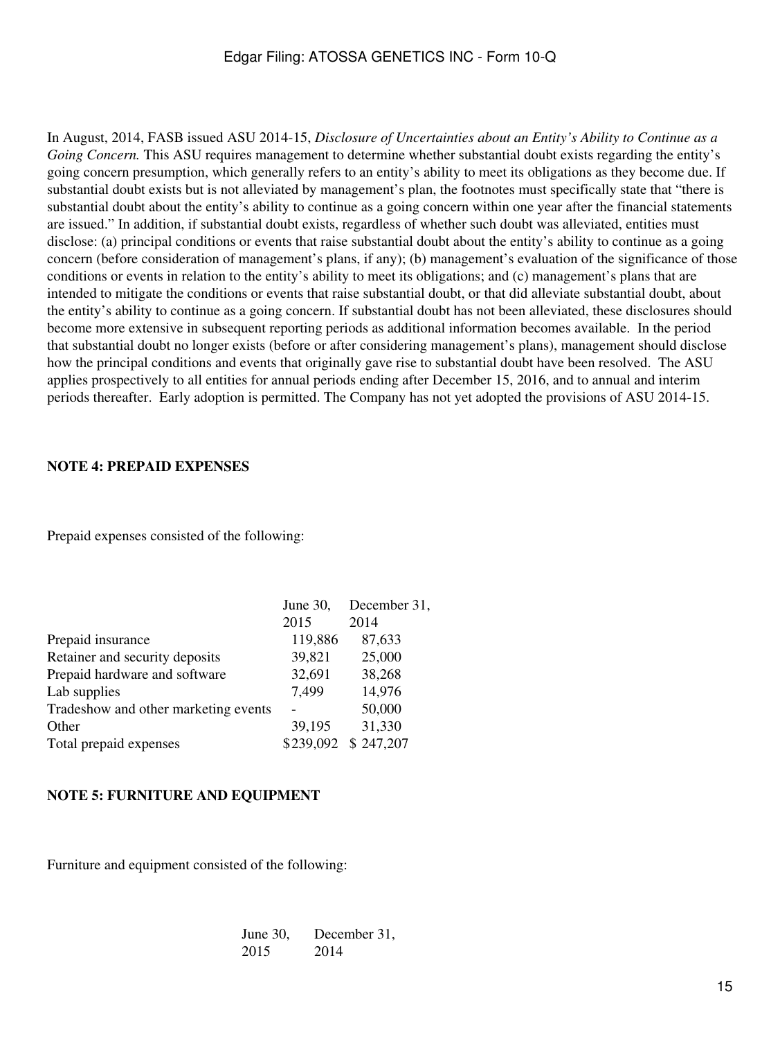In August, 2014, FASB issued ASU 2014-15, *Disclosure of Uncertainties about an Entity's Ability to Continue as a Going Concern.* This ASU requires management to determine whether substantial doubt exists regarding the entity's going concern presumption, which generally refers to an entity's ability to meet its obligations as they become due. If substantial doubt exists but is not alleviated by management's plan, the footnotes must specifically state that "there is substantial doubt about the entity's ability to continue as a going concern within one year after the financial statements are issued." In addition, if substantial doubt exists, regardless of whether such doubt was alleviated, entities must disclose: (a) principal conditions or events that raise substantial doubt about the entity's ability to continue as a going concern (before consideration of management's plans, if any); (b) management's evaluation of the significance of those conditions or events in relation to the entity's ability to meet its obligations; and (c) management's plans that are intended to mitigate the conditions or events that raise substantial doubt, or that did alleviate substantial doubt, about the entity's ability to continue as a going concern. If substantial doubt has not been alleviated, these disclosures should become more extensive in subsequent reporting periods as additional information becomes available. In the period that substantial doubt no longer exists (before or after considering management's plans), management should disclose how the principal conditions and events that originally gave rise to substantial doubt have been resolved. The ASU applies prospectively to all entities for annual periods ending after December 15, 2016, and to annual and interim periods thereafter. Early adoption is permitted. The Company has not yet adopted the provisions of ASU 2014-15.

**NOTE 4: PREPAID EXPENSES**

Prepaid expenses consisted of the following:

| | June 30, 2015 | December 31, 2014 |
|---|---|---|
| Prepaid insurance | 119,886 | 87,633 |
| Retainer and security deposits | 39,821 | 25,000 |
| Prepaid hardware and software | 32,691 | 38,268 |
| Lab supplies | 7,499 | 14,976 |
| Tradeshow and other marketing events | - | 50,000 |
| Other | 39,195 | 31,330 |
| Total prepaid expenses | $239,092 | $ 247,207 |

**NOTE 5: FURNITURE AND EQUIPMENT**

Furniture and equipment consisted of the following:

| | June 30, 2015 | December 31, 2014 |
|---|---|---|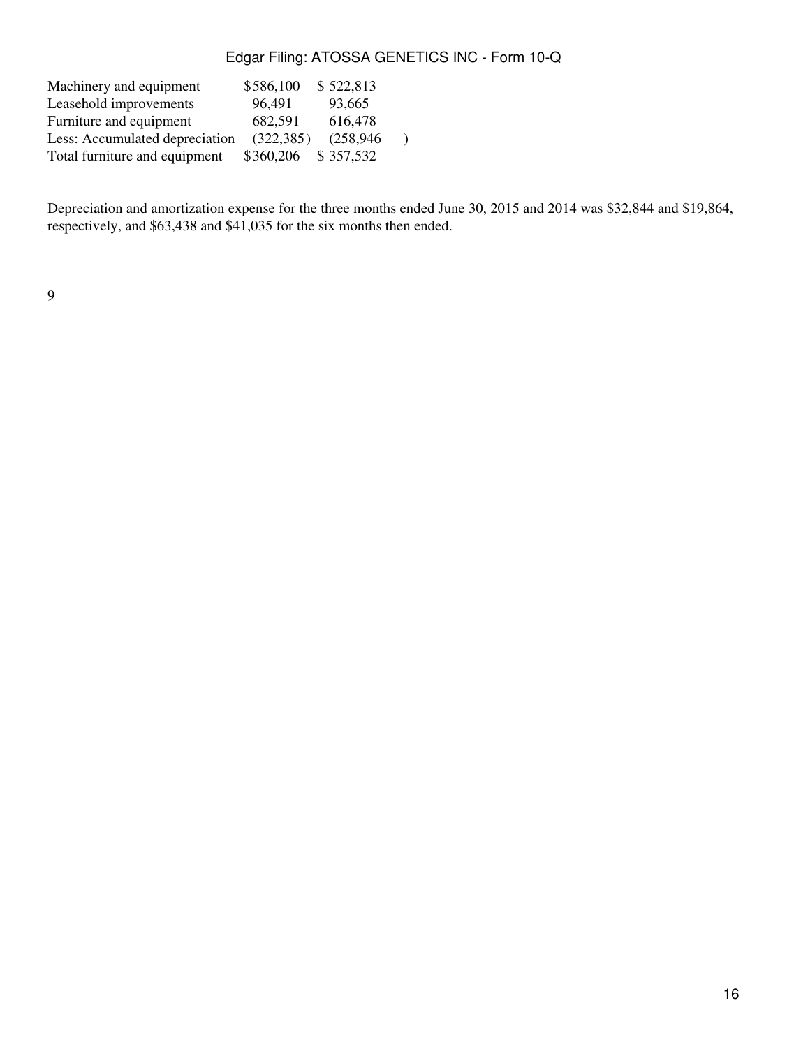| | | |
|---|---|---|
| Machinery and equipment | $586,100 | $ 522,813 |
| Leasehold improvements | 96,491 | 93,665 |
| Furniture and equipment | 682,591 | 616,478 |
| Less: Accumulated depreciation | (322,385) | (258,946) |
| Total furniture and equipment | $360,206 | $ 357,532 |

Depreciation and amortization expense for the three months ended June 30, 2015 and 2014 was $32,844 and $19,864, respectively, and $63,438 and $41,035 for the six months then ended.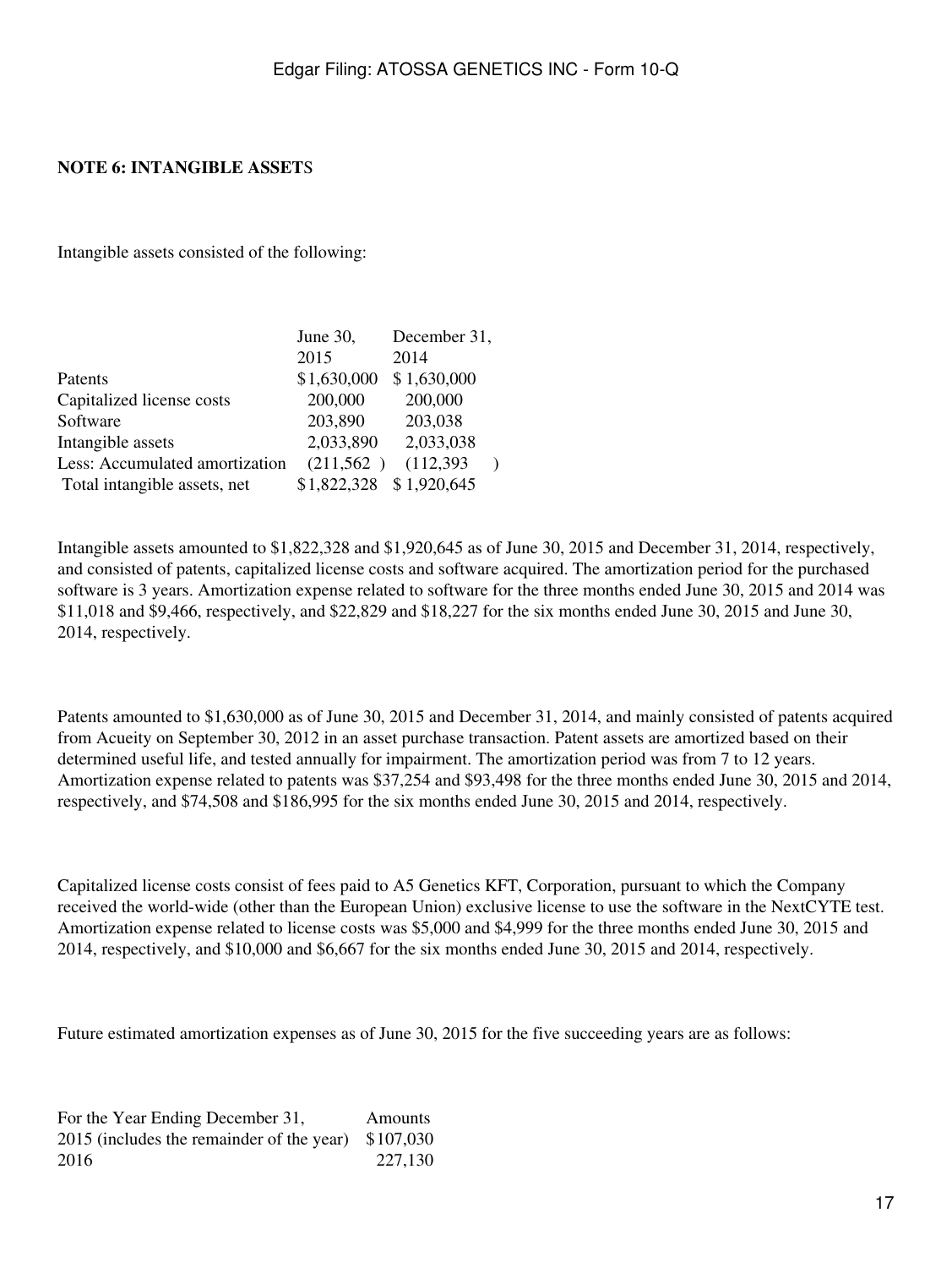**NOTE 6: INTANGIBLE ASSETS**

Intangible assets consisted of the following:

| | June 30, 2015 | December 31, 2014 |
|---|---|---|
| Patents | $1,630,000 | $1,630,000 |
| Capitalized license costs | 200,000 | 200,000 |
| Software | 203,890 | 203,038 |
| Intangible assets | 2,033,890 | 2,033,038 |
| Less: Accumulated amortization | (211,562) | (112,393) |
| Total intangible assets, net | $1,822,328 | $1,920,645 |

Intangible assets amounted to $1,822,328 and $1,920,645 as of June 30, 2015 and December 31, 2014, respectively, and consisted of patents, capitalized license costs and software acquired. The amortization period for the purchased software is 3 years. Amortization expense related to software for the three months ended June 30, 2015 and 2014 was $11,018 and $9,466, respectively, and $22,829 and $18,227 for the six months ended June 30, 2015 and June 30, 2014, respectively.

Patents amounted to $1,630,000 as of June 30, 2015 and December 31, 2014, and mainly consisted of patents acquired from Acueity on September 30, 2012 in an asset purchase transaction. Patent assets are amortized based on their determined useful life, and tested annually for impairment. The amortization period was from 7 to 12 years. Amortization expense related to patents was $37,254 and $93,498 for the three months ended June 30, 2015 and 2014, respectively, and $74,508 and $186,995 for the six months ended June 30, 2015 and 2014, respectively.

Capitalized license costs consist of fees paid to A5 Genetics KFT, Corporation, pursuant to which the Company received the world-wide (other than the European Union) exclusive license to use the software in the NextCYTE test. Amortization expense related to license costs was $5,000 and $4,999 for the three months ended June 30, 2015 and 2014, respectively, and $10,000 and $6,667 for the six months ended June 30, 2015 and 2014, respectively.

Future estimated amortization expenses as of June 30, 2015 for the five succeeding years are as follows:

| For the Year Ending December 31, | Amounts |
|---|---|
| 2015 (includes the remainder of the year) | $107,030 |
| 2016 | 227,130 |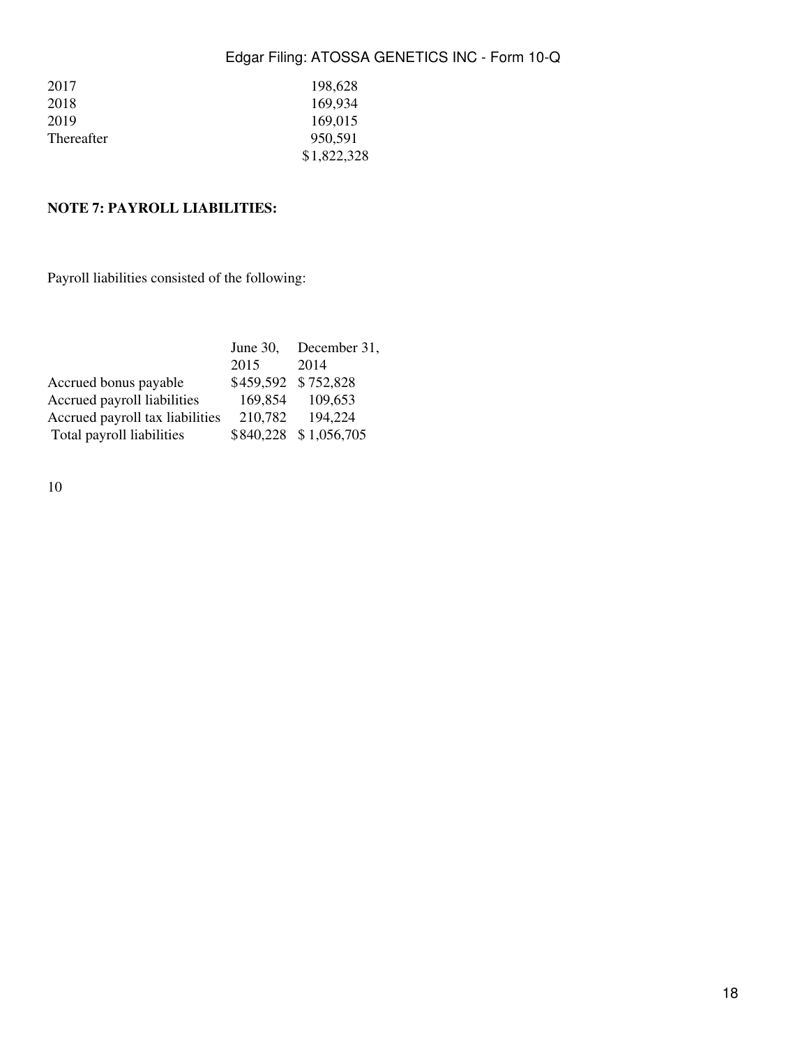| | |
|---|---|
| 2017 | 198,628 |
| 2018 | 169,934 |
| 2019 | 169,015 |
| Thereafter | 950,591 |
| | $1,822,328 |

**NOTE 7: PAYROLL LIABILITIES:**

Payroll liabilities consisted of the following:

| | June 30, 2015 | December 31, 2014 |
|---|---|---|
| Accrued bonus payable | $459,592 | $752,828 |
| Accrued payroll liabilities | 169,854 | 109,653 |
| Accrued payroll tax liabilities | 210,782 | 194,224 |
| Total payroll liabilities | $840,228 | $1,056,705 |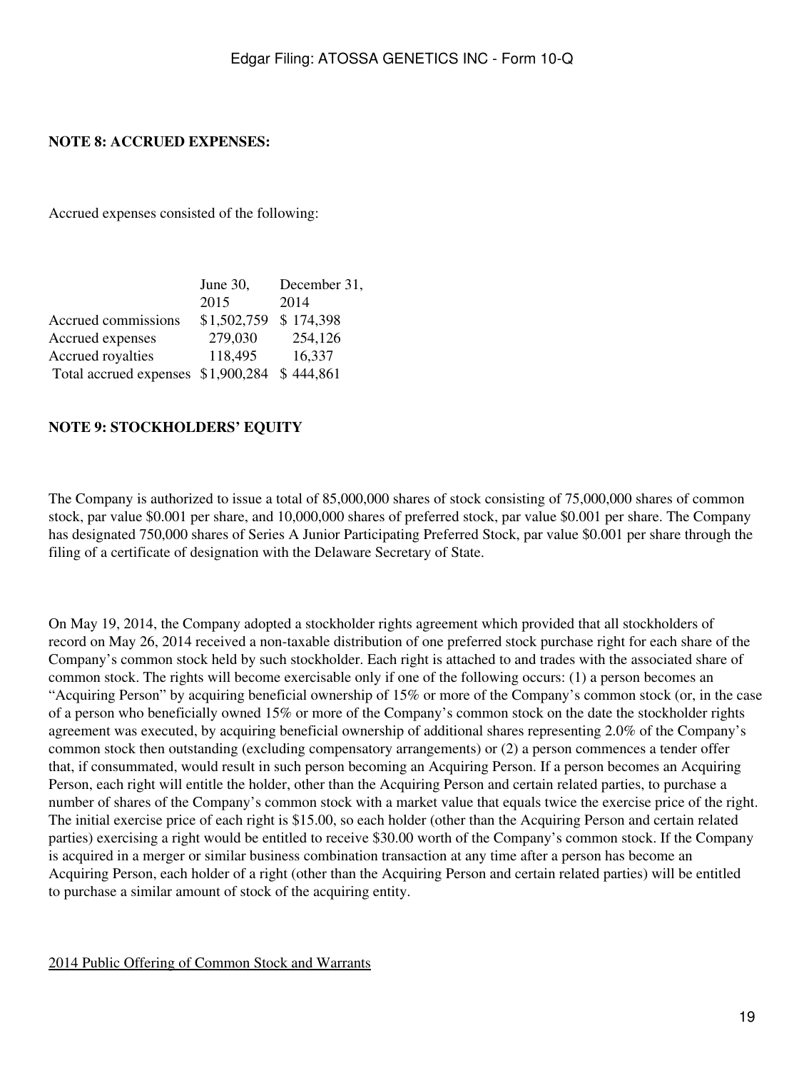**NOTE 8: ACCRUED EXPENSES:**

Accrued expenses consisted of the following:

| | June 30, 2015 | December 31, 2014 |
|---|---|---|
| Accrued commissions | $1,502,759 | $ 174,398 |
| Accrued expenses | 279,030 | 254,126 |
| Accrued royalties | 118,495 | 16,337 |
| Total accrued expenses | $1,900,284 | $ 444,861 |

**NOTE 9: STOCKHOLDERS' EQUITY**

The Company is authorized to issue a total of 85,000,000 shares of stock consisting of 75,000,000 shares of common stock, par value $0.001 per share, and 10,000,000 shares of preferred stock, par value $0.001 per share. The Company has designated 750,000 shares of Series A Junior Participating Preferred Stock, par value $0.001 per share through the filing of a certificate of designation with the Delaware Secretary of State.

On May 19, 2014, the Company adopted a stockholder rights agreement which provided that all stockholders of record on May 26, 2014 received a non-taxable distribution of one preferred stock purchase right for each share of the Company's common stock held by such stockholder. Each right is attached to and trades with the associated share of common stock. The rights will become exercisable only if one of the following occurs: (1) a person becomes an "Acquiring Person" by acquiring beneficial ownership of 15% or more of the Company's common stock (or, in the case of a person who beneficially owned 15% or more of the Company's common stock on the date the stockholder rights agreement was executed, by acquiring beneficial ownership of additional shares representing 2.0% of the Company's common stock then outstanding (excluding compensatory arrangements) or (2) a person commences a tender offer that, if consummated, would result in such person becoming an Acquiring Person. If a person becomes an Acquiring Person, each right will entitle the holder, other than the Acquiring Person and certain related parties, to purchase a number of shares of the Company's common stock with a market value that equals twice the exercise price of the right. The initial exercise price of each right is $15.00, so each holder (other than the Acquiring Person and certain related parties) exercising a right would be entitled to receive $30.00 worth of the Company's common stock. If the Company is acquired in a merger or similar business combination transaction at any time after a person has become an Acquiring Person, each holder of a right (other than the Acquiring Person and certain related parties) will be entitled to purchase a similar amount of stock of the acquiring entity.

2014 Public Offering of Common Stock and Warrants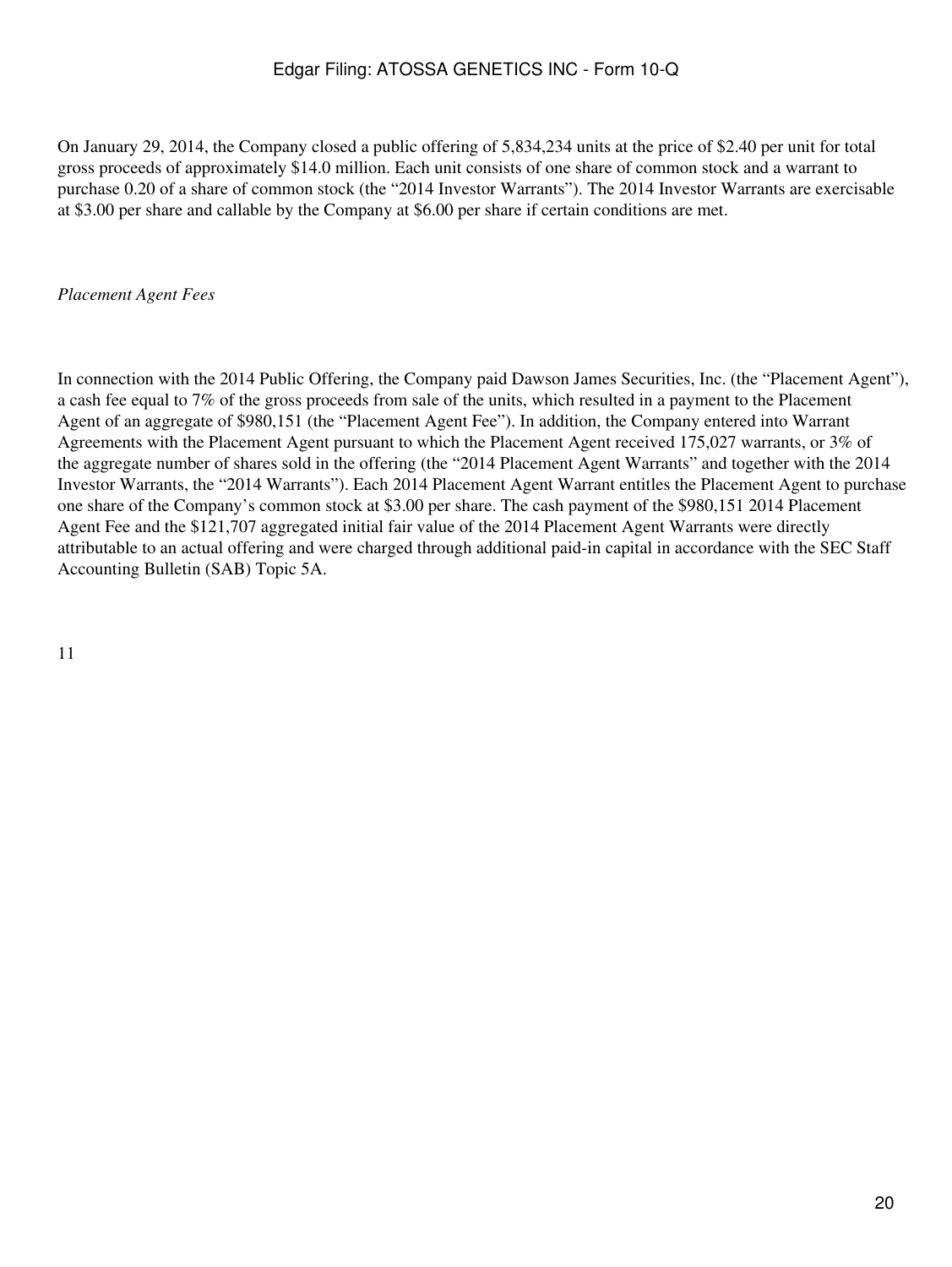On January 29, 2014, the Company closed a public offering of 5,834,234 units at the price of $2.40 per unit for total gross proceeds of approximately $14.0 million. Each unit consists of one share of common stock and a warrant to purchase 0.20 of a share of common stock (the "2014 Investor Warrants"). The 2014 Investor Warrants are exercisable at $3.00 per share and callable by the Company at $6.00 per share if certain conditions are met.

*Placement Agent Fees*

In connection with the 2014 Public Offering, the Company paid Dawson James Securities, Inc. (the "Placement Agent"), a cash fee equal to 7% of the gross proceeds from sale of the units, which resulted in a payment to the Placement Agent of an aggregate of $980,151 (the "Placement Agent Fee"). In addition, the Company entered into Warrant Agreements with the Placement Agent pursuant to which the Placement Agent received 175,027 warrants, or 3% of the aggregate number of shares sold in the offering (the "2014 Placement Agent Warrants" and together with the 2014 Investor Warrants, the "2014 Warrants"). Each 2014 Placement Agent Warrant entitles the Placement Agent to purchase one share of the Company's common stock at $3.00 per share. The cash payment of the $980,151 2014 Placement Agent Fee and the $121,707 aggregated initial fair value of the 2014 Placement Agent Warrants were directly attributable to an actual offering and were charged through additional paid-in capital in accordance with the SEC Staff Accounting Bulletin (SAB) Topic 5A.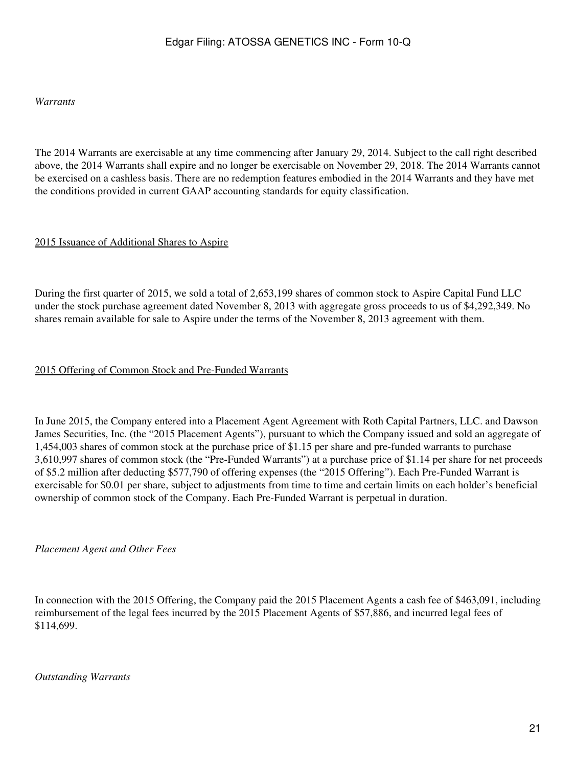*Warrants*

The 2014 Warrants are exercisable at any time commencing after January 29, 2014. Subject to the call right described above, the 2014 Warrants shall expire and no longer be exercisable on November 29, 2018. The 2014 Warrants cannot be exercised on a cashless basis. There are no redemption features embodied in the 2014 Warrants and they have met the conditions provided in current GAAP accounting standards for equity classification.

<u>2015 Issuance of Additional Shares to Aspire</u>

During the first quarter of 2015, we sold a total of 2,653,199 shares of common stock to Aspire Capital Fund LLC under the stock purchase agreement dated November 8, 2013 with aggregate gross proceeds to us of $4,292,349. No shares remain available for sale to Aspire under the terms of the November 8, 2013 agreement with them.

<u>2015 Offering of Common Stock and Pre-Funded Warrants</u>

In June 2015, the Company entered into a Placement Agent Agreement with Roth Capital Partners, LLC. and Dawson James Securities, Inc. (the "2015 Placement Agents"), pursuant to which the Company issued and sold an aggregate of 1,454,003 shares of common stock at the purchase price of $1.15 per share and pre-funded warrants to purchase 3,610,997 shares of common stock (the "Pre-Funded Warrants") at a purchase price of $1.14 per share for net proceeds of $5.2 million after deducting $577,790 of offering expenses (the "2015 Offering"). Each Pre-Funded Warrant is exercisable for $0.01 per share, subject to adjustments from time to time and certain limits on each holder's beneficial ownership of common stock of the Company. Each Pre-Funded Warrant is perpetual in duration.

*Placement Agent and Other Fees*

In connection with the 2015 Offering, the Company paid the 2015 Placement Agents a cash fee of $463,091, including reimbursement of the legal fees incurred by the 2015 Placement Agents of $57,886, and incurred legal fees of $114,699.

*Outstanding Warrants*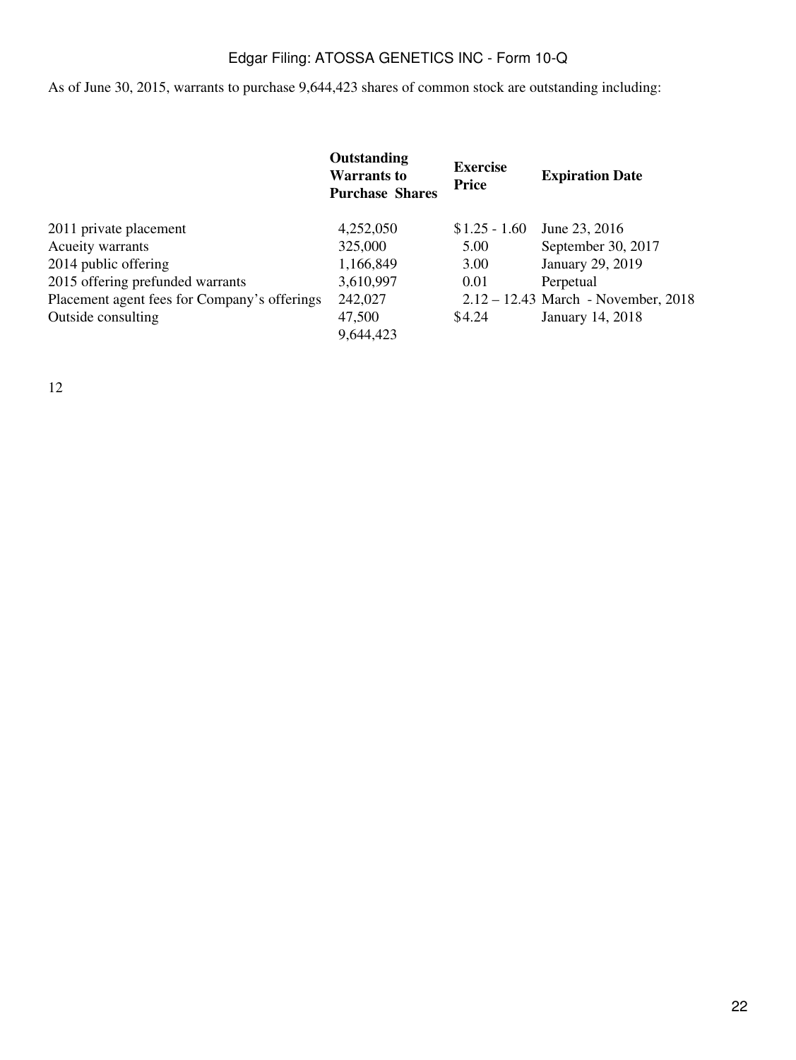As of June 30, 2015, warrants to purchase 9,644,423 shares of common stock are outstanding including:

| | Outstanding Warrants to Purchase Shares | Exercise Price | Expiration Date |
| --- | --- | --- | --- |
| 2011 private placement | 4,252,050 | $1.25 - 1.60 | June 23, 2016 |
| Acueity warrants | 325,000 | 5.00 | September 30, 2017 |
| 2014 public offering | 1,166,849 | 3.00 | January 29, 2019 |
| 2015 offering prefunded warrants | 3,610,997 | 0.01 | Perpetual |
| Placement agent fees for Company's offerings | 242,027 | 2.12 – 12.43 | March - November, 2018 |
| Outside consulting | 47,500 | $4.24 | January 14, 2018 |
| | 9,644,423 | | |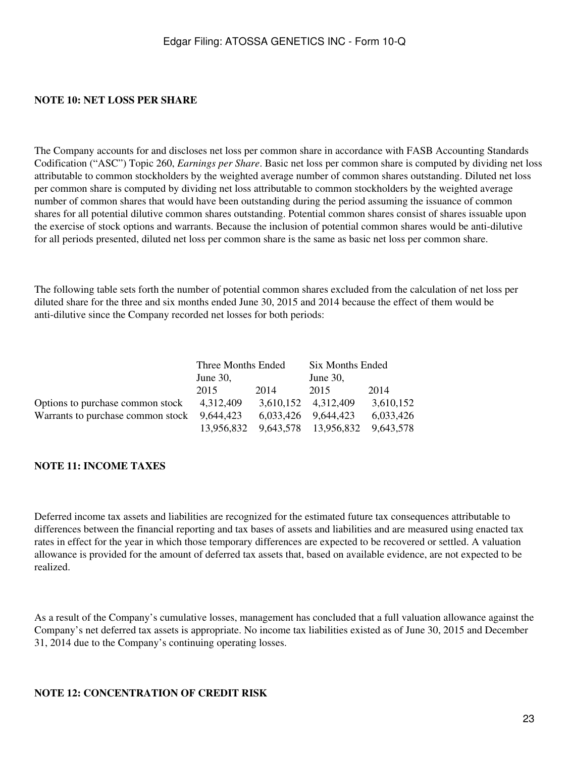**NOTE 10: NET LOSS PER SHARE**

The Company accounts for and discloses net loss per common share in accordance with FASB Accounting Standards Codification ("ASC") Topic 260, *Earnings per Share*. Basic net loss per common share is computed by dividing net loss attributable to common stockholders by the weighted average number of common shares outstanding. Diluted net loss per common share is computed by dividing net loss attributable to common stockholders by the weighted average number of common shares that would have been outstanding during the period assuming the issuance of common shares for all potential dilutive common shares outstanding. Potential common shares consist of shares issuable upon the exercise of stock options and warrants. Because the inclusion of potential common shares would be anti-dilutive for all periods presented, diluted net loss per common share is the same as basic net loss per common share.

The following table sets forth the number of potential common shares excluded from the calculation of net loss per diluted share for the three and six months ended June 30, 2015 and 2014 because the effect of them would be anti-dilutive since the Company recorded net losses for both periods:

| | Three Months Ended June 30, | | Six Months Ended June 30, | |
|---|---|---|---|---|
| | 2015 | 2014 | 2015 | 2014 |
| Options to purchase common stock | 4,312,409 | 3,610,152 | 4,312,409 | 3,610,152 |
| Warrants to purchase common stock | 9,644,423 | 6,033,426 | 9,644,423 | 6,033,426 |
| | 13,956,832 | 9,643,578 | 13,956,832 | 9,643,578 |

**NOTE 11: INCOME TAXES**

Deferred income tax assets and liabilities are recognized for the estimated future tax consequences attributable to differences between the financial reporting and tax bases of assets and liabilities and are measured using enacted tax rates in effect for the year in which those temporary differences are expected to be recovered or settled. A valuation allowance is provided for the amount of deferred tax assets that, based on available evidence, are not expected to be realized.

As a result of the Company's cumulative losses, management has concluded that a full valuation allowance against the Company's net deferred tax assets is appropriate. No income tax liabilities existed as of June 30, 2015 and December 31, 2014 due to the Company's continuing operating losses.

**NOTE 12: CONCENTRATION OF CREDIT RISK**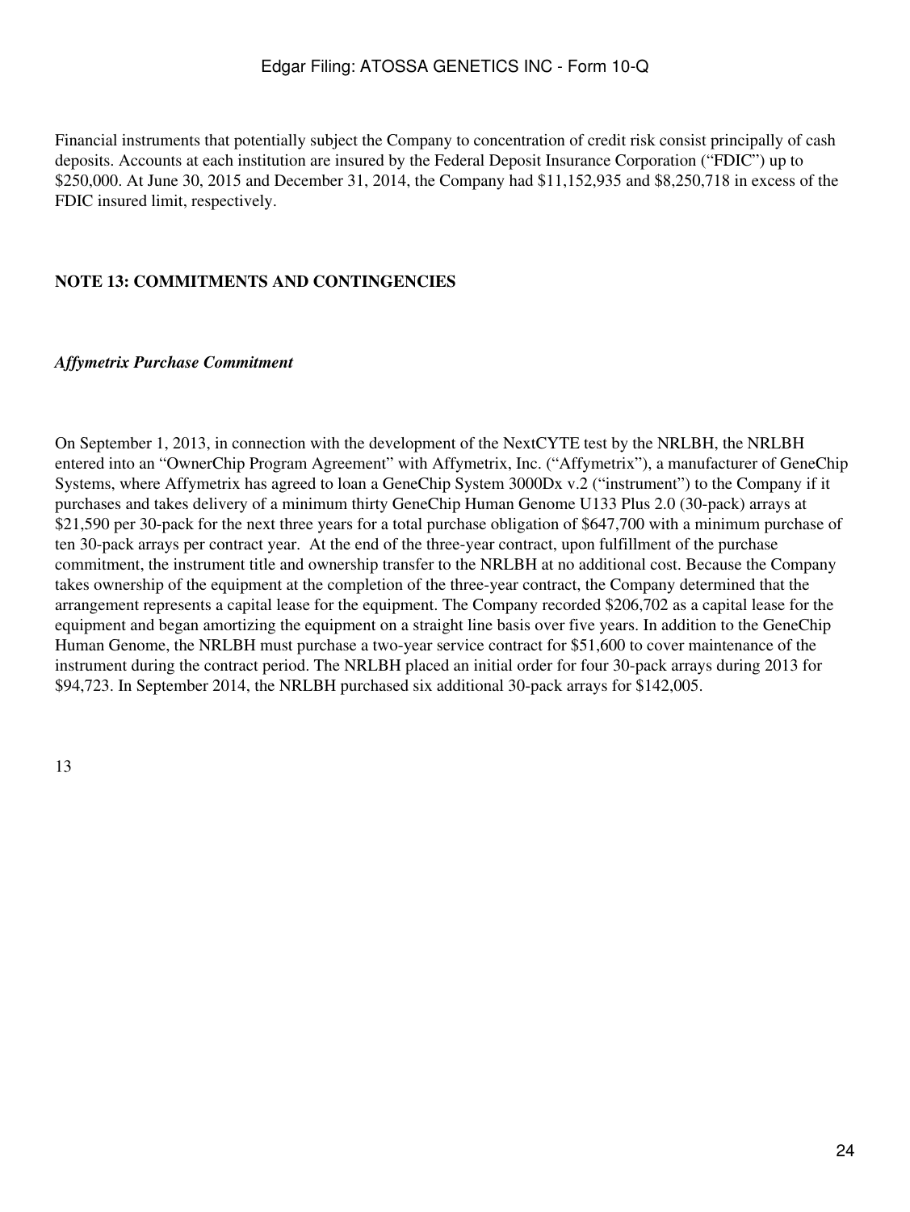Financial instruments that potentially subject the Company to concentration of credit risk consist principally of cash deposits. Accounts at each institution are insured by the Federal Deposit Insurance Corporation ("FDIC") up to $250,000. At June 30, 2015 and December 31, 2014, the Company had $11,152,935 and $8,250,718 in excess of the FDIC insured limit, respectively.

## NOTE 13: COMMITMENTS AND CONTINGENCIES

*Affymetrix Purchase Commitment*

On September 1, 2013, in connection with the development of the NextCYTE test by the NRLBH, the NRLBH entered into an "OwnerChip Program Agreement" with Affymetrix, Inc. ("Affymetrix"), a manufacturer of GeneChip Systems, where Affymetrix has agreed to loan a GeneChip System 3000Dx v.2 ("instrument") to the Company if it purchases and takes delivery of a minimum thirty GeneChip Human Genome U133 Plus 2.0 (30-pack) arrays at $21,590 per 30-pack for the next three years for a total purchase obligation of $647,700 with a minimum purchase of ten 30-pack arrays per contract year. At the end of the three-year contract, upon fulfillment of the purchase commitment, the instrument title and ownership transfer to the NRLBH at no additional cost. Because the Company takes ownership of the equipment at the completion of the three-year contract, the Company determined that the arrangement represents a capital lease for the equipment. The Company recorded $206,702 as a capital lease for the equipment and began amortizing the equipment on a straight line basis over five years. In addition to the GeneChip Human Genome, the NRLBH must purchase a two-year service contract for $51,600 to cover maintenance of the instrument during the contract period. The NRLBH placed an initial order for four 30-pack arrays during 2013 for $94,723. In September 2014, the NRLBH purchased six additional 30-pack arrays for $142,005.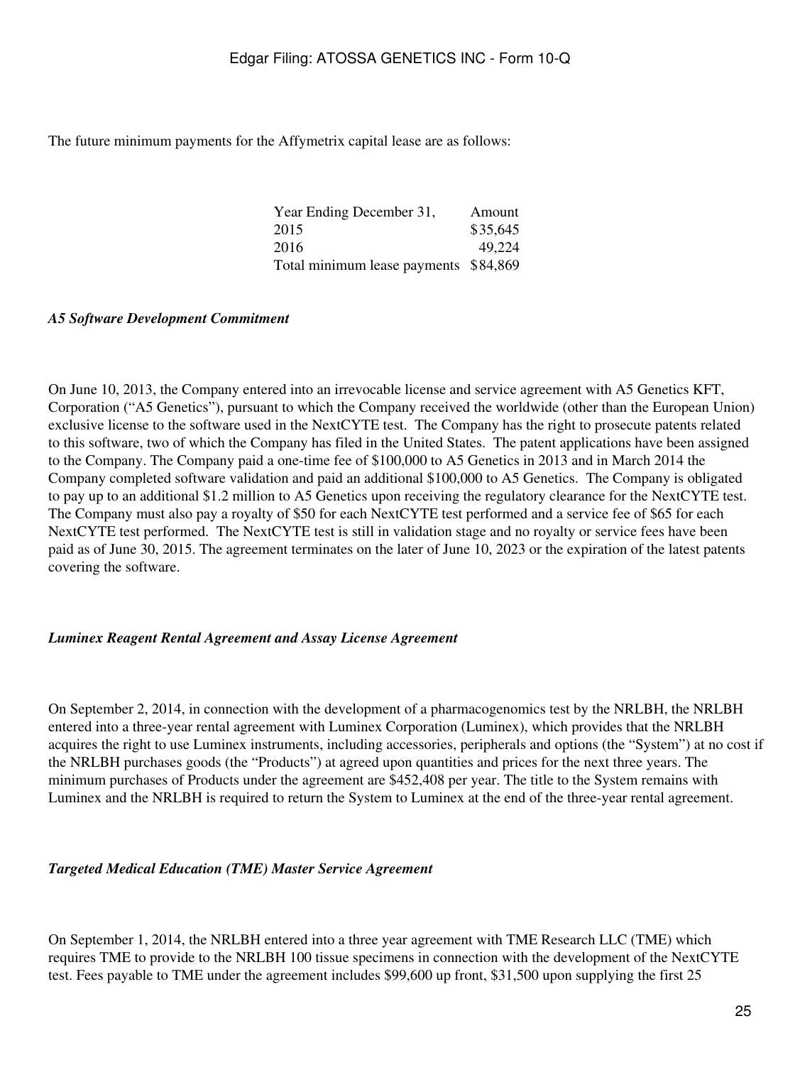The future minimum payments for the Affymetrix capital lease are as follows:

| Year Ending December 31, | Amount |
| --- | --- |
| 2015 | $35,645 |
| 2016 | 49,224 |
| Total minimum lease payments | $84,869 |

***A5 Software Development Commitment***

On June 10, 2013, the Company entered into an irrevocable license and service agreement with A5 Genetics KFT, Corporation (“A5 Genetics”), pursuant to which the Company received the worldwide (other than the European Union) exclusive license to the software used in the NextCYTE test. The Company has the right to prosecute patents related to this software, two of which the Company has filed in the United States. The patent applications have been assigned to the Company. The Company paid a one-time fee of $100,000 to A5 Genetics in 2013 and in March 2014 the Company completed software validation and paid an additional $100,000 to A5 Genetics. The Company is obligated to pay up to an additional $1.2 million to A5 Genetics upon receiving the regulatory clearance for the NextCYTE test. The Company must also pay a royalty of $50 for each NextCYTE test performed and a service fee of $65 for each NextCYTE test performed. The NextCYTE test is still in validation stage and no royalty or service fees have been paid as of June 30, 2015. The agreement terminates on the later of June 10, 2023 or the expiration of the latest patents covering the software.

***Luminex Reagent Rental Agreement and Assay License Agreement***

On September 2, 2014, in connection with the development of a pharmacogenomics test by the NRLBH, the NRLBH entered into a three-year rental agreement with Luminex Corporation (Luminex), which provides that the NRLBH acquires the right to use Luminex instruments, including accessories, peripherals and options (the “System”) at no cost if the NRLBH purchases goods (the “Products”) at agreed upon quantities and prices for the next three years. The minimum purchases of Products under the agreement are $452,408 per year. The title to the System remains with Luminex and the NRLBH is required to return the System to Luminex at the end of the three-year rental agreement.

***Targeted Medical Education (TME) Master Service Agreement***

On September 1, 2014, the NRLBH entered into a three year agreement with TME Research LLC (TME) which requires TME to provide to the NRLBH 100 tissue specimens in connection with the development of the NextCYTE test. Fees payable to TME under the agreement includes $99,600 up front, $31,500 upon supplying the first 25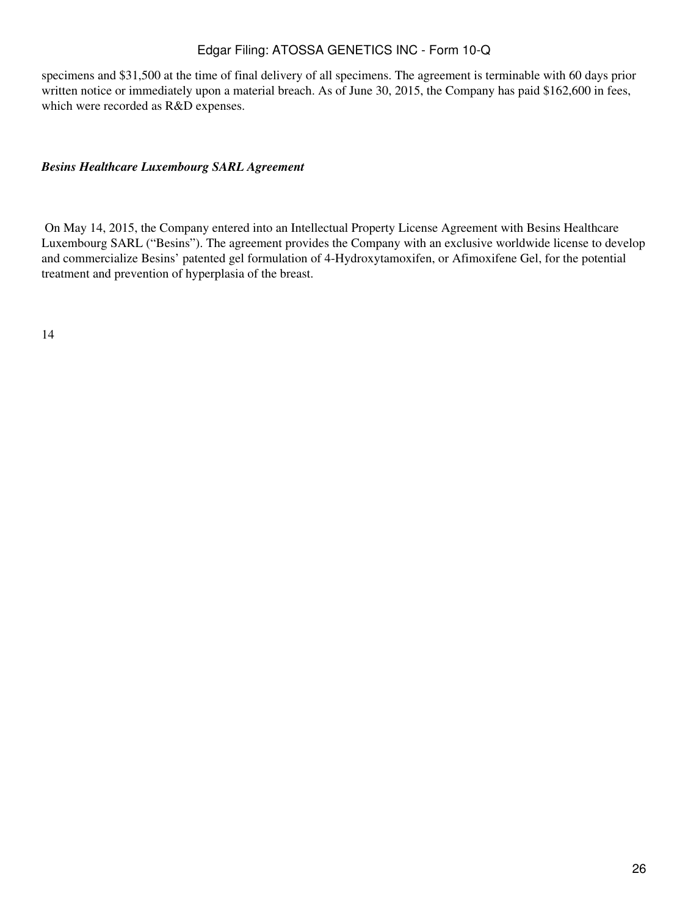specimens and $31,500 at the time of final delivery of all specimens. The agreement is terminable with 60 days prior written notice or immediately upon a material breach. As of June 30, 2015, the Company has paid $162,600 in fees, which were recorded as R&D expenses.

***Besins Healthcare Luxembourg SARL Agreement***

On May 14, 2015, the Company entered into an Intellectual Property License Agreement with Besins Healthcare Luxembourg SARL ("Besins"). The agreement provides the Company with an exclusive worldwide license to develop and commercialize Besins' patented gel formulation of 4-Hydroxytamoxifen, or Afimoxifene Gel, for the potential treatment and prevention of hyperplasia of the breast.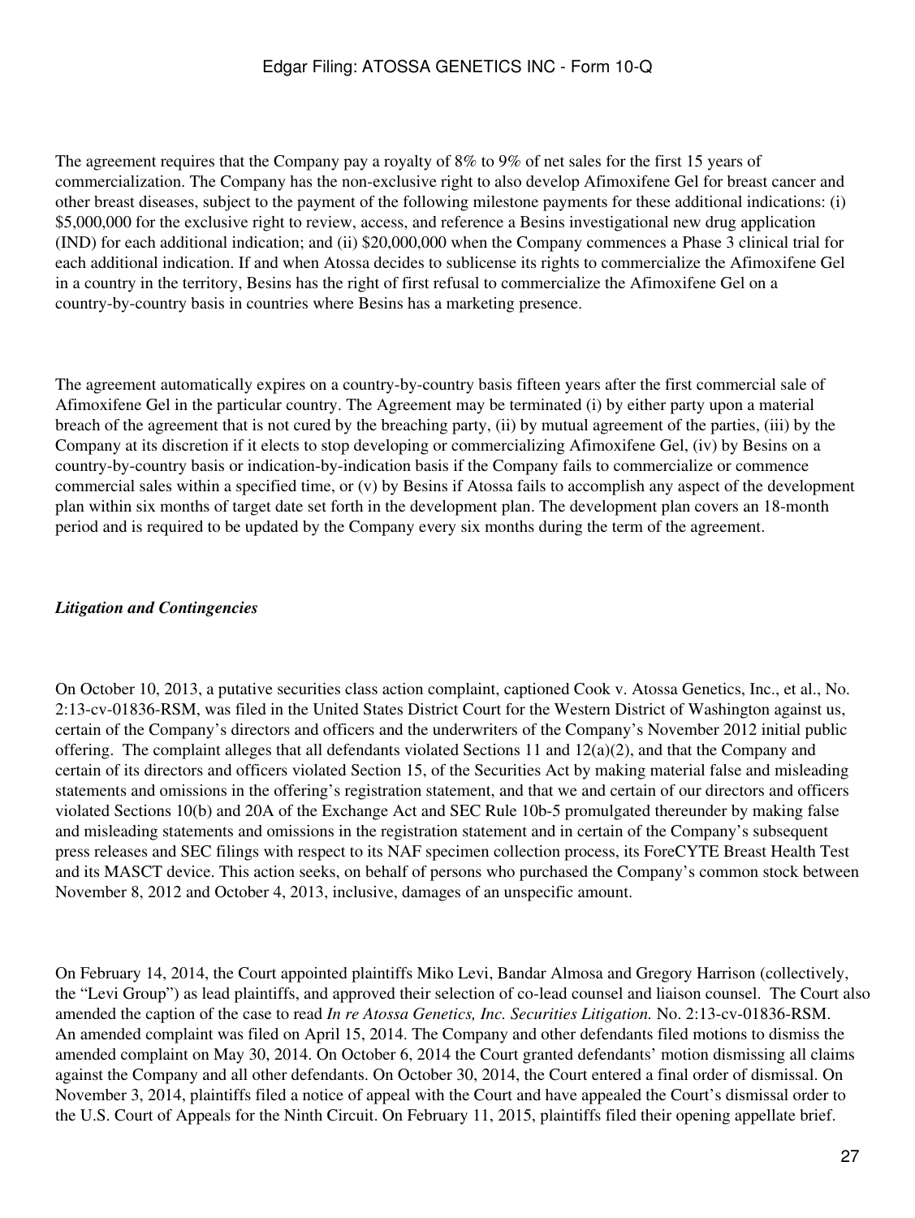The agreement requires that the Company pay a royalty of 8% to 9% of net sales for the first 15 years of commercialization. The Company has the non-exclusive right to also develop Afimoxifene Gel for breast cancer and other breast diseases, subject to the payment of the following milestone payments for these additional indications: (i) $5,000,000 for the exclusive right to review, access, and reference a Besins investigational new drug application (IND) for each additional indication; and (ii) $20,000,000 when the Company commences a Phase 3 clinical trial for each additional indication. If and when Atossa decides to sublicense its rights to commercialize the Afimoxifene Gel in a country in the territory, Besins has the right of first refusal to commercialize the Afimoxifene Gel on a country-by-country basis in countries where Besins has a marketing presence.

The agreement automatically expires on a country-by-country basis fifteen years after the first commercial sale of Afimoxifene Gel in the particular country. The Agreement may be terminated (i) by either party upon a material breach of the agreement that is not cured by the breaching party, (ii) by mutual agreement of the parties, (iii) by the Company at its discretion if it elects to stop developing or commercializing Afimoxifene Gel, (iv) by Besins on a country-by-country basis or indication-by-indication basis if the Company fails to commercialize or commence commercial sales within a specified time, or (v) by Besins if Atossa fails to accomplish any aspect of the development plan within six months of target date set forth in the development plan. The development plan covers an 18-month period and is required to be updated by the Company every six months during the term of the agreement.

***Litigation and Contingencies***

On October 10, 2013, a putative securities class action complaint, captioned Cook v. Atossa Genetics, Inc., et al., No. 2:13-cv-01836-RSM, was filed in the United States District Court for the Western District of Washington against us, certain of the Company's directors and officers and the underwriters of the Company's November 2012 initial public offering. The complaint alleges that all defendants violated Sections 11 and 12(a)(2), and that the Company and certain of its directors and officers violated Section 15, of the Securities Act by making material false and misleading statements and omissions in the offering's registration statement, and that we and certain of our directors and officers violated Sections 10(b) and 20A of the Exchange Act and SEC Rule 10b-5 promulgated thereunder by making false and misleading statements and omissions in the registration statement and in certain of the Company's subsequent press releases and SEC filings with respect to its NAF specimen collection process, its ForeCYTE Breast Health Test and its MASCT device. This action seeks, on behalf of persons who purchased the Company's common stock between November 8, 2012 and October 4, 2013, inclusive, damages of an unspecific amount.

On February 14, 2014, the Court appointed plaintiffs Miko Levi, Bandar Almosa and Gregory Harrison (collectively, the "Levi Group") as lead plaintiffs, and approved their selection of co-lead counsel and liaison counsel. The Court also amended the caption of the case to read *In re Atossa Genetics, Inc. Securities Litigation.* No. 2:13-cv-01836-RSM. An amended complaint was filed on April 15, 2014. The Company and other defendants filed motions to dismiss the amended complaint on May 30, 2014. On October 6, 2014 the Court granted defendants' motion dismissing all claims against the Company and all other defendants. On October 30, 2014, the Court entered a final order of dismissal. On November 3, 2014, plaintiffs filed a notice of appeal with the Court and have appealed the Court's dismissal order to the U.S. Court of Appeals for the Ninth Circuit. On February 11, 2015, plaintiffs filed their opening appellate brief.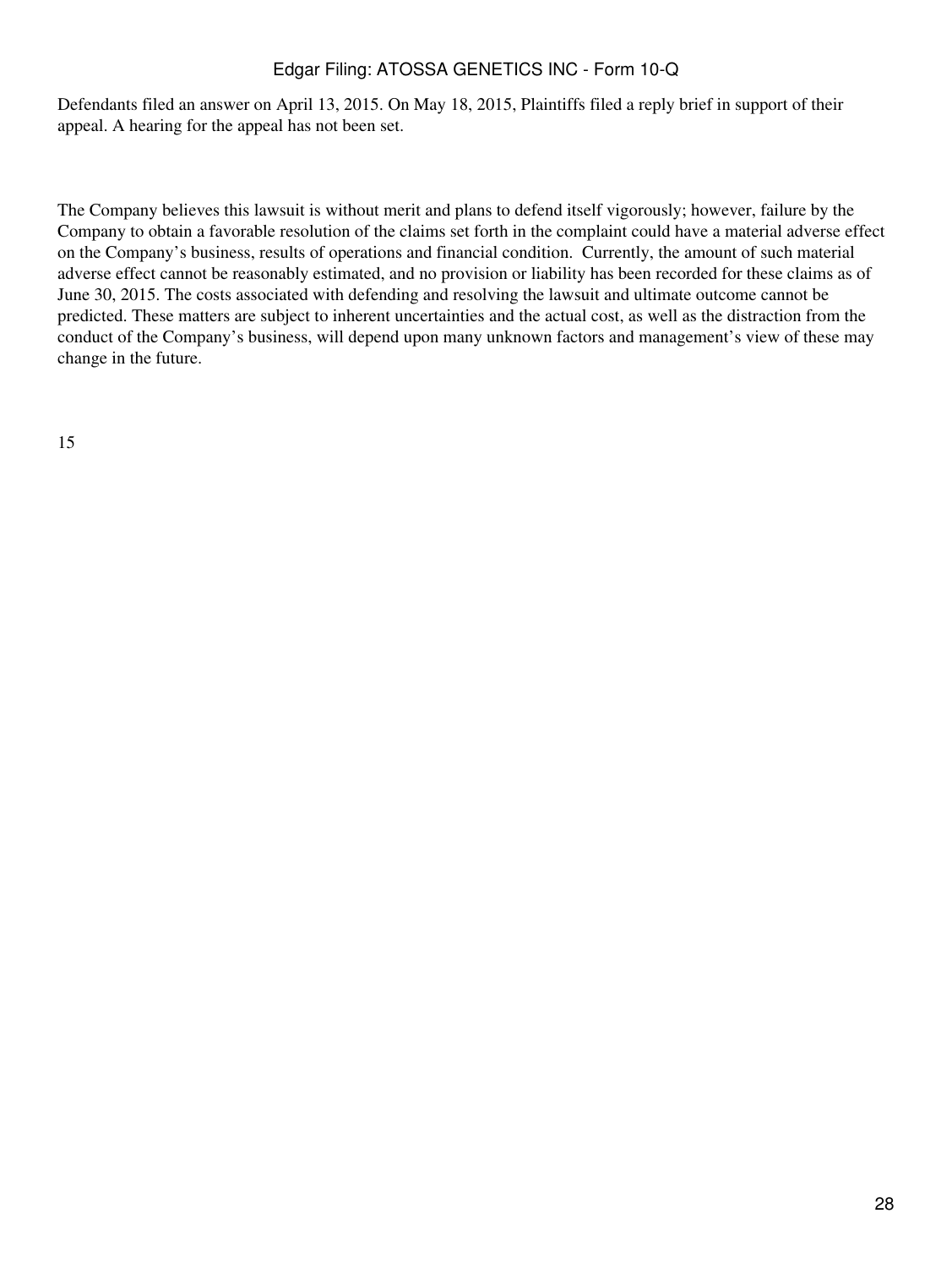Defendants filed an answer on April 13, 2015. On May 18, 2015, Plaintiffs filed a reply brief in support of their appeal. A hearing for the appeal has not been set.

The Company believes this lawsuit is without merit and plans to defend itself vigorously; however, failure by the Company to obtain a favorable resolution of the claims set forth in the complaint could have a material adverse effect on the Company's business, results of operations and financial condition. Currently, the amount of such material adverse effect cannot be reasonably estimated, and no provision or liability has been recorded for these claims as of June 30, 2015. The costs associated with defending and resolving the lawsuit and ultimate outcome cannot be predicted. These matters are subject to inherent uncertainties and the actual cost, as well as the distraction from the conduct of the Company's business, will depend upon many unknown factors and management's view of these may change in the future.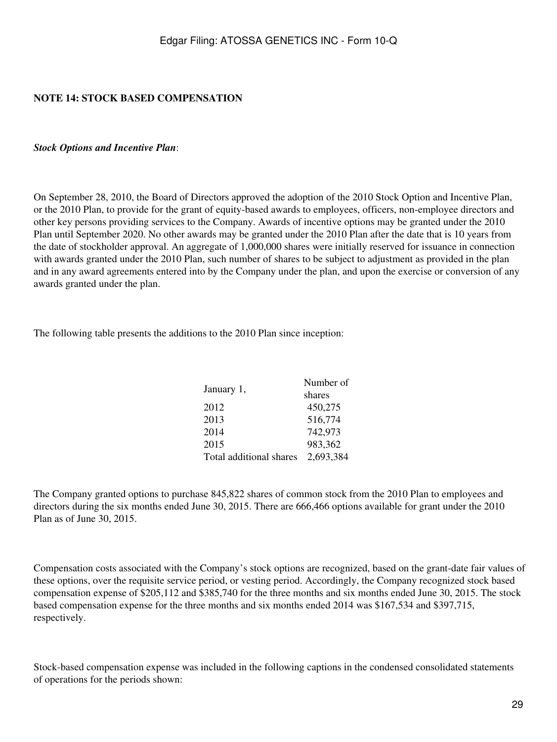**NOTE 14: STOCK BASED COMPENSATION**

***Stock Options and Incentive Plan***:

On September 28, 2010, the Board of Directors approved the adoption of the 2010 Stock Option and Incentive Plan, or the 2010 Plan, to provide for the grant of equity-based awards to employees, officers, non-employee directors and other key persons providing services to the Company. Awards of incentive options may be granted under the 2010 Plan until September 2020. No other awards may be granted under the 2010 Plan after the date that is 10 years from the date of stockholder approval. An aggregate of 1,000,000 shares were initially reserved for issuance in connection with awards granted under the 2010 Plan, such number of shares to be subject to adjustment as provided in the plan and in any award agreements entered into by the Company under the plan, and upon the exercise or conversion of any awards granted under the plan.

The following table presents the additions to the 2010 Plan since inception:

| January 1, | Number of shares |
|---|---|
| 2012 | 450,275 |
| 2013 | 516,774 |
| 2014 | 742,973 |
| 2015 | 983,362 |
| Total additional shares | 2,693,384 |

The Company granted options to purchase 845,822 shares of common stock from the 2010 Plan to employees and directors during the six months ended June 30, 2015. There are 666,466 options available for grant under the 2010 Plan as of June 30, 2015.

Compensation costs associated with the Company's stock options are recognized, based on the grant-date fair values of these options, over the requisite service period, or vesting period. Accordingly, the Company recognized stock based compensation expense of $205,112 and $385,740 for the three months and six months ended June 30, 2015. The stock based compensation expense for the three months and six months ended 2014 was $167,534 and $397,715, respectively.

Stock-based compensation expense was included in the following captions in the condensed consolidated statements of operations for the periods shown: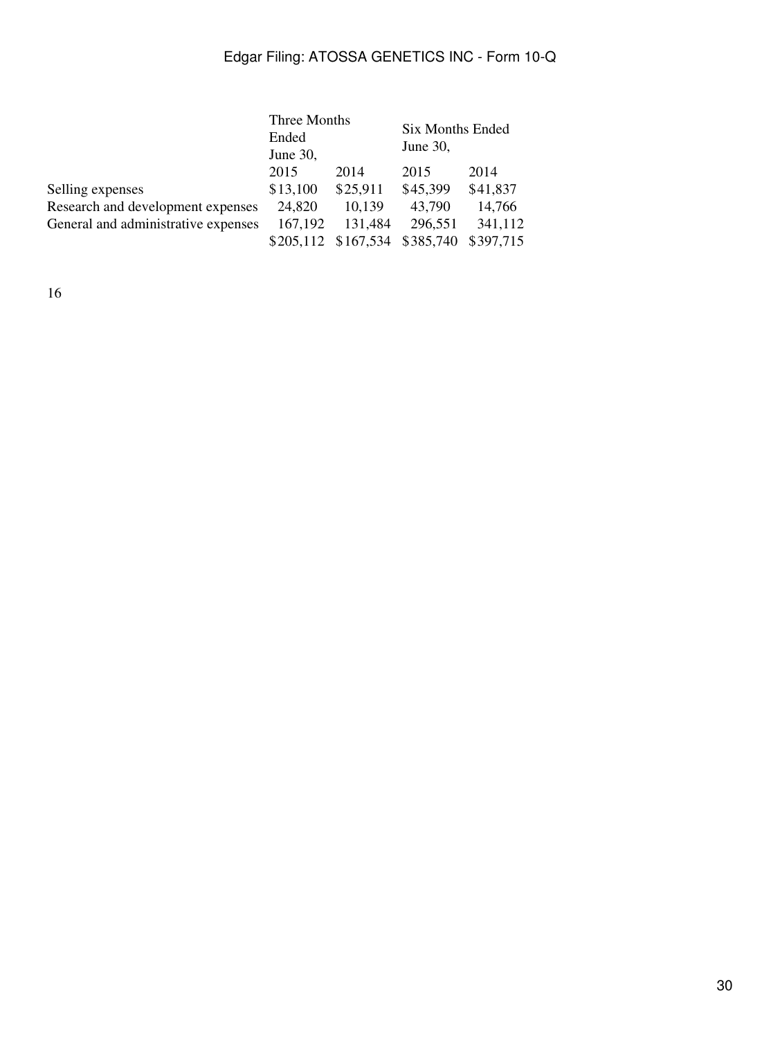| | Three Months Ended June 30, | | Six Months Ended June 30, | |
|---|---|---|---|---|
| | 2015 | 2014 | 2015 | 2014 |
| Selling expenses | $13,100 | $25,911 | $45,399 | $41,837 |
| Research and development expenses | 24,820 | 10,139 | 43,790 | 14,766 |
| General and administrative expenses | 167,192 | 131,484 | 296,551 | 341,112 |
| | $205,112 | $167,534 | $385,740 | $397,715 |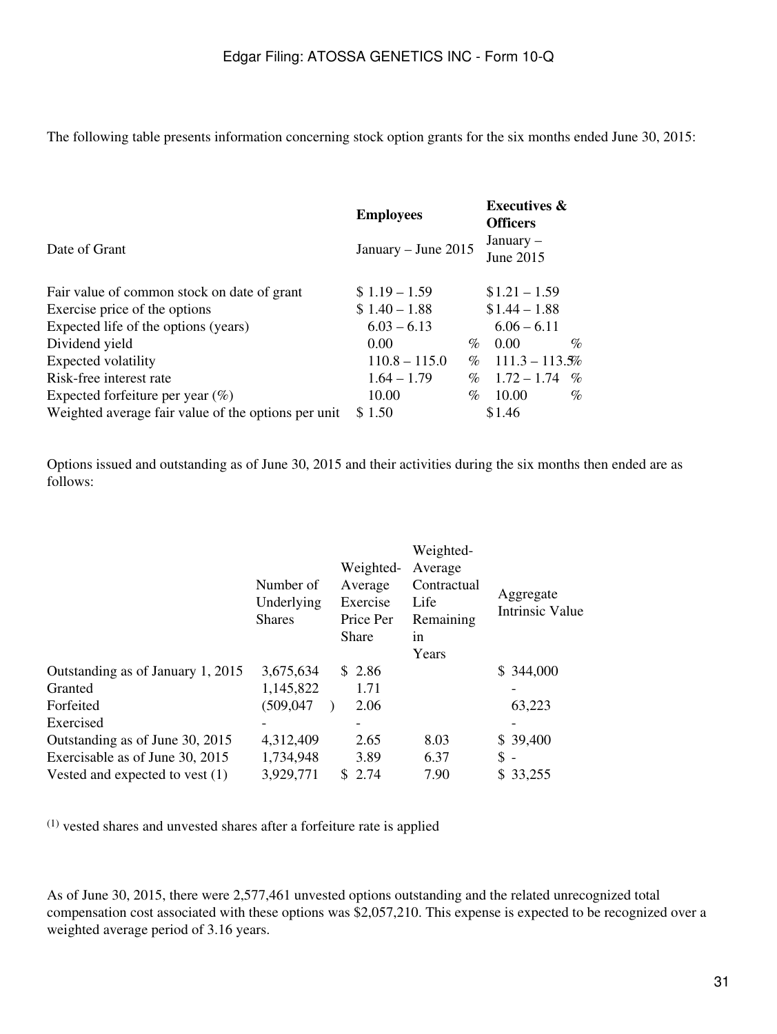The following table presents information concerning stock option grants for the six months ended June 30, 2015:

| | **Employees** | **Executives & Officers** |
|---|---|---|
| Date of Grant | January – June 2015 | January – June 2015 |
| Fair value of common stock on date of grant | $ 1.19 – 1.59 | $1.21 – 1.59 |
| Exercise price of the options | $ 1.40 – 1.88 | $1.44 – 1.88 |
| Expected life of the options (years) | 6.03 – 6.13 | 6.06 – 6.11 |
| Dividend yield | 0.00 % | 0.00 % |
| Expected volatility | 110.8 – 115.0 % | 111.3 – 113.5 % |
| Risk-free interest rate | 1.64 – 1.79 % | 1.72 – 1.74 % |
| Expected forfeiture per year (%) | 10.00 % | 10.00 % |
| Weighted average fair value of the options per unit | $ 1.50 | $1.46 |

Options issued and outstanding as of June 30, 2015 and their activities during the six months then ended are as follows:

| | Number of Underlying Shares | Weighted-Average Exercise Price Per Share | Weighted-Average Contractual Life Remaining in Years | Aggregate Intrinsic Value |
|---|---|---|---|---|
| Outstanding as of January 1, 2015 | 3,675,634 | $ 2.86 | | $ 344,000 |
| Granted | 1,145,822 | 1.71 | | - |
| Forfeited | (509,047 ) | 2.06 | | 63,223 |
| Exercised | - | - | | - |
| Outstanding as of June 30, 2015 | 4,312,409 | 2.65 | 8.03 | $ 39,400 |
| Exercisable as of June 30, 2015 | 1,734,948 | 3.89 | 6.37 | $ - |
| Vested and expected to vest (1) | 3,929,771 | $ 2.74 | 7.90 | $ 33,255 |

(1) vested shares and unvested shares after a forfeiture rate is applied

As of June 30, 2015, there were 2,577,461 unvested options outstanding and the related unrecognized total compensation cost associated with these options was $2,057,210. This expense is expected to be recognized over a weighted average period of 3.16 years.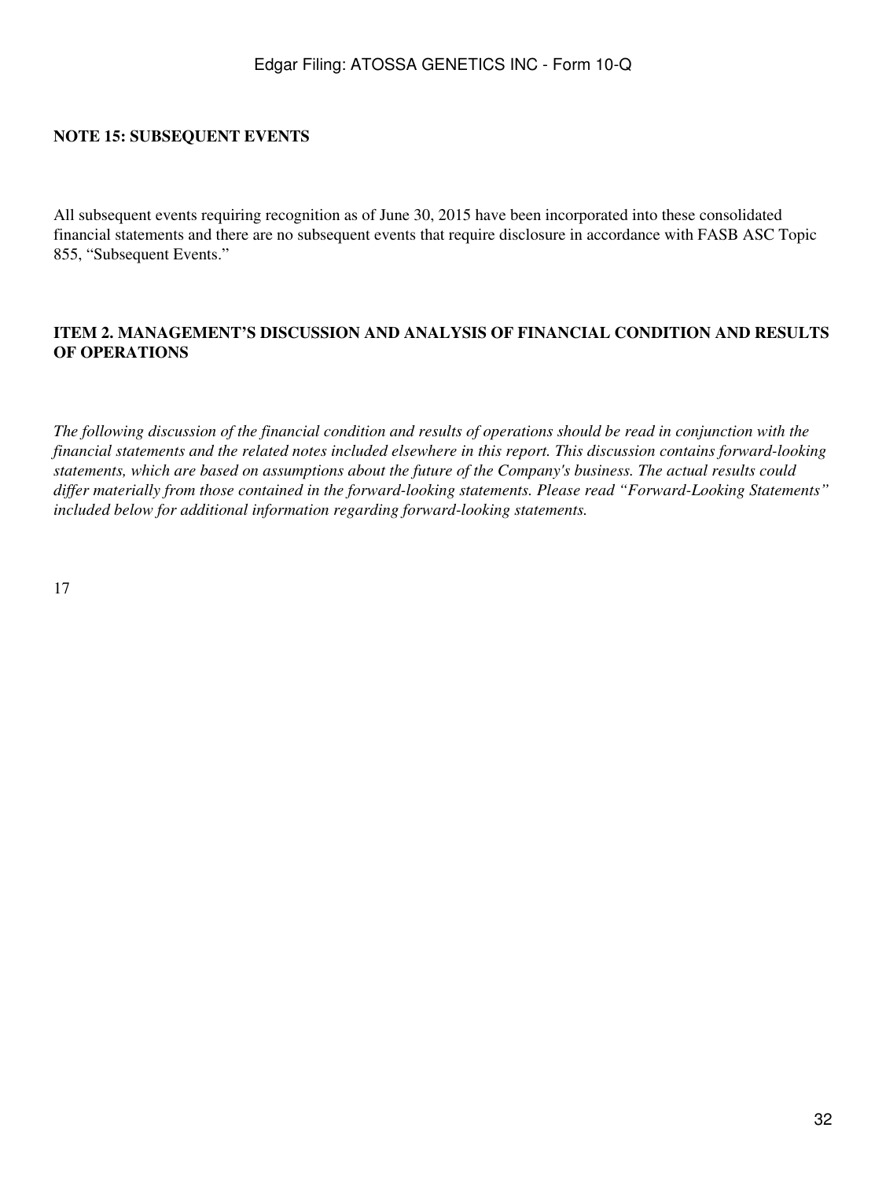**NOTE 15: SUBSEQUENT EVENTS**

All subsequent events requiring recognition as of June 30, 2015 have been incorporated into these consolidated financial statements and there are no subsequent events that require disclosure in accordance with FASB ASC Topic 855, "Subsequent Events."

**ITEM 2. MANAGEMENT'S DISCUSSION AND ANALYSIS OF FINANCIAL CONDITION AND RESULTS OF OPERATIONS**

*The following discussion of the financial condition and results of operations should be read in conjunction with the financial statements and the related notes included elsewhere in this report. This discussion contains forward-looking statements, which are based on assumptions about the future of the Company's business. The actual results could differ materially from those contained in the forward-looking statements. Please read "Forward-Looking Statements" included below for additional information regarding forward-looking statements.*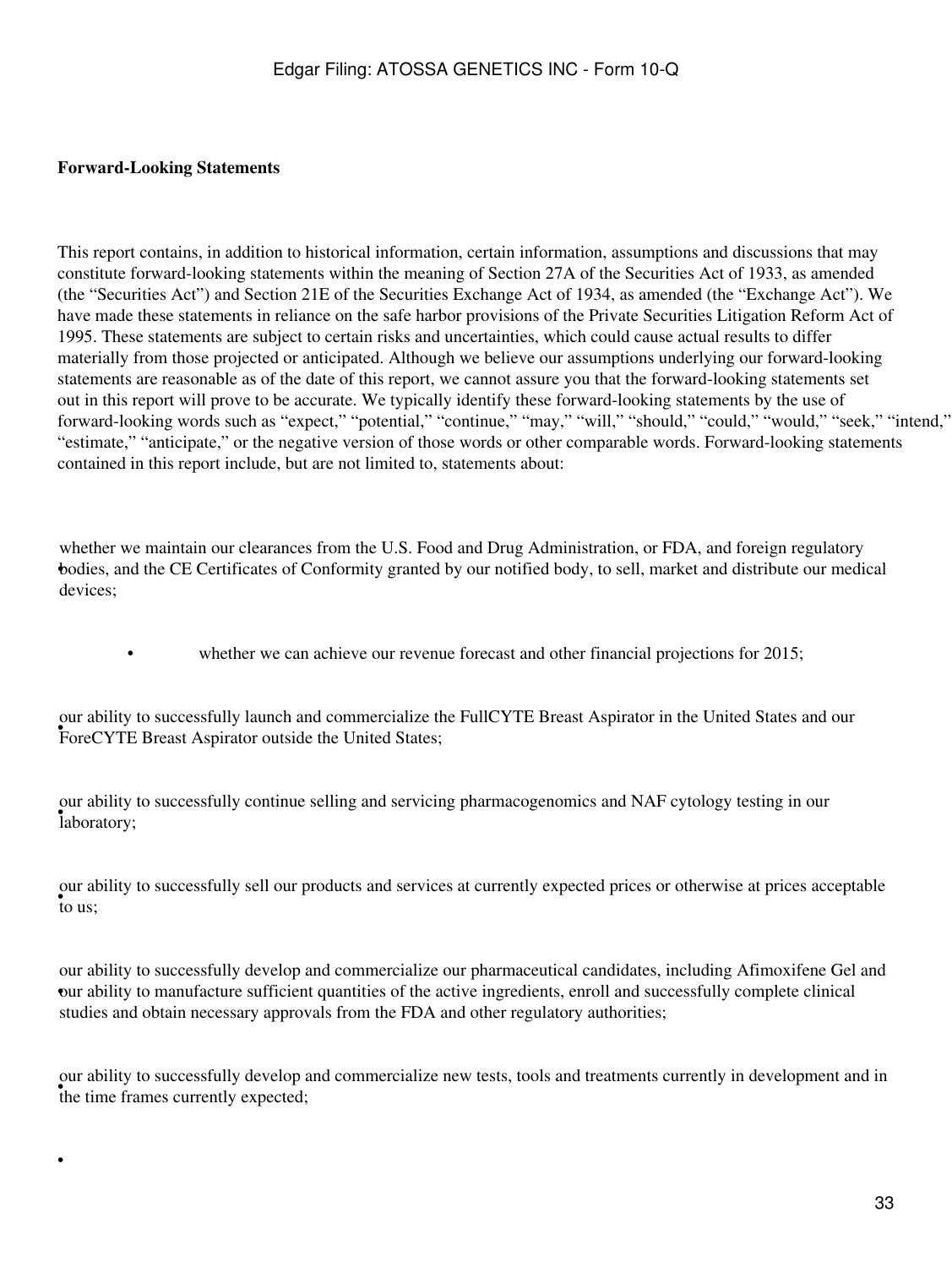**Forward-Looking Statements**

This report contains, in addition to historical information, certain information, assumptions and discussions that may constitute forward-looking statements within the meaning of Section 27A of the Securities Act of 1933, as amended (the "Securities Act") and Section 21E of the Securities Exchange Act of 1934, as amended (the "Exchange Act"). We have made these statements in reliance on the safe harbor provisions of the Private Securities Litigation Reform Act of 1995. These statements are subject to certain risks and uncertainties, which could cause actual results to differ materially from those projected or anticipated. Although we believe our assumptions underlying our forward-looking statements are reasonable as of the date of this report, we cannot assure you that the forward-looking statements set out in this report will prove to be accurate. We typically identify these forward-looking statements by the use of forward-looking words such as "expect," "potential," "continue," "may," "will," "should," "could," "would," "seek," "intend," "estimate," "anticipate," or the negative version of those words or other comparable words. Forward-looking statements contained in this report include, but are not limited to, statements about:

- whether we maintain our clearances from the U.S. Food and Drug Administration, or FDA, and foreign regulatory bodies, and the CE Certificates of Conformity granted by our notified body, to sell, market and distribute our medical devices;
- whether we can achieve our revenue forecast and other financial projections for 2015;
- our ability to successfully launch and commercialize the FullCYTE Breast Aspirator in the United States and our ForeCYTE Breast Aspirator outside the United States;
- our ability to successfully continue selling and servicing pharmacogenomics and NAF cytology testing in our laboratory;
- our ability to successfully sell our products and services at currently expected prices or otherwise at prices acceptable to us;
- our ability to successfully develop and commercialize our pharmaceutical candidates, including Afimoxifene Gel and our ability to manufacture sufficient quantities of the active ingredients, enroll and successfully complete clinical studies and obtain necessary approvals from the FDA and other regulatory authorities;
- our ability to successfully develop and commercialize new tests, tools and treatments currently in development and in the time frames currently expected;
-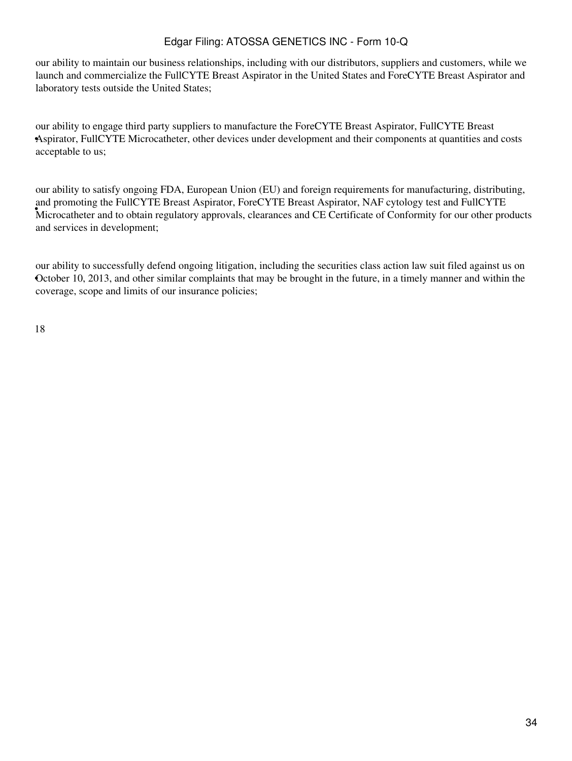- our ability to maintain our business relationships, including with our distributors, suppliers and customers, while we launch and commercialize the FullCYTE Breast Aspirator in the United States and ForeCYTE Breast Aspirator and laboratory tests outside the United States;

- our ability to engage third party suppliers to manufacture the ForeCYTE Breast Aspirator, FullCYTE Breast Aspirator, FullCYTE Microcatheter, other devices under development and their components at quantities and costs acceptable to us;

- our ability to satisfy ongoing FDA, European Union (EU) and foreign requirements for manufacturing, distributing, and promoting the FullCYTE Breast Aspirator, ForeCYTE Breast Aspirator, NAF cytology test and FullCYTE Microcatheter and to obtain regulatory approvals, clearances and CE Certificate of Conformity for our other products and services in development;

- our ability to successfully defend ongoing litigation, including the securities class action law suit filed against us on October 10, 2013, and other similar complaints that may be brought in the future, in a timely manner and within the coverage, scope and limits of our insurance policies;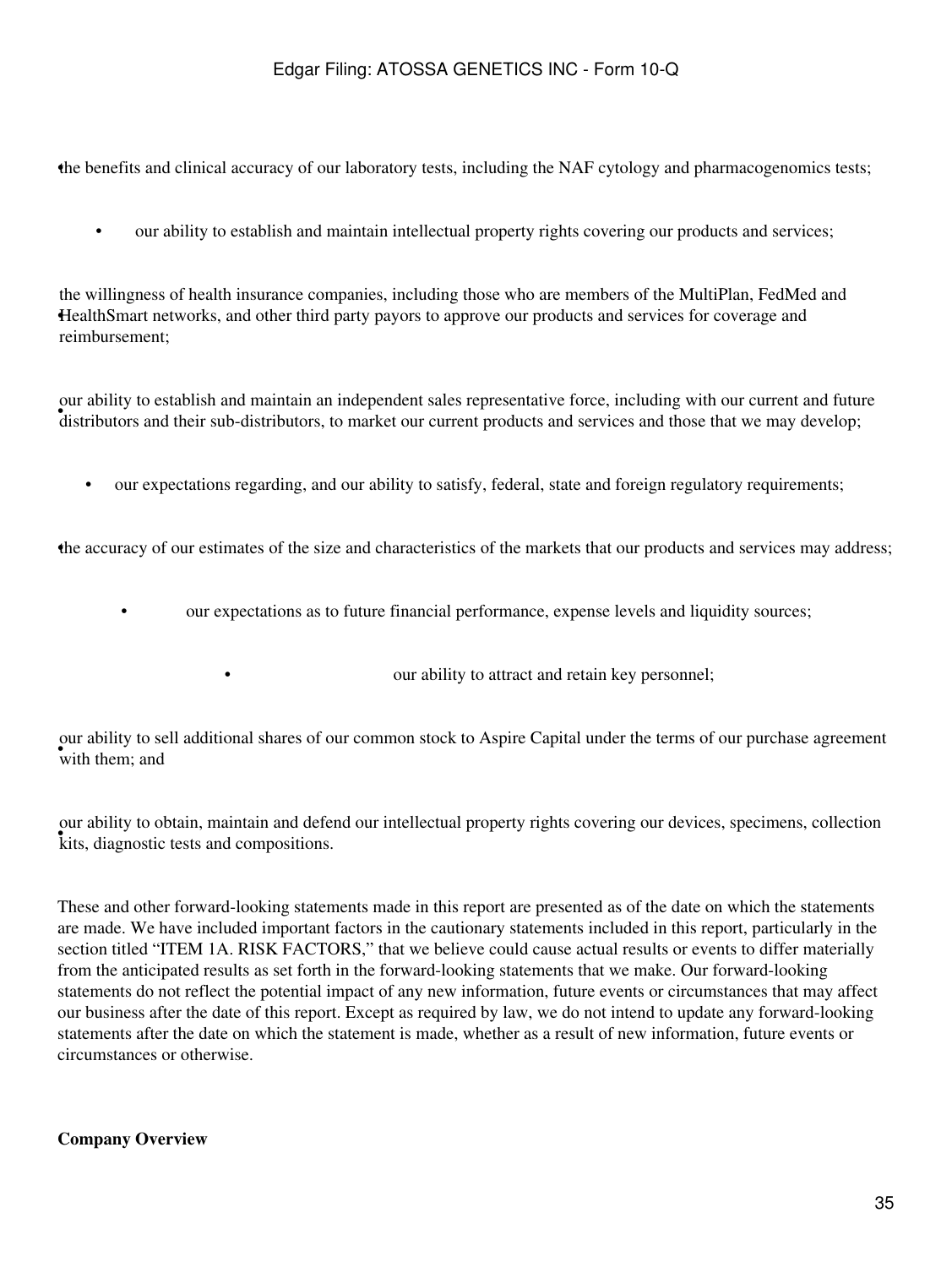- the benefits and clinical accuracy of our laboratory tests, including the NAF cytology and pharmacogenomics tests;
- our ability to establish and maintain intellectual property rights covering our products and services;
- the willingness of health insurance companies, including those who are members of the MultiPlan, FedMed and HealthSmart networks, and other third party payors to approve our products and services for coverage and reimbursement;
- our ability to establish and maintain an independent sales representative force, including with our current and future distributors and their sub-distributors, to market our current products and services and those that we may develop;
- our expectations regarding, and our ability to satisfy, federal, state and foreign regulatory requirements;
- the accuracy of our estimates of the size and characteristics of the markets that our products and services may address;
- our expectations as to future financial performance, expense levels and liquidity sources;
- our ability to attract and retain key personnel;
- our ability to sell additional shares of our common stock to Aspire Capital under the terms of our purchase agreement with them; and
- our ability to obtain, maintain and defend our intellectual property rights covering our devices, specimens, collection kits, diagnostic tests and compositions.

These and other forward-looking statements made in this report are presented as of the date on which the statements are made. We have included important factors in the cautionary statements included in this report, particularly in the section titled "ITEM 1A. RISK FACTORS," that we believe could cause actual results or events to differ materially from the anticipated results as set forth in the forward-looking statements that we make. Our forward-looking statements do not reflect the potential impact of any new information, future events or circumstances that may affect our business after the date of this report. Except as required by law, we do not intend to update any forward-looking statements after the date on which the statement is made, whether as a result of new information, future events or circumstances or otherwise.

**Company Overview**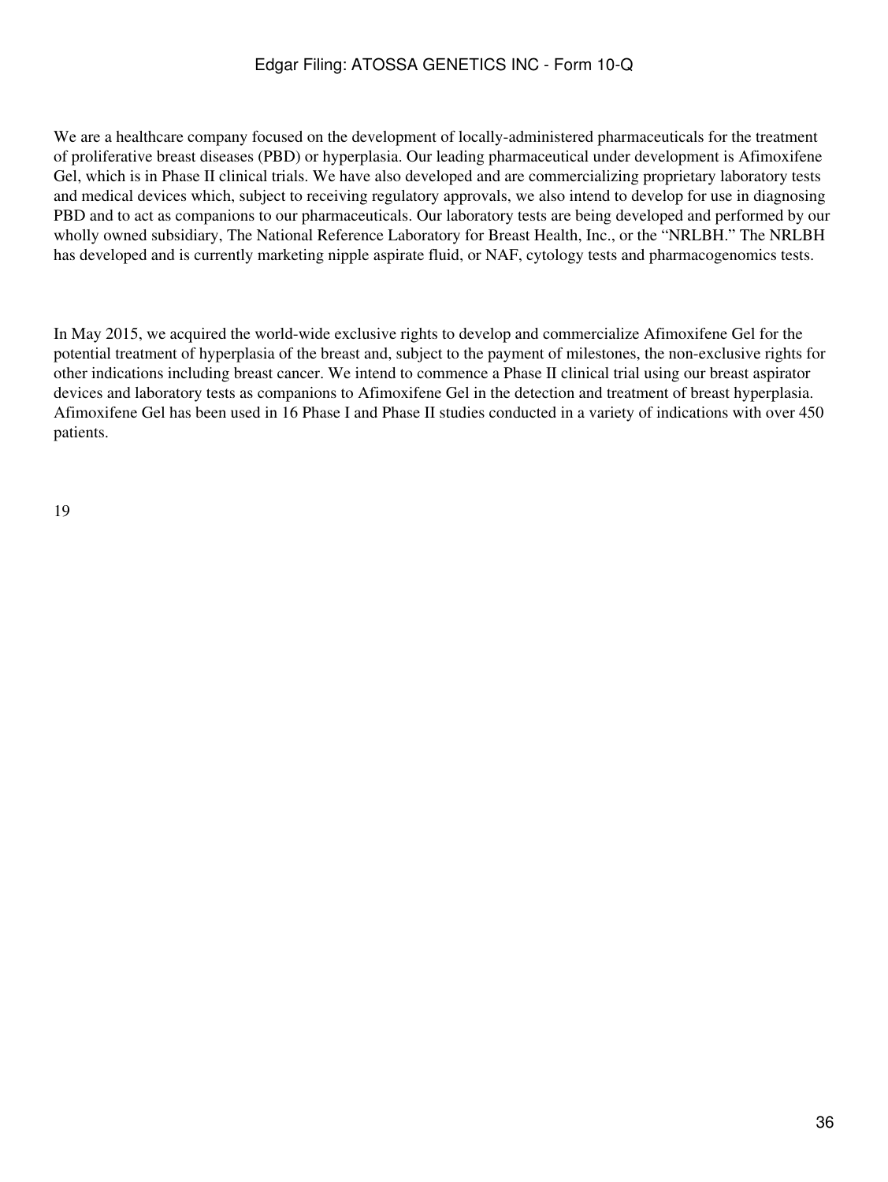We are a healthcare company focused on the development of locally-administered pharmaceuticals for the treatment of proliferative breast diseases (PBD) or hyperplasia. Our leading pharmaceutical under development is Afimoxifene Gel, which is in Phase II clinical trials. We have also developed and are commercializing proprietary laboratory tests and medical devices which, subject to receiving regulatory approvals, we also intend to develop for use in diagnosing PBD and to act as companions to our pharmaceuticals. Our laboratory tests are being developed and performed by our wholly owned subsidiary, The National Reference Laboratory for Breast Health, Inc., or the "NRLBH." The NRLBH has developed and is currently marketing nipple aspirate fluid, or NAF, cytology tests and pharmacogenomics tests.

In May 2015, we acquired the world-wide exclusive rights to develop and commercialize Afimoxifene Gel for the potential treatment of hyperplasia of the breast and, subject to the payment of milestones, the non-exclusive rights for other indications including breast cancer. We intend to commence a Phase II clinical trial using our breast aspirator devices and laboratory tests as companions to Afimoxifene Gel in the detection and treatment of breast hyperplasia. Afimoxifene Gel has been used in 16 Phase I and Phase II studies conducted in a variety of indications with over 450 patients.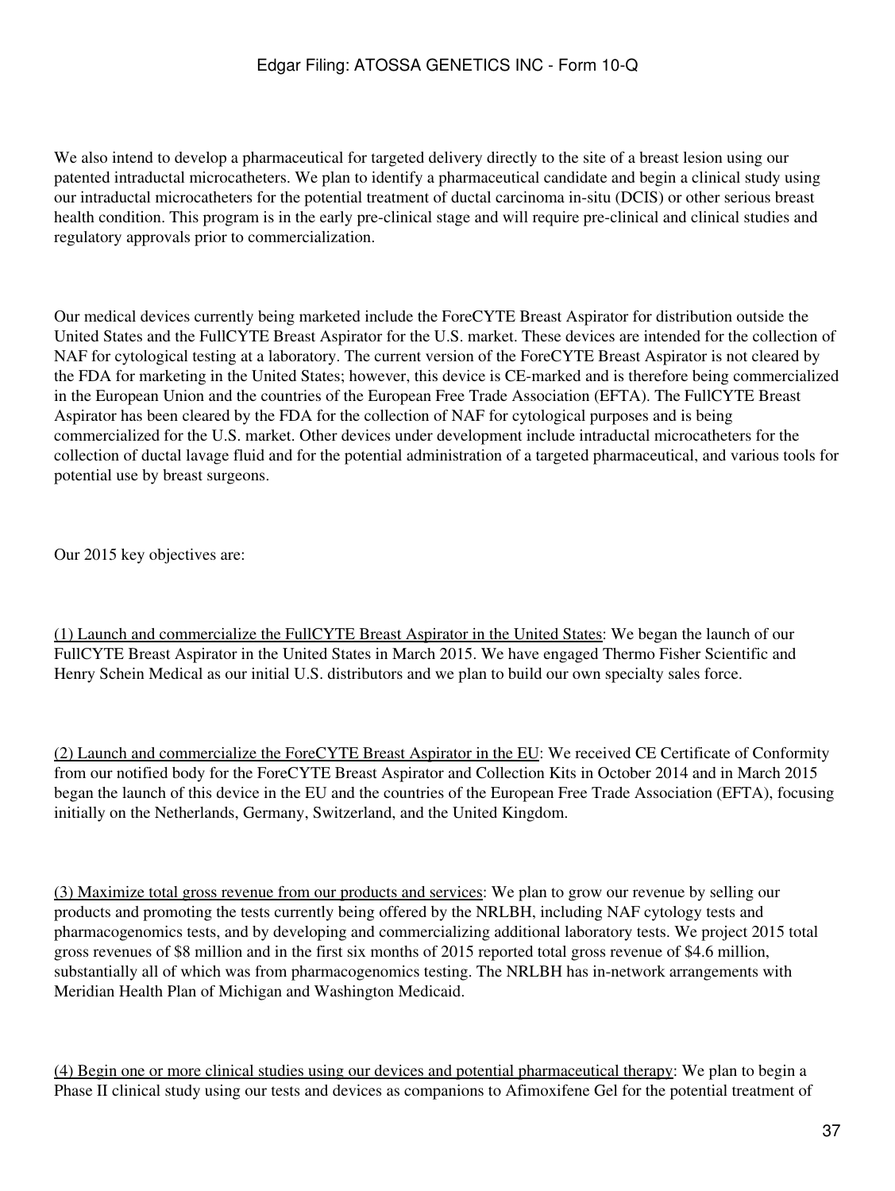We also intend to develop a pharmaceutical for targeted delivery directly to the site of a breast lesion using our patented intraductal microcatheters. We plan to identify a pharmaceutical candidate and begin a clinical study using our intraductal microcatheters for the potential treatment of ductal carcinoma in-situ (DCIS) or other serious breast health condition. This program is in the early pre-clinical stage and will require pre-clinical and clinical studies and regulatory approvals prior to commercialization.

Our medical devices currently being marketed include the ForeCYTE Breast Aspirator for distribution outside the United States and the FullCYTE Breast Aspirator for the U.S. market. These devices are intended for the collection of NAF for cytological testing at a laboratory. The current version of the ForeCYTE Breast Aspirator is not cleared by the FDA for marketing in the United States; however, this device is CE-marked and is therefore being commercialized in the European Union and the countries of the European Free Trade Association (EFTA). The FullCYTE Breast Aspirator has been cleared by the FDA for the collection of NAF for cytological purposes and is being commercialized for the U.S. market. Other devices under development include intraductal microcatheters for the collection of ductal lavage fluid and for the potential administration of a targeted pharmaceutical, and various tools for potential use by breast surgeons.

Our 2015 key objectives are:

(1) Launch and commercialize the FullCYTE Breast Aspirator in the United States: We began the launch of our FullCYTE Breast Aspirator in the United States in March 2015. We have engaged Thermo Fisher Scientific and Henry Schein Medical as our initial U.S. distributors and we plan to build our own specialty sales force.

(2) Launch and commercialize the ForeCYTE Breast Aspirator in the EU: We received CE Certificate of Conformity from our notified body for the ForeCYTE Breast Aspirator and Collection Kits in October 2014 and in March 2015 began the launch of this device in the EU and the countries of the European Free Trade Association (EFTA), focusing initially on the Netherlands, Germany, Switzerland, and the United Kingdom.

(3) Maximize total gross revenue from our products and services: We plan to grow our revenue by selling our products and promoting the tests currently being offered by the NRLBH, including NAF cytology tests and pharmacogenomics tests, and by developing and commercializing additional laboratory tests. We project 2015 total gross revenues of $8 million and in the first six months of 2015 reported total gross revenue of $4.6 million, substantially all of which was from pharmacogenomics testing. The NRLBH has in-network arrangements with Meridian Health Plan of Michigan and Washington Medicaid.

(4) Begin one or more clinical studies using our devices and potential pharmaceutical therapy: We plan to begin a Phase II clinical study using our tests and devices as companions to Afimoxifene Gel for the potential treatment of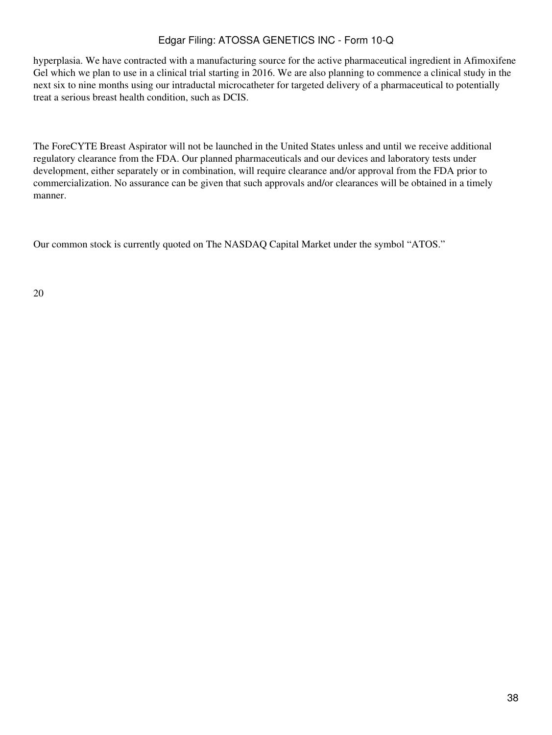hyperplasia. We have contracted with a manufacturing source for the active pharmaceutical ingredient in Afimoxifene Gel which we plan to use in a clinical trial starting in 2016. We are also planning to commence a clinical study in the next six to nine months using our intraductal microcatheter for targeted delivery of a pharmaceutical to potentially treat a serious breast health condition, such as DCIS.

The ForeCYTE Breast Aspirator will not be launched in the United States unless and until we receive additional regulatory clearance from the FDA. Our planned pharmaceuticals and our devices and laboratory tests under development, either separately or in combination, will require clearance and/or approval from the FDA prior to commercialization. No assurance can be given that such approvals and/or clearances will be obtained in a timely manner.

Our common stock is currently quoted on The NASDAQ Capital Market under the symbol "ATOS."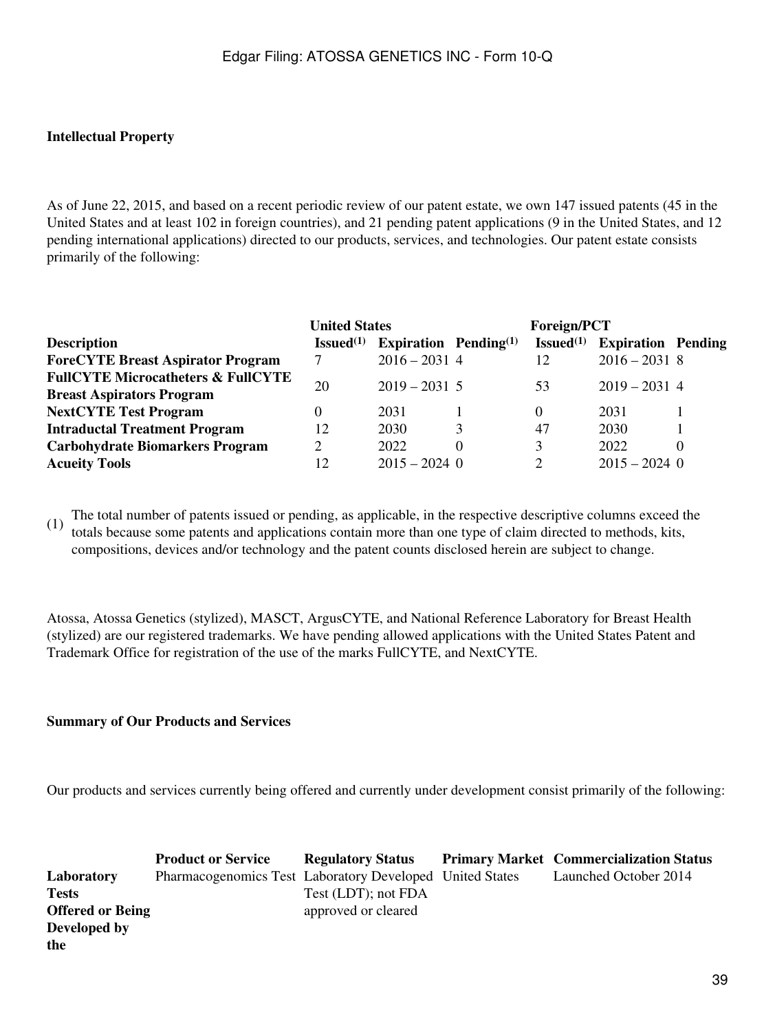**Intellectual Property**

As of June 22, 2015, and based on a recent periodic review of our patent estate, we own 147 issued patents (45 in the United States and at least 102 in foreign countries), and 21 pending patent applications (9 in the United States, and 12 pending international applications) directed to our products, services, and technologies. Our patent estate consists primarily of the following:

| | United States | | | Foreign/PCT | | |
|---|---|---|---|---|---|---|
| **Description** | **Issued(1)** | **Expiration** | **Pending(1)** | **Issued(1)** | **Expiration** | **Pending** |
| **ForeCYTE Breast Aspirator Program** | 7 | 2016 – 2031 | 4 | 12 | 2016 – 2031 | 8 |
| **FullCYTE Microcatheters & FullCYTE Breast Aspirators Program** | 20 | 2019 – 2031 | 5 | 53 | 2019 – 2031 | 4 |
| **NextCYTE Test Program** | 0 | 2031 | 1 | 0 | 2031 | 1 |
| **Intraductal Treatment Program** | 12 | 2030 | 3 | 47 | 2030 | 1 |
| **Carbohydrate Biomarkers Program** | 2 | 2022 | 0 | 3 | 2022 | 0 |
| **Acueity Tools** | 12 | 2015 – 2024 | 0 | 2 | 2015 – 2024 | 0 |

(1) The total number of patents issued or pending, as applicable, in the respective descriptive columns exceed the totals because some patents and applications contain more than one type of claim directed to methods, kits, compositions, devices and/or technology and the patent counts disclosed herein are subject to change.

Atossa, Atossa Genetics (stylized), MASCT, ArgusCYTE, and National Reference Laboratory for Breast Health (stylized) are our registered trademarks. We have pending allowed applications with the United States Patent and Trademark Office for registration of the use of the marks FullCYTE, and NextCYTE.

**Summary of Our Products and Services**

Our products and services currently being offered and currently under development consist primarily of the following:

| | **Product or Service** | **Regulatory Status** | **Primary Market** | **Commercialization Status** |
|---|---|---|---|---|
| **Laboratory Tests Offered or Being Developed by the** | Pharmacogenomics Test | Laboratory Developed Test (LDT); not FDA approved or cleared | United States | Launched October 2014 |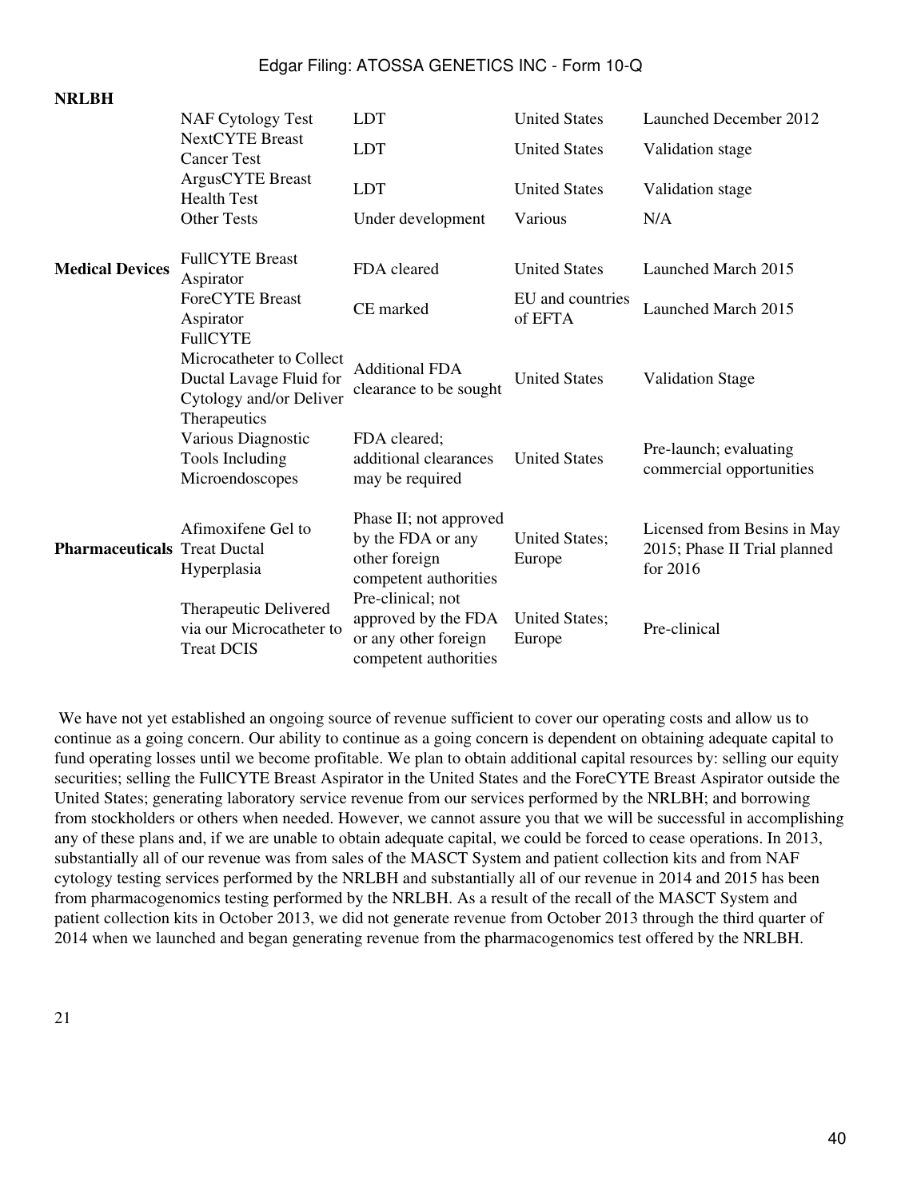| | | | | |
|---|---|---|---|---|
| **NRLBH** | | | | |
| | NAF Cytology Test | LDT | United States | Launched December 2012 |
| | NextCYTE Breast Cancer Test | LDT | United States | Validation stage |
| | ArgusCYTE Breast Health Test | LDT | United States | Validation stage |
| | Other Tests | Under development | Various | N/A |
| **Medical Devices** | FullCYTE Breast Aspirator | FDA cleared | United States | Launched March 2015 |
| | ForeCYTE Breast Aspirator | CE marked | EU and countries of EFTA | Launched March 2015 |
| | FullCYTE Microcatheter to Collect Ductal Lavage Fluid for Cytology and/or Deliver Therapeutics | Additional FDA clearance to be sought | United States | Validation Stage |
| | Various Diagnostic Tools Including Microendoscopes | FDA cleared; additional clearances may be required | United States | Pre-launch; evaluating commercial opportunities |
| **Pharmaceuticals** | Afimoxifene Gel to Treat Ductal Hyperplasia | Phase II; not approved by the FDA or any other foreign competent authorities | United States; Europe | Licensed from Besins in May 2015; Phase II Trial planned for 2016 |
| | Therapeutic Delivered via our Microcatheter to Treat DCIS | Pre-clinical; not approved by the FDA or any other foreign competent authorities | United States; Europe | Pre-clinical |

We have not yet established an ongoing source of revenue sufficient to cover our operating costs and allow us to continue as a going concern. Our ability to continue as a going concern is dependent on obtaining adequate capital to fund operating losses until we become profitable. We plan to obtain additional capital resources by: selling our equity securities; selling the FullCYTE Breast Aspirator in the United States and the ForeCYTE Breast Aspirator outside the United States; generating laboratory service revenue from our services performed by the NRLBH; and borrowing from stockholders or others when needed. However, we cannot assure you that we will be successful in accomplishing any of these plans and, if we are unable to obtain adequate capital, we could be forced to cease operations. In 2013, substantially all of our revenue was from sales of the MASCT System and patient collection kits and from NAF cytology testing services performed by the NRLBH and substantially all of our revenue in 2014 and 2015 has been from pharmacogenomics testing performed by the NRLBH. As a result of the recall of the MASCT System and patient collection kits in October 2013, we did not generate revenue from October 2013 through the third quarter of 2014 when we launched and began generating revenue from the pharmacogenomics test offered by the NRLBH.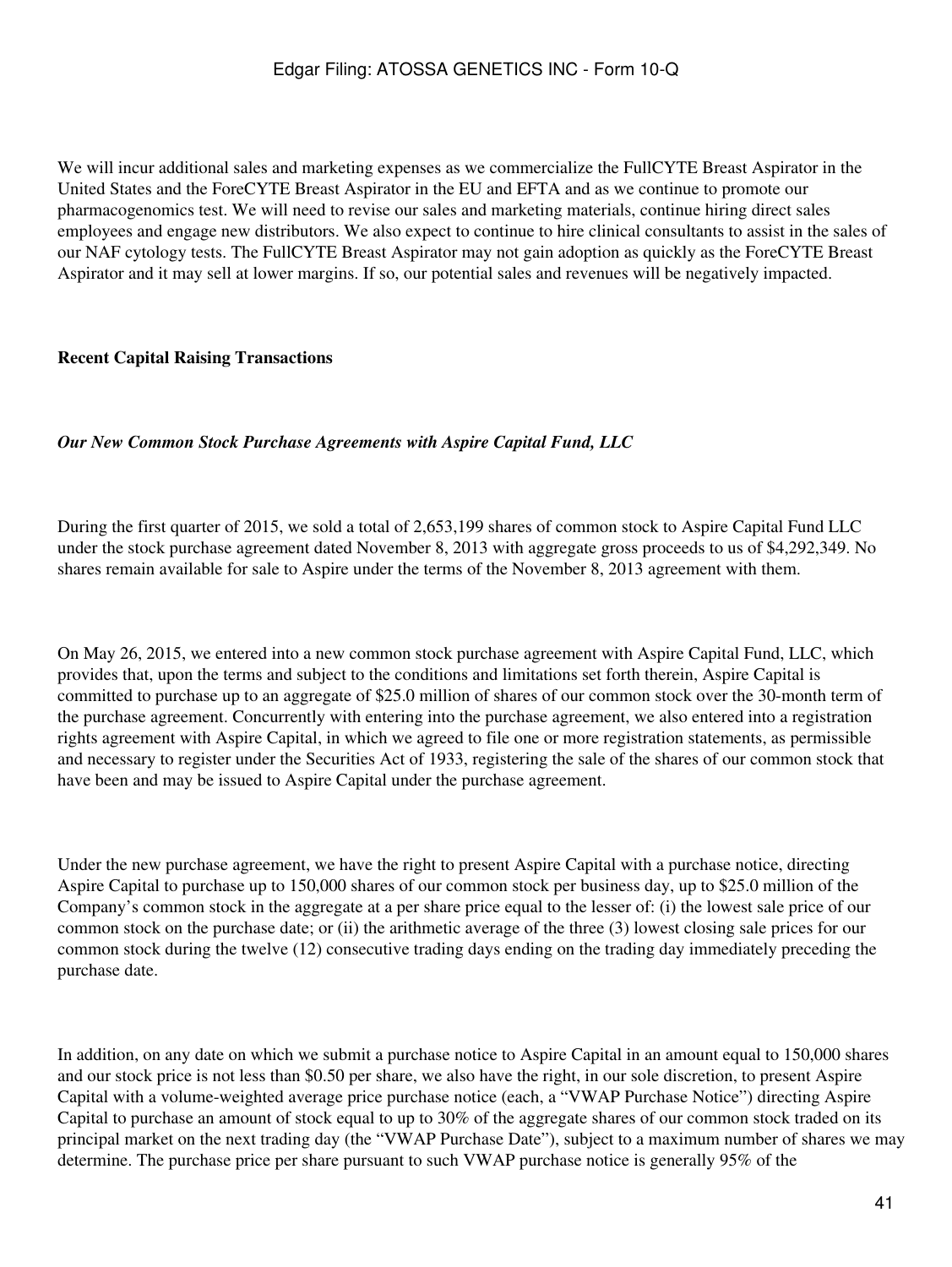We will incur additional sales and marketing expenses as we commercialize the FullCYTE Breast Aspirator in the United States and the ForeCYTE Breast Aspirator in the EU and EFTA and as we continue to promote our pharmacogenomics test. We will need to revise our sales and marketing materials, continue hiring direct sales employees and engage new distributors. We also expect to continue to hire clinical consultants to assist in the sales of our NAF cytology tests. The FullCYTE Breast Aspirator may not gain adoption as quickly as the ForeCYTE Breast Aspirator and it may sell at lower margins. If so, our potential sales and revenues will be negatively impacted.

**Recent Capital Raising Transactions**

***Our New Common Stock Purchase Agreements with Aspire Capital Fund, LLC***

During the first quarter of 2015, we sold a total of 2,653,199 shares of common stock to Aspire Capital Fund LLC under the stock purchase agreement dated November 8, 2013 with aggregate gross proceeds to us of $4,292,349. No shares remain available for sale to Aspire under the terms of the November 8, 2013 agreement with them.

On May 26, 2015, we entered into a new common stock purchase agreement with Aspire Capital Fund, LLC, which provides that, upon the terms and subject to the conditions and limitations set forth therein, Aspire Capital is committed to purchase up to an aggregate of $25.0 million of shares of our common stock over the 30-month term of the purchase agreement. Concurrently with entering into the purchase agreement, we also entered into a registration rights agreement with Aspire Capital, in which we agreed to file one or more registration statements, as permissible and necessary to register under the Securities Act of 1933, registering the sale of the shares of our common stock that have been and may be issued to Aspire Capital under the purchase agreement.

Under the new purchase agreement, we have the right to present Aspire Capital with a purchase notice, directing Aspire Capital to purchase up to 150,000 shares of our common stock per business day, up to $25.0 million of the Company's common stock in the aggregate at a per share price equal to the lesser of: (i) the lowest sale price of our common stock on the purchase date; or (ii) the arithmetic average of the three (3) lowest closing sale prices for our common stock during the twelve (12) consecutive trading days ending on the trading day immediately preceding the purchase date.

In addition, on any date on which we submit a purchase notice to Aspire Capital in an amount equal to 150,000 shares and our stock price is not less than $0.50 per share, we also have the right, in our sole discretion, to present Aspire Capital with a volume-weighted average price purchase notice (each, a "VWAP Purchase Notice") directing Aspire Capital to purchase an amount of stock equal to up to 30% of the aggregate shares of our common stock traded on its principal market on the next trading day (the "VWAP Purchase Date"), subject to a maximum number of shares we may determine. The purchase price per share pursuant to such VWAP purchase notice is generally 95% of the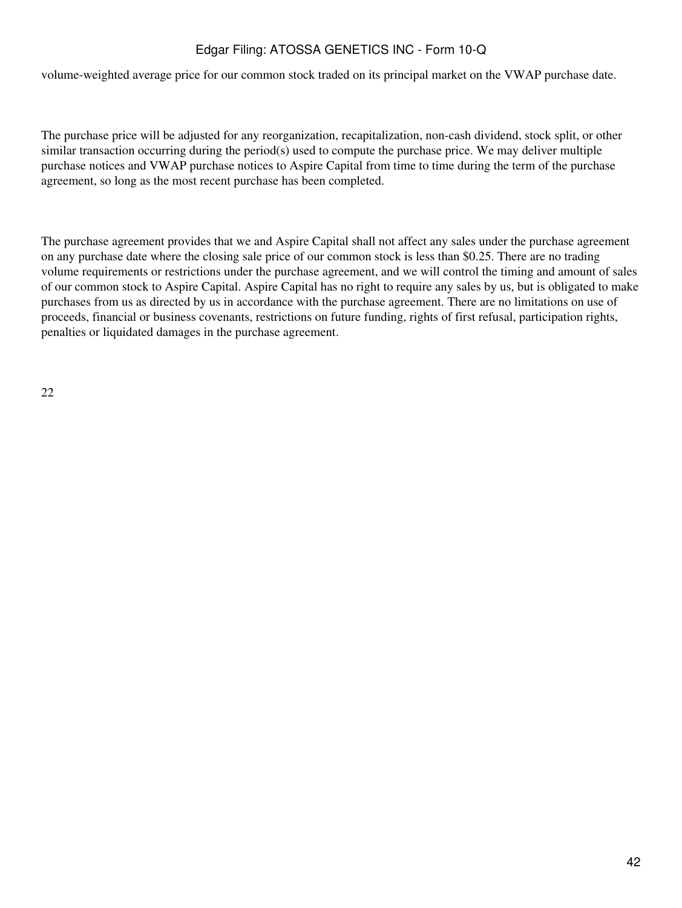volume-weighted average price for our common stock traded on its principal market on the VWAP purchase date.

The purchase price will be adjusted for any reorganization, recapitalization, non-cash dividend, stock split, or other similar transaction occurring during the period(s) used to compute the purchase price. We may deliver multiple purchase notices and VWAP purchase notices to Aspire Capital from time to time during the term of the purchase agreement, so long as the most recent purchase has been completed.

The purchase agreement provides that we and Aspire Capital shall not affect any sales under the purchase agreement on any purchase date where the closing sale price of our common stock is less than $0.25. There are no trading volume requirements or restrictions under the purchase agreement, and we will control the timing and amount of sales of our common stock to Aspire Capital. Aspire Capital has no right to require any sales by us, but is obligated to make purchases from us as directed by us in accordance with the purchase agreement. There are no limitations on use of proceeds, financial or business covenants, restrictions on future funding, rights of first refusal, participation rights, penalties or liquidated damages in the purchase agreement.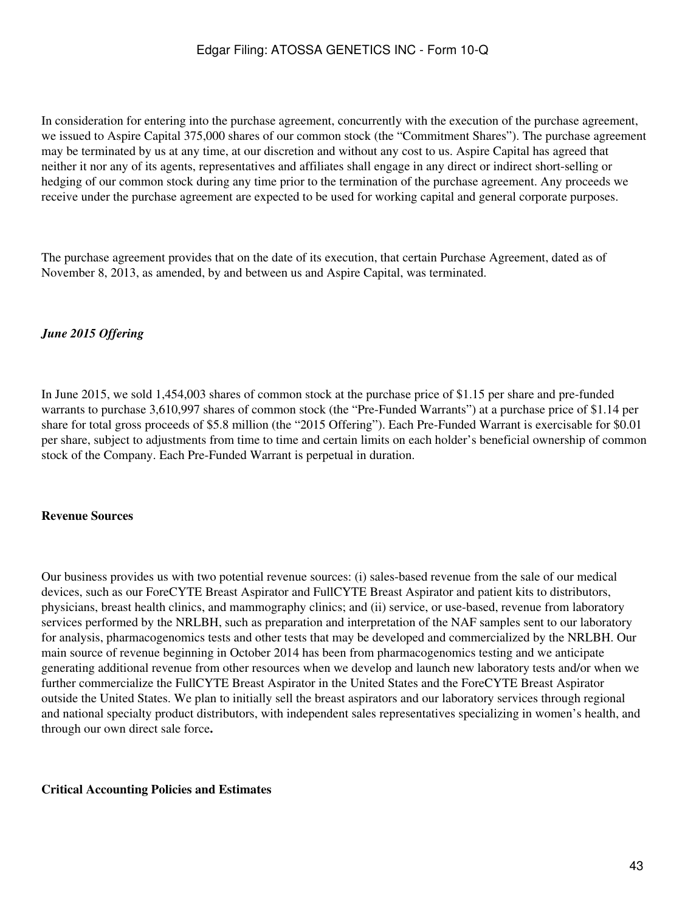In consideration for entering into the purchase agreement, concurrently with the execution of the purchase agreement, we issued to Aspire Capital 375,000 shares of our common stock (the "Commitment Shares"). The purchase agreement may be terminated by us at any time, at our discretion and without any cost to us. Aspire Capital has agreed that neither it nor any of its agents, representatives and affiliates shall engage in any direct or indirect short-selling or hedging of our common stock during any time prior to the termination of the purchase agreement. Any proceeds we receive under the purchase agreement are expected to be used for working capital and general corporate purposes.

The purchase agreement provides that on the date of its execution, that certain Purchase Agreement, dated as of November 8, 2013, as amended, by and between us and Aspire Capital, was terminated.

***June 2015 Offering***

In June 2015, we sold 1,454,003 shares of common stock at the purchase price of $1.15 per share and pre-funded warrants to purchase 3,610,997 shares of common stock (the "Pre-Funded Warrants") at a purchase price of $1.14 per share for total gross proceeds of $5.8 million (the "2015 Offering"). Each Pre-Funded Warrant is exercisable for $0.01 per share, subject to adjustments from time to time and certain limits on each holder's beneficial ownership of common stock of the Company. Each Pre-Funded Warrant is perpetual in duration.

**Revenue Sources**

Our business provides us with two potential revenue sources: (i) sales-based revenue from the sale of our medical devices, such as our ForeCYTE Breast Aspirator and FullCYTE Breast Aspirator and patient kits to distributors, physicians, breast health clinics, and mammography clinics; and (ii) service, or use-based, revenue from laboratory services performed by the NRLBH, such as preparation and interpretation of the NAF samples sent to our laboratory for analysis, pharmacogenomics tests and other tests that may be developed and commercialized by the NRLBH. Our main source of revenue beginning in October 2014 has been from pharmacogenomics testing and we anticipate generating additional revenue from other resources when we develop and launch new laboratory tests and/or when we further commercialize the FullCYTE Breast Aspirator in the United States and the ForeCYTE Breast Aspirator outside the United States. We plan to initially sell the breast aspirators and our laboratory services through regional and national specialty product distributors, with independent sales representatives specializing in women's health, and through our own direct sale force**.**

**Critical Accounting Policies and Estimates**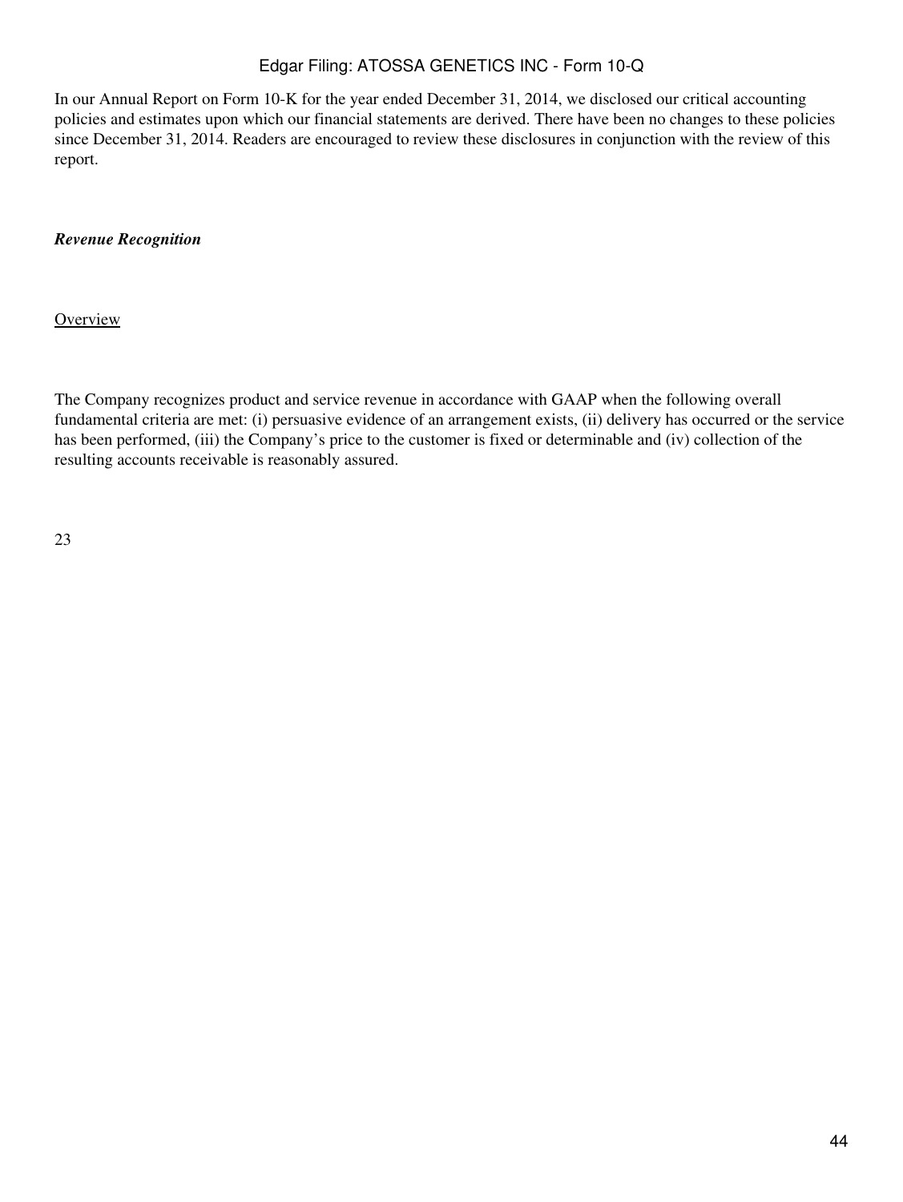In our Annual Report on Form 10-K for the year ended December 31, 2014, we disclosed our critical accounting policies and estimates upon which our financial statements are derived. There have been no changes to these policies since December 31, 2014. Readers are encouraged to review these disclosures in conjunction with the review of this report.

***Revenue Recognition***

Overview

The Company recognizes product and service revenue in accordance with GAAP when the following overall fundamental criteria are met: (i) persuasive evidence of an arrangement exists, (ii) delivery has occurred or the service has been performed, (iii) the Company's price to the customer is fixed or determinable and (iv) collection of the resulting accounts receivable is reasonably assured.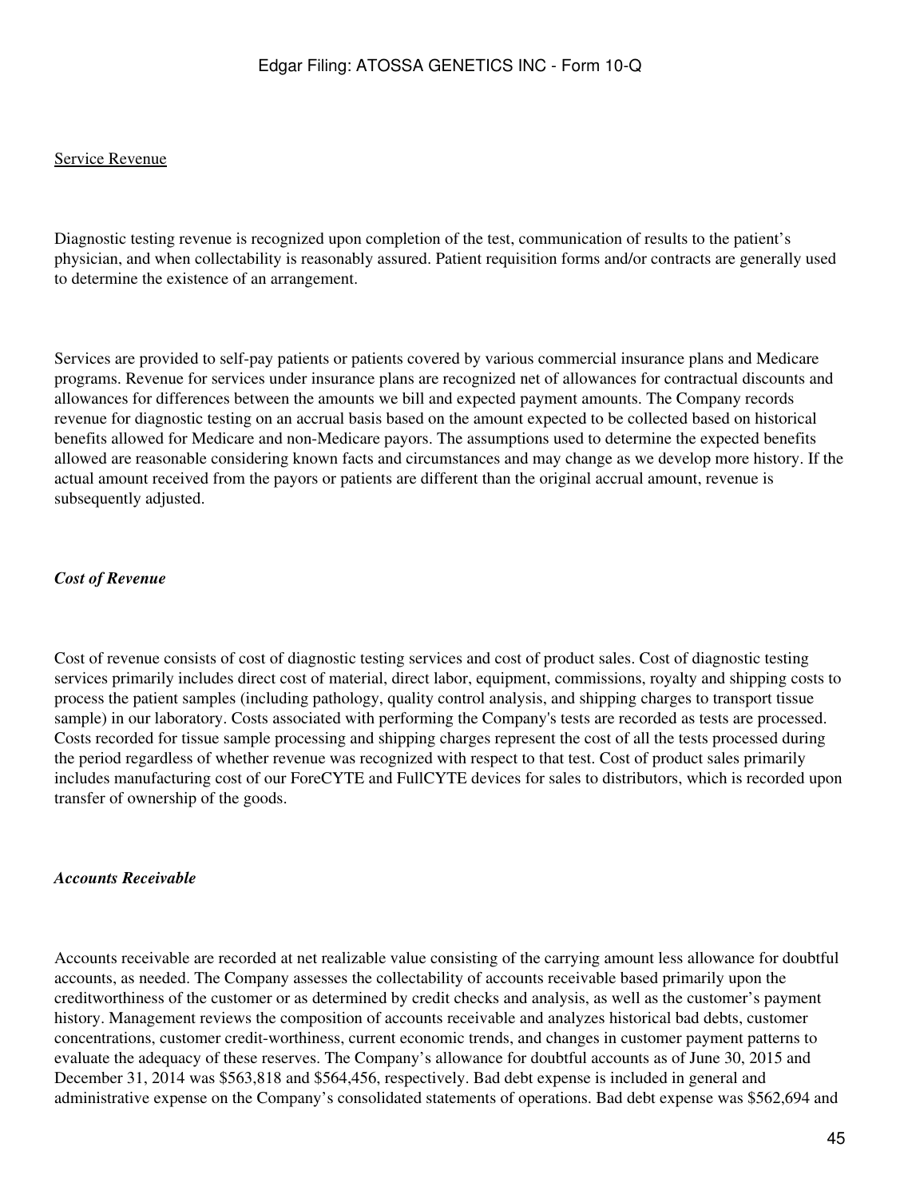Service Revenue

Diagnostic testing revenue is recognized upon completion of the test, communication of results to the patient's physician, and when collectability is reasonably assured. Patient requisition forms and/or contracts are generally used to determine the existence of an arrangement.

Services are provided to self-pay patients or patients covered by various commercial insurance plans and Medicare programs. Revenue for services under insurance plans are recognized net of allowances for contractual discounts and allowances for differences between the amounts we bill and expected payment amounts. The Company records revenue for diagnostic testing on an accrual basis based on the amount expected to be collected based on historical benefits allowed for Medicare and non-Medicare payors. The assumptions used to determine the expected benefits allowed are reasonable considering known facts and circumstances and may change as we develop more history. If the actual amount received from the payors or patients are different than the original accrual amount, revenue is subsequently adjusted.

***Cost of Revenue***

Cost of revenue consists of cost of diagnostic testing services and cost of product sales. Cost of diagnostic testing services primarily includes direct cost of material, direct labor, equipment, commissions, royalty and shipping costs to process the patient samples (including pathology, quality control analysis, and shipping charges to transport tissue sample) in our laboratory. Costs associated with performing the Company's tests are recorded as tests are processed. Costs recorded for tissue sample processing and shipping charges represent the cost of all the tests processed during the period regardless of whether revenue was recognized with respect to that test. Cost of product sales primarily includes manufacturing cost of our ForeCYTE and FullCYTE devices for sales to distributors, which is recorded upon transfer of ownership of the goods.

***Accounts Receivable***

Accounts receivable are recorded at net realizable value consisting of the carrying amount less allowance for doubtful accounts, as needed. The Company assesses the collectability of accounts receivable based primarily upon the creditworthiness of the customer or as determined by credit checks and analysis, as well as the customer's payment history. Management reviews the composition of accounts receivable and analyzes historical bad debts, customer concentrations, customer credit-worthiness, current economic trends, and changes in customer payment patterns to evaluate the adequacy of these reserves. The Company's allowance for doubtful accounts as of June 30, 2015 and December 31, 2014 was $563,818 and $564,456, respectively. Bad debt expense is included in general and administrative expense on the Company's consolidated statements of operations. Bad debt expense was $562,694 and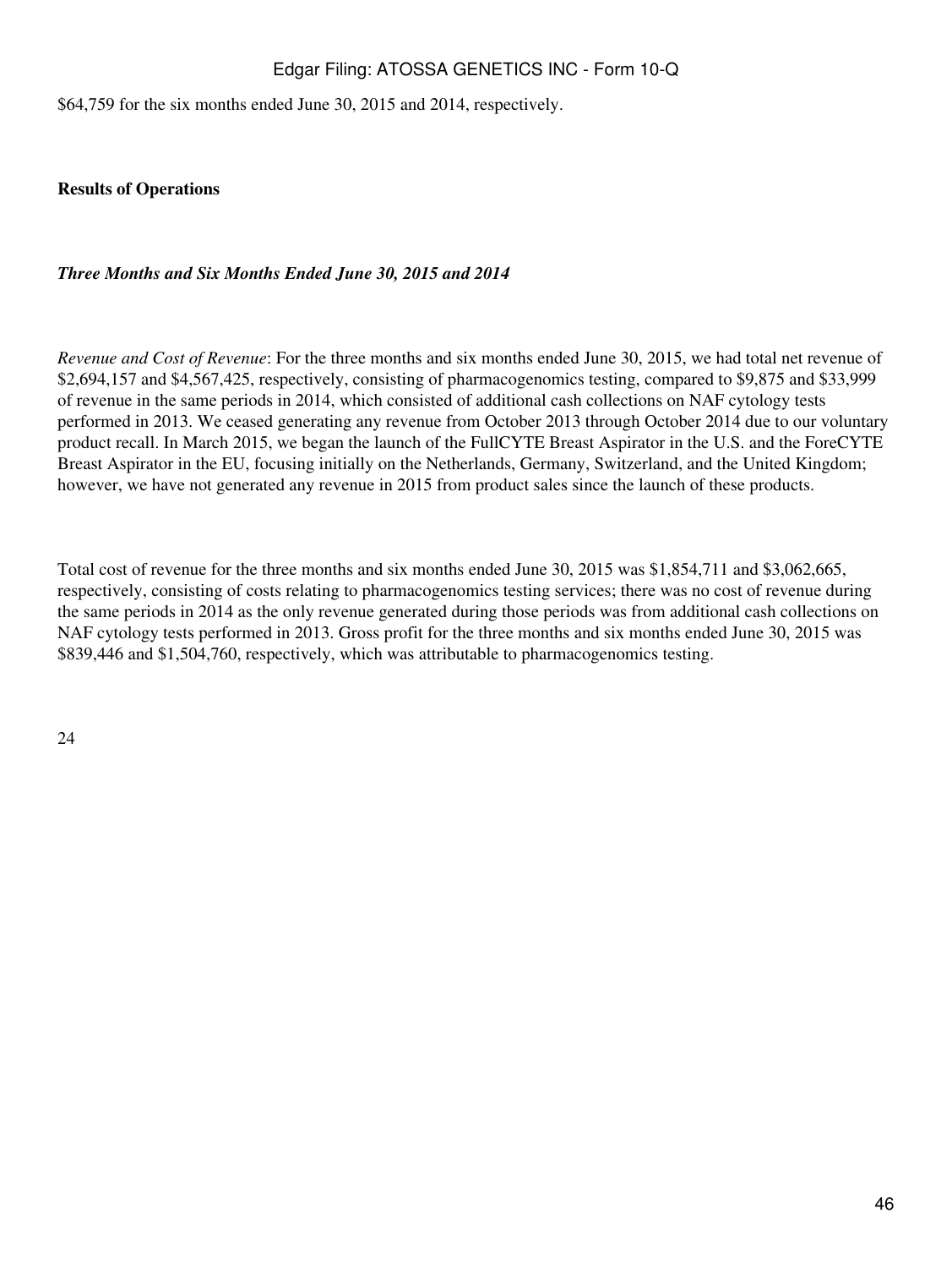$64,759 for the six months ended June 30, 2015 and 2014, respectively.

**Results of Operations**

***Three Months and Six Months Ended June 30, 2015 and 2014***

*Revenue and Cost of Revenue*: For the three months and six months ended June 30, 2015, we had total net revenue of $2,694,157 and $4,567,425, respectively, consisting of pharmacogenomics testing, compared to $9,875 and $33,999 of revenue in the same periods in 2014, which consisted of additional cash collections on NAF cytology tests performed in 2013. We ceased generating any revenue from October 2013 through October 2014 due to our voluntary product recall. In March 2015, we began the launch of the FullCYTE Breast Aspirator in the U.S. and the ForeCYTE Breast Aspirator in the EU, focusing initially on the Netherlands, Germany, Switzerland, and the United Kingdom; however, we have not generated any revenue in 2015 from product sales since the launch of these products.

Total cost of revenue for the three months and six months ended June 30, 2015 was $1,854,711 and $3,062,665, respectively, consisting of costs relating to pharmacogenomics testing services; there was no cost of revenue during the same periods in 2014 as the only revenue generated during those periods was from additional cash collections on NAF cytology tests performed in 2013. Gross profit for the three months and six months ended June 30, 2015 was $839,446 and $1,504,760, respectively, which was attributable to pharmacogenomics testing.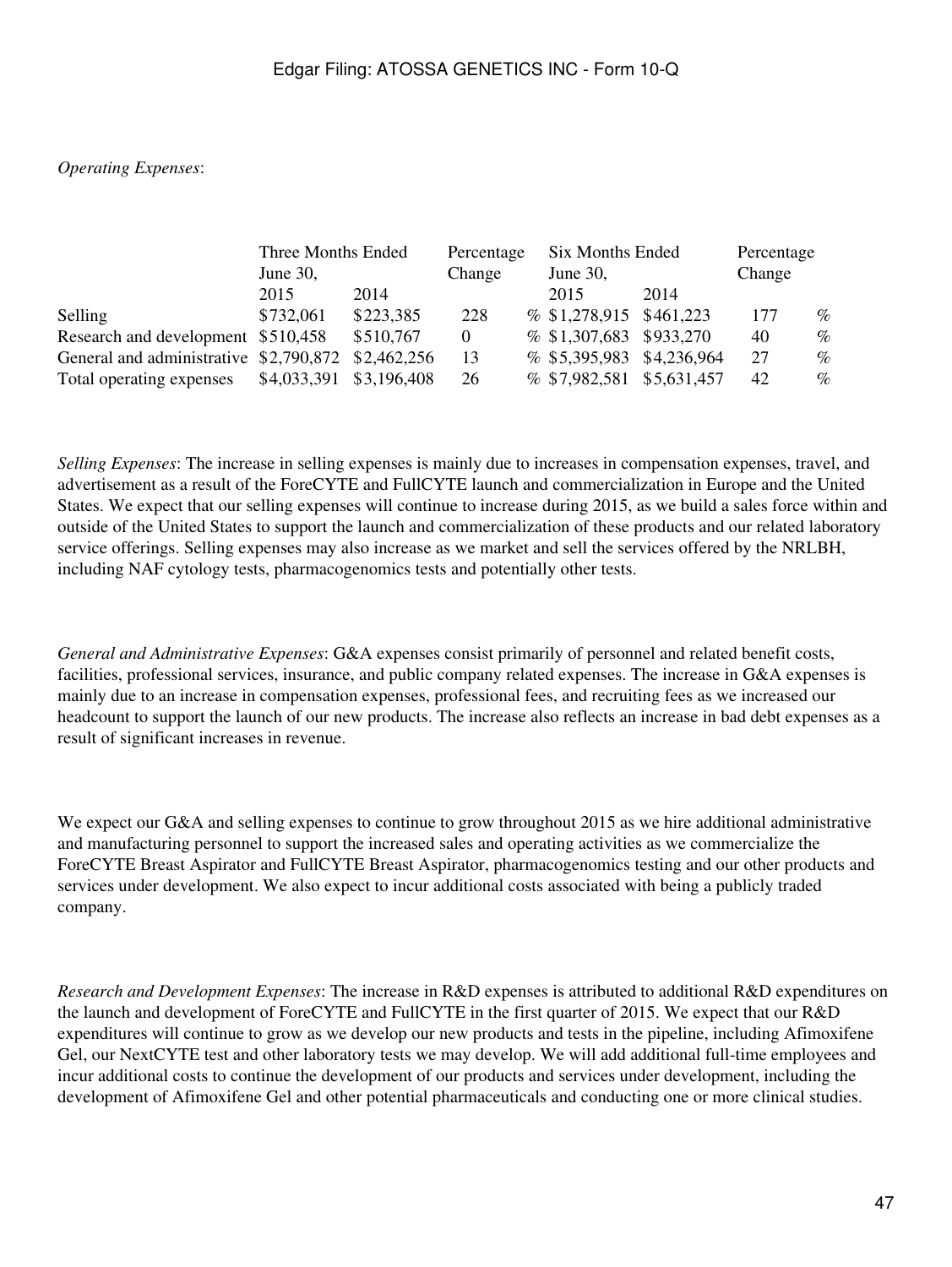*Operating Expenses*:

| | Three Months Ended June 30, | | Percentage Change | Six Months Ended June 30, | | Percentage Change |
|---|---|---|---|---|---|---|
| | 2015 | 2014 | | 2015 | 2014 | |
| Selling | $732,061 | $223,385 | 228 % | $1,278,915 | $461,223 | 177 % |
| Research and development | $510,458 | $510,767 | 0 % | $1,307,683 | $933,270 | 40 % |
| General and administrative | $2,790,872 | $2,462,256 | 13 % | $5,395,983 | $4,236,964 | 27 % |
| Total operating expenses | $4,033,391 | $3,196,408 | 26 % | $7,982,581 | $5,631,457 | 42 % |

*Selling Expenses*: The increase in selling expenses is mainly due to increases in compensation expenses, travel, and advertisement as a result of the ForeCYTE and FullCYTE launch and commercialization in Europe and the United States. We expect that our selling expenses will continue to increase during 2015, as we build a sales force within and outside of the United States to support the launch and commercialization of these products and our related laboratory service offerings. Selling expenses may also increase as we market and sell the services offered by the NRLBH, including NAF cytology tests, pharmacogenomics tests and potentially other tests.

*General and Administrative Expenses*: G&A expenses consist primarily of personnel and related benefit costs, facilities, professional services, insurance, and public company related expenses. The increase in G&A expenses is mainly due to an increase in compensation expenses, professional fees, and recruiting fees as we increased our headcount to support the launch of our new products. The increase also reflects an increase in bad debt expenses as a result of significant increases in revenue.

We expect our G&A and selling expenses to continue to grow throughout 2015 as we hire additional administrative and manufacturing personnel to support the increased sales and operating activities as we commercialize the ForeCYTE Breast Aspirator and FullCYTE Breast Aspirator, pharmacogenomics testing and our other products and services under development. We also expect to incur additional costs associated with being a publicly traded company.

*Research and Development Expenses*: The increase in R&D expenses is attributed to additional R&D expenditures on the launch and development of ForeCYTE and FullCYTE in the first quarter of 2015. We expect that our R&D expenditures will continue to grow as we develop our new products and tests in the pipeline, including Afimoxifene Gel, our NextCYTE test and other laboratory tests we may develop. We will add additional full-time employees and incur additional costs to continue the development of our products and services under development, including the development of Afimoxifene Gel and other potential pharmaceuticals and conducting one or more clinical studies.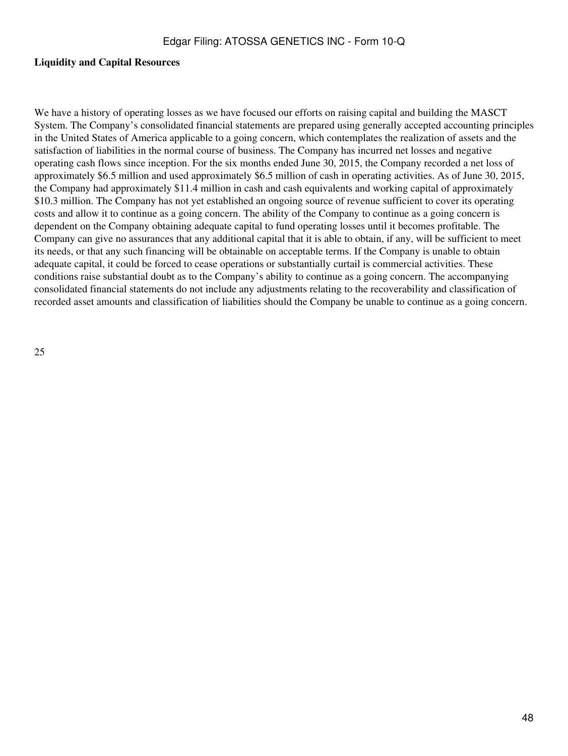**Liquidity and Capital Resources**

We have a history of operating losses as we have focused our efforts on raising capital and building the MASCT System. The Company's consolidated financial statements are prepared using generally accepted accounting principles in the United States of America applicable to a going concern, which contemplates the realization of assets and the satisfaction of liabilities in the normal course of business. The Company has incurred net losses and negative operating cash flows since inception. For the six months ended June 30, 2015, the Company recorded a net loss of approximately $6.5 million and used approximately $6.5 million of cash in operating activities. As of June 30, 2015, the Company had approximately $11.4 million in cash and cash equivalents and working capital of approximately $10.3 million. The Company has not yet established an ongoing source of revenue sufficient to cover its operating costs and allow it to continue as a going concern. The ability of the Company to continue as a going concern is dependent on the Company obtaining adequate capital to fund operating losses until it becomes profitable. The Company can give no assurances that any additional capital that it is able to obtain, if any, will be sufficient to meet its needs, or that any such financing will be obtainable on acceptable terms. If the Company is unable to obtain adequate capital, it could be forced to cease operations or substantially curtail is commercial activities. These conditions raise substantial doubt as to the Company's ability to continue as a going concern. The accompanying consolidated financial statements do not include any adjustments relating to the recoverability and classification of recorded asset amounts and classification of liabilities should the Company be unable to continue as a going concern.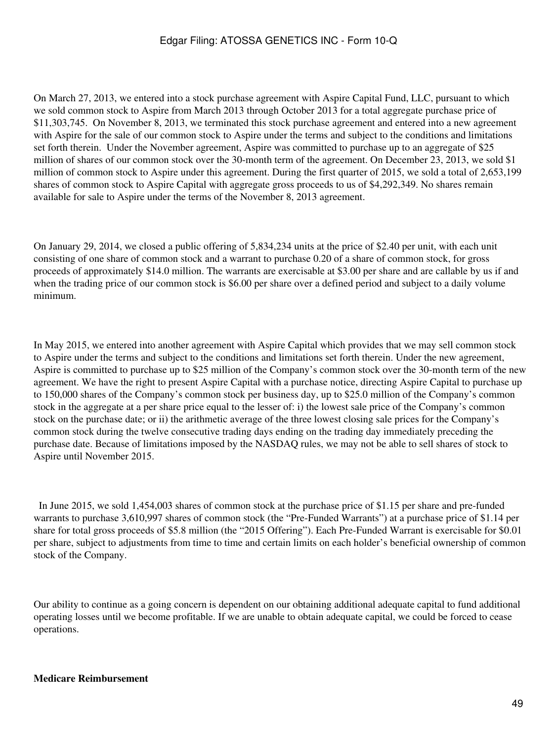On March 27, 2013, we entered into a stock purchase agreement with Aspire Capital Fund, LLC, pursuant to which we sold common stock to Aspire from March 2013 through October 2013 for a total aggregate purchase price of $11,303,745. On November 8, 2013, we terminated this stock purchase agreement and entered into a new agreement with Aspire for the sale of our common stock to Aspire under the terms and subject to the conditions and limitations set forth therein. Under the November agreement, Aspire was committed to purchase up to an aggregate of $25 million of shares of our common stock over the 30-month term of the agreement. On December 23, 2013, we sold $1 million of common stock to Aspire under this agreement. During the first quarter of 2015, we sold a total of 2,653,199 shares of common stock to Aspire Capital with aggregate gross proceeds to us of $4,292,349. No shares remain available for sale to Aspire under the terms of the November 8, 2013 agreement.

On January 29, 2014, we closed a public offering of 5,834,234 units at the price of $2.40 per unit, with each unit consisting of one share of common stock and a warrant to purchase 0.20 of a share of common stock, for gross proceeds of approximately $14.0 million. The warrants are exercisable at $3.00 per share and are callable by us if and when the trading price of our common stock is $6.00 per share over a defined period and subject to a daily volume minimum.

In May 2015, we entered into another agreement with Aspire Capital which provides that we may sell common stock to Aspire under the terms and subject to the conditions and limitations set forth therein. Under the new agreement, Aspire is committed to purchase up to $25 million of the Company's common stock over the 30-month term of the new agreement. We have the right to present Aspire Capital with a purchase notice, directing Aspire Capital to purchase up to 150,000 shares of the Company's common stock per business day, up to $25.0 million of the Company's common stock in the aggregate at a per share price equal to the lesser of: i) the lowest sale price of the Company's common stock on the purchase date; or ii) the arithmetic average of the three lowest closing sale prices for the Company's common stock during the twelve consecutive trading days ending on the trading day immediately preceding the purchase date. Because of limitations imposed by the NASDAQ rules, we may not be able to sell shares of stock to Aspire until November 2015.

In June 2015, we sold 1,454,003 shares of common stock at the purchase price of $1.15 per share and pre-funded warrants to purchase 3,610,997 shares of common stock (the "Pre-Funded Warrants") at a purchase price of $1.14 per share for total gross proceeds of $5.8 million (the "2015 Offering"). Each Pre-Funded Warrant is exercisable for $0.01 per share, subject to adjustments from time to time and certain limits on each holder's beneficial ownership of common stock of the Company.

Our ability to continue as a going concern is dependent on our obtaining additional adequate capital to fund additional operating losses until we become profitable. If we are unable to obtain adequate capital, we could be forced to cease operations.

**Medicare Reimbursement**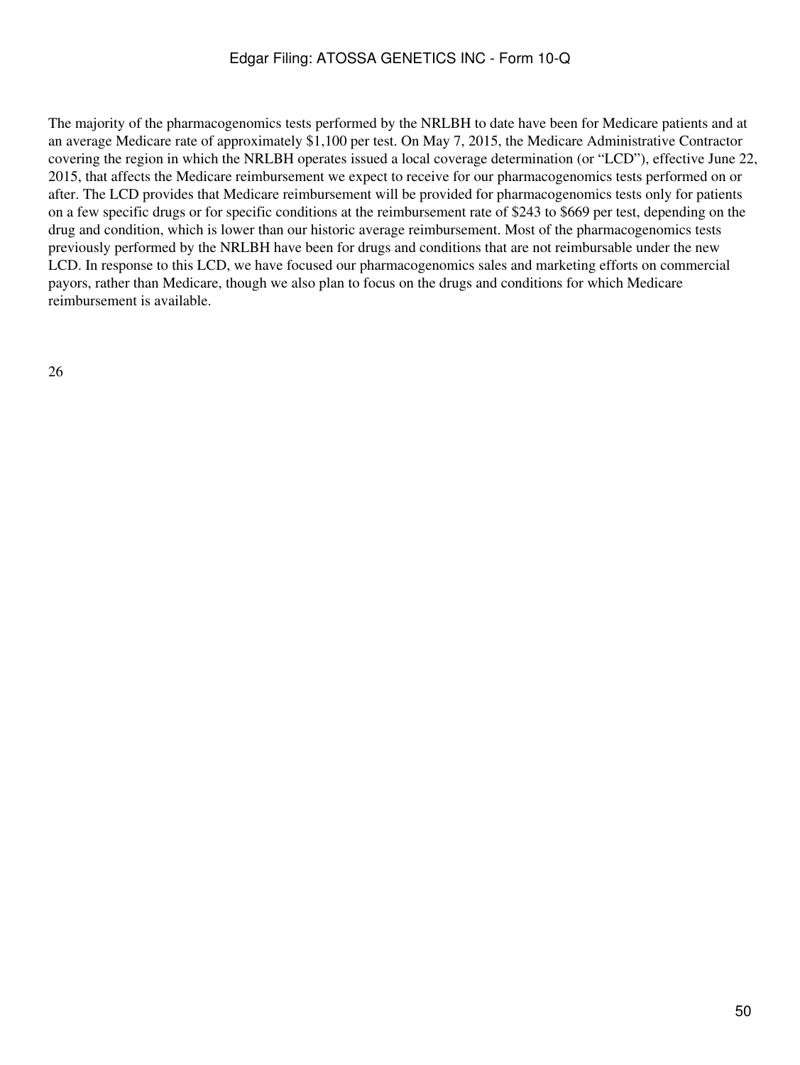The majority of the pharmacogenomics tests performed by the NRLBH to date have been for Medicare patients and at an average Medicare rate of approximately $1,100 per test. On May 7, 2015, the Medicare Administrative Contractor covering the region in which the NRLBH operates issued a local coverage determination (or "LCD"), effective June 22, 2015, that affects the Medicare reimbursement we expect to receive for our pharmacogenomics tests performed on or after. The LCD provides that Medicare reimbursement will be provided for pharmacogenomics tests only for patients on a few specific drugs or for specific conditions at the reimbursement rate of $243 to $669 per test, depending on the drug and condition, which is lower than our historic average reimbursement. Most of the pharmacogenomics tests previously performed by the NRLBH have been for drugs and conditions that are not reimbursable under the new LCD. In response to this LCD, we have focused our pharmacogenomics sales and marketing efforts on commercial payors, rather than Medicare, though we also plan to focus on the drugs and conditions for which Medicare reimbursement is available.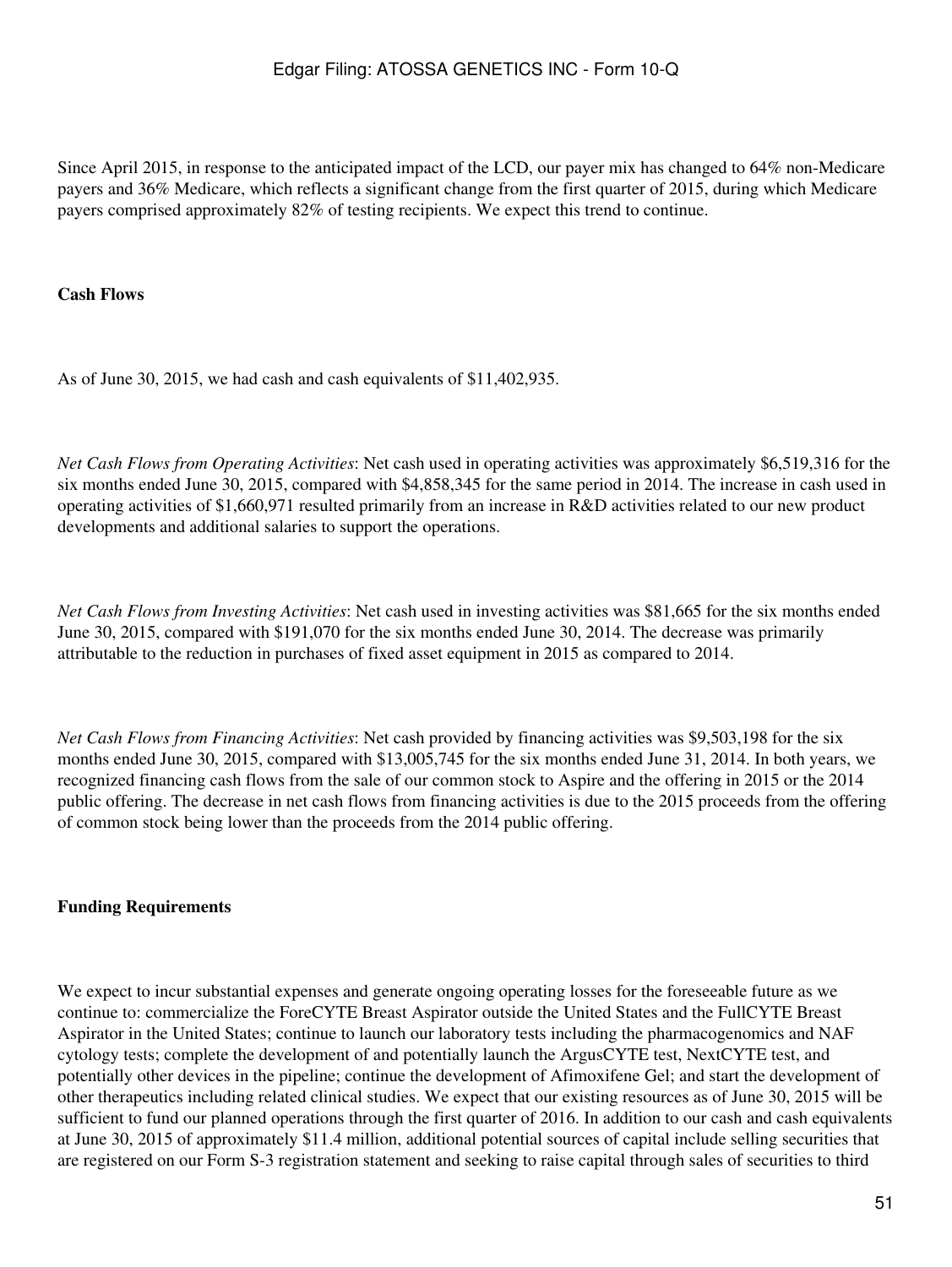Since April 2015, in response to the anticipated impact of the LCD, our payer mix has changed to 64% non-Medicare payers and 36% Medicare, which reflects a significant change from the first quarter of 2015, during which Medicare payers comprised approximately 82% of testing recipients. We expect this trend to continue.

**Cash Flows**

As of June 30, 2015, we had cash and cash equivalents of $11,402,935.

*Net Cash Flows from Operating Activities*: Net cash used in operating activities was approximately $6,519,316 for the six months ended June 30, 2015, compared with $4,858,345 for the same period in 2014. The increase in cash used in operating activities of $1,660,971 resulted primarily from an increase in R&D activities related to our new product developments and additional salaries to support the operations.

*Net Cash Flows from Investing Activities*: Net cash used in investing activities was $81,665 for the six months ended June 30, 2015, compared with $191,070 for the six months ended June 30, 2014. The decrease was primarily attributable to the reduction in purchases of fixed asset equipment in 2015 as compared to 2014.

*Net Cash Flows from Financing Activities*: Net cash provided by financing activities was $9,503,198 for the six months ended June 30, 2015, compared with $13,005,745 for the six months ended June 31, 2014. In both years, we recognized financing cash flows from the sale of our common stock to Aspire and the offering in 2015 or the 2014 public offering. The decrease in net cash flows from financing activities is due to the 2015 proceeds from the offering of common stock being lower than the proceeds from the 2014 public offering.

**Funding Requirements**

We expect to incur substantial expenses and generate ongoing operating losses for the foreseeable future as we continue to: commercialize the ForeCYTE Breast Aspirator outside the United States and the FullCYTE Breast Aspirator in the United States; continue to launch our laboratory tests including the pharmacogenomics and NAF cytology tests; complete the development of and potentially launch the ArgusCYTE test, NextCYTE test, and potentially other devices in the pipeline; continue the development of Afimoxifene Gel; and start the development of other therapeutics including related clinical studies. We expect that our existing resources as of June 30, 2015 will be sufficient to fund our planned operations through the first quarter of 2016. In addition to our cash and cash equivalents at June 30, 2015 of approximately $11.4 million, additional potential sources of capital include selling securities that are registered on our Form S-3 registration statement and seeking to raise capital through sales of securities to third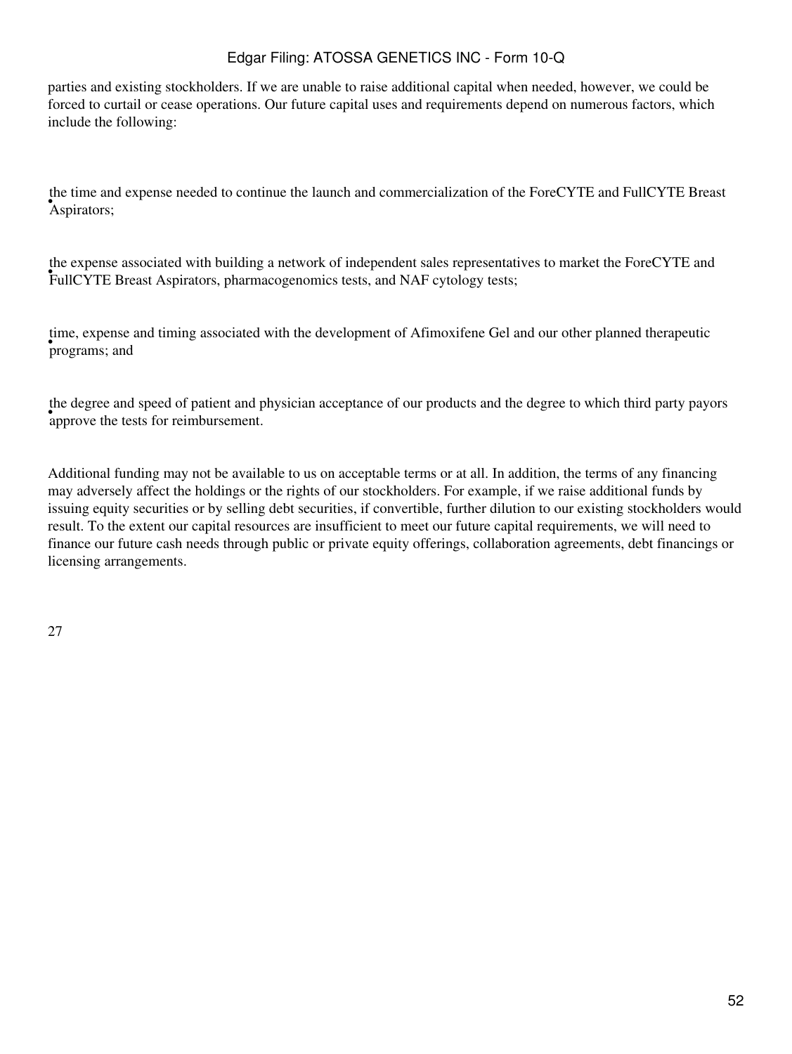parties and existing stockholders. If we are unable to raise additional capital when needed, however, we could be forced to curtail or cease operations. Our future capital uses and requirements depend on numerous factors, which include the following:

- the time and expense needed to continue the launch and commercialization of the ForeCYTE and FullCYTE Breast Aspirators;
- the expense associated with building a network of independent sales representatives to market the ForeCYTE and FullCYTE Breast Aspirators, pharmacogenomics tests, and NAF cytology tests;
- time, expense and timing associated with the development of Afimoxifene Gel and our other planned therapeutic programs; and
- the degree and speed of patient and physician acceptance of our products and the degree to which third party payors approve the tests for reimbursement.

Additional funding may not be available to us on acceptable terms or at all. In addition, the terms of any financing may adversely affect the holdings or the rights of our stockholders. For example, if we raise additional funds by issuing equity securities or by selling debt securities, if convertible, further dilution to our existing stockholders would result. To the extent our capital resources are insufficient to meet our future capital requirements, we will need to finance our future cash needs through public or private equity offerings, collaboration agreements, debt financings or licensing arrangements.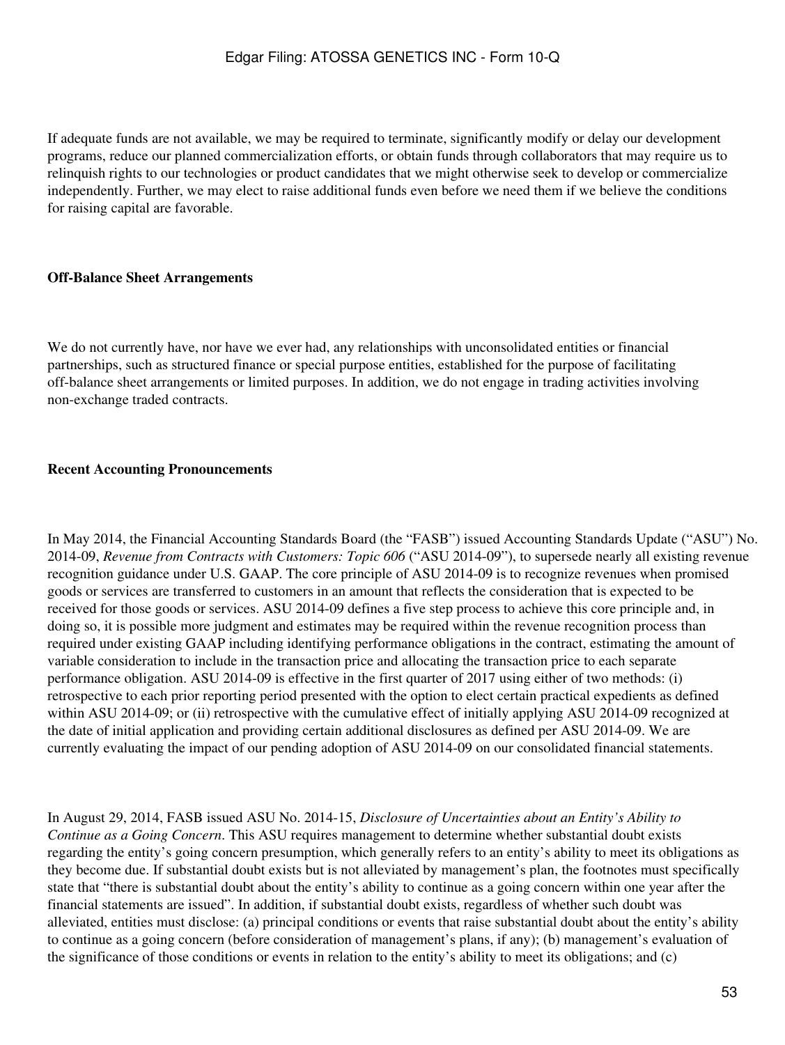If adequate funds are not available, we may be required to terminate, significantly modify or delay our development programs, reduce our planned commercialization efforts, or obtain funds through collaborators that may require us to relinquish rights to our technologies or product candidates that we might otherwise seek to develop or commercialize independently. Further, we may elect to raise additional funds even before we need them if we believe the conditions for raising capital are favorable.

**Off-Balance Sheet Arrangements**

We do not currently have, nor have we ever had, any relationships with unconsolidated entities or financial partnerships, such as structured finance or special purpose entities, established for the purpose of facilitating off-balance sheet arrangements or limited purposes. In addition, we do not engage in trading activities involving non-exchange traded contracts.

**Recent Accounting Pronouncements**

In May 2014, the Financial Accounting Standards Board (the "FASB") issued Accounting Standards Update ("ASU") No. 2014-09, *Revenue from Contracts with Customers: Topic 606* ("ASU 2014-09"), to supersede nearly all existing revenue recognition guidance under U.S. GAAP. The core principle of ASU 2014-09 is to recognize revenues when promised goods or services are transferred to customers in an amount that reflects the consideration that is expected to be received for those goods or services. ASU 2014-09 defines a five step process to achieve this core principle and, in doing so, it is possible more judgment and estimates may be required within the revenue recognition process than required under existing GAAP including identifying performance obligations in the contract, estimating the amount of variable consideration to include in the transaction price and allocating the transaction price to each separate performance obligation. ASU 2014-09 is effective in the first quarter of 2017 using either of two methods: (i) retrospective to each prior reporting period presented with the option to elect certain practical expedients as defined within ASU 2014-09; or (ii) retrospective with the cumulative effect of initially applying ASU 2014-09 recognized at the date of initial application and providing certain additional disclosures as defined per ASU 2014-09. We are currently evaluating the impact of our pending adoption of ASU 2014-09 on our consolidated financial statements.

In August 29, 2014, FASB issued ASU No. 2014-15, *Disclosure of Uncertainties about an Entity's Ability to Continue as a Going Concern*. This ASU requires management to determine whether substantial doubt exists regarding the entity's going concern presumption, which generally refers to an entity's ability to meet its obligations as they become due. If substantial doubt exists but is not alleviated by management's plan, the footnotes must specifically state that "there is substantial doubt about the entity's ability to continue as a going concern within one year after the financial statements are issued". In addition, if substantial doubt exists, regardless of whether such doubt was alleviated, entities must disclose: (a) principal conditions or events that raise substantial doubt about the entity's ability to continue as a going concern (before consideration of management's plans, if any); (b) management's evaluation of the significance of those conditions or events in relation to the entity's ability to meet its obligations; and (c)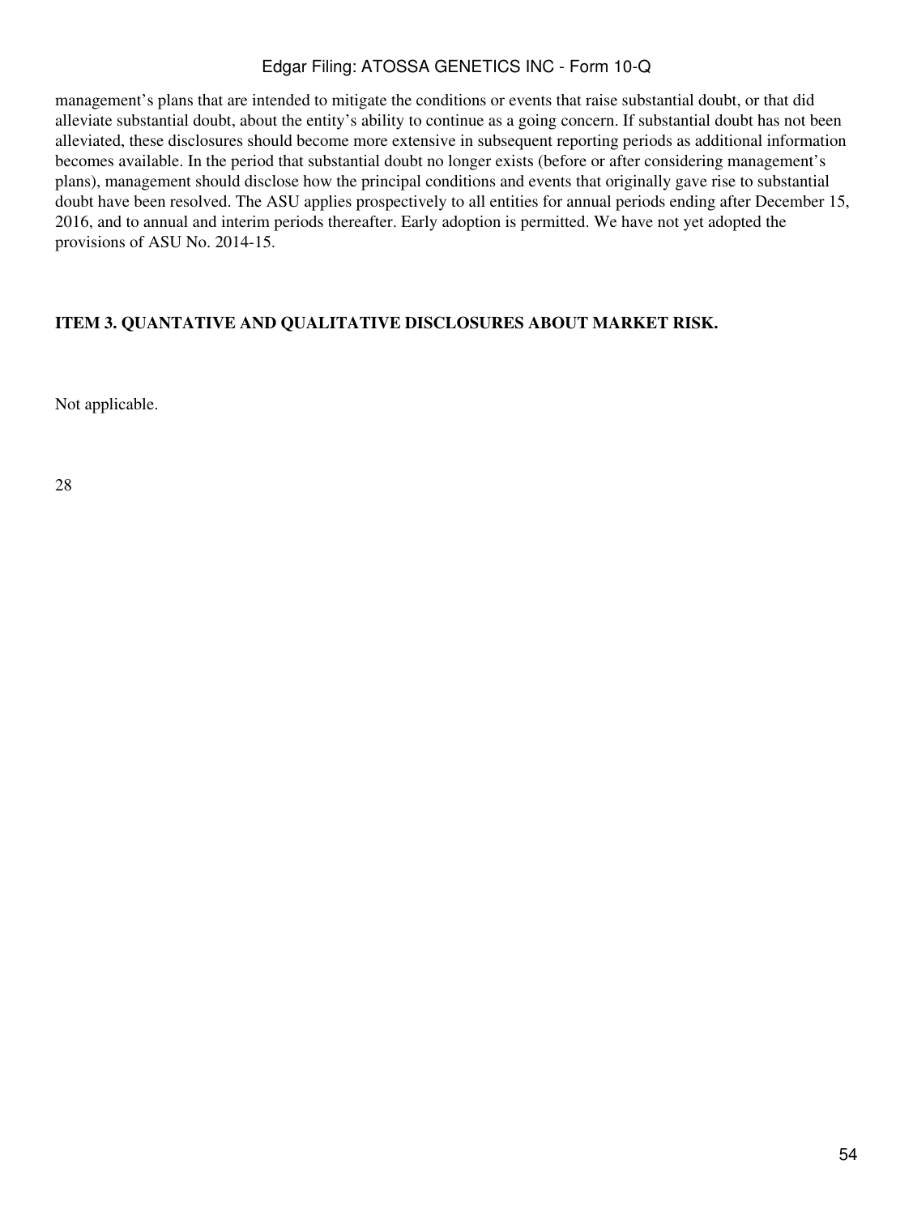management's plans that are intended to mitigate the conditions or events that raise substantial doubt, or that did alleviate substantial doubt, about the entity's ability to continue as a going concern. If substantial doubt has not been alleviated, these disclosures should become more extensive in subsequent reporting periods as additional information becomes available. In the period that substantial doubt no longer exists (before or after considering management's plans), management should disclose how the principal conditions and events that originally gave rise to substantial doubt have been resolved. The ASU applies prospectively to all entities for annual periods ending after December 15, 2016, and to annual and interim periods thereafter. Early adoption is permitted. We have not yet adopted the provisions of ASU No. 2014-15.

## ITEM 3. QUANTATIVE AND QUALITATIVE DISCLOSURES ABOUT MARKET RISK.

Not applicable.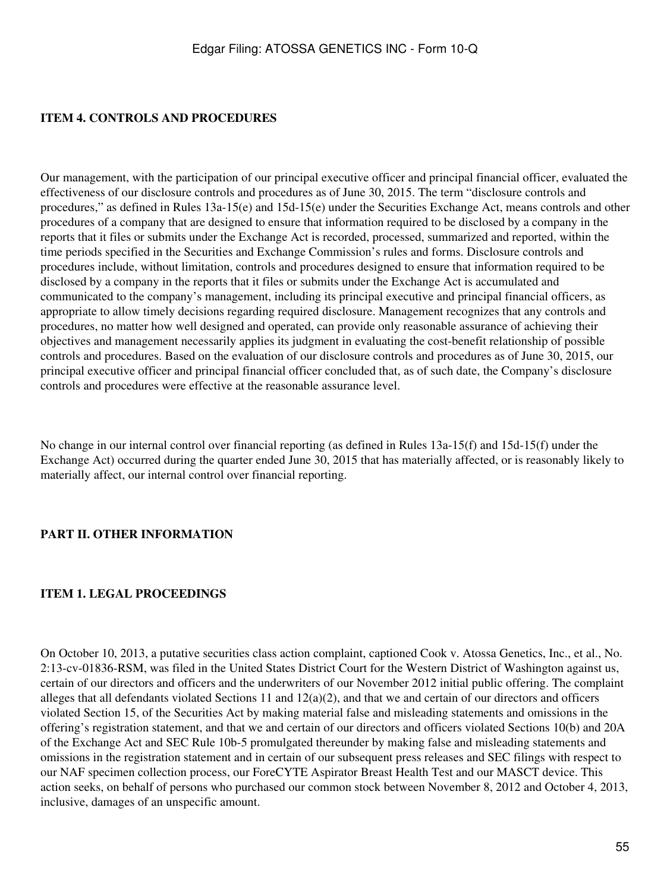**ITEM 4. CONTROLS AND PROCEDURES**

Our management, with the participation of our principal executive officer and principal financial officer, evaluated the effectiveness of our disclosure controls and procedures as of June 30, 2015. The term "disclosure controls and procedures," as defined in Rules 13a-15(e) and 15d-15(e) under the Securities Exchange Act, means controls and other procedures of a company that are designed to ensure that information required to be disclosed by a company in the reports that it files or submits under the Exchange Act is recorded, processed, summarized and reported, within the time periods specified in the Securities and Exchange Commission's rules and forms. Disclosure controls and procedures include, without limitation, controls and procedures designed to ensure that information required to be disclosed by a company in the reports that it files or submits under the Exchange Act is accumulated and communicated to the company's management, including its principal executive and principal financial officers, as appropriate to allow timely decisions regarding required disclosure. Management recognizes that any controls and procedures, no matter how well designed and operated, can provide only reasonable assurance of achieving their objectives and management necessarily applies its judgment in evaluating the cost-benefit relationship of possible controls and procedures. Based on the evaluation of our disclosure controls and procedures as of June 30, 2015, our principal executive officer and principal financial officer concluded that, as of such date, the Company's disclosure controls and procedures were effective at the reasonable assurance level.

No change in our internal control over financial reporting (as defined in Rules 13a-15(f) and 15d-15(f) under the Exchange Act) occurred during the quarter ended June 30, 2015 that has materially affected, or is reasonably likely to materially affect, our internal control over financial reporting.

**PART II. OTHER INFORMATION**

**ITEM 1. LEGAL PROCEEDINGS**

On October 10, 2013, a putative securities class action complaint, captioned Cook v. Atossa Genetics, Inc., et al., No. 2:13-cv-01836-RSM, was filed in the United States District Court for the Western District of Washington against us, certain of our directors and officers and the underwriters of our November 2012 initial public offering. The complaint alleges that all defendants violated Sections 11 and 12(a)(2), and that we and certain of our directors and officers violated Section 15, of the Securities Act by making material false and misleading statements and omissions in the offering's registration statement, and that we and certain of our directors and officers violated Sections 10(b) and 20A of the Exchange Act and SEC Rule 10b-5 promulgated thereunder by making false and misleading statements and omissions in the registration statement and in certain of our subsequent press releases and SEC filings with respect to our NAF specimen collection process, our ForeCYTE Aspirator Breast Health Test and our MASCT device. This action seeks, on behalf of persons who purchased our common stock between November 8, 2012 and October 4, 2013, inclusive, damages of an unspecific amount.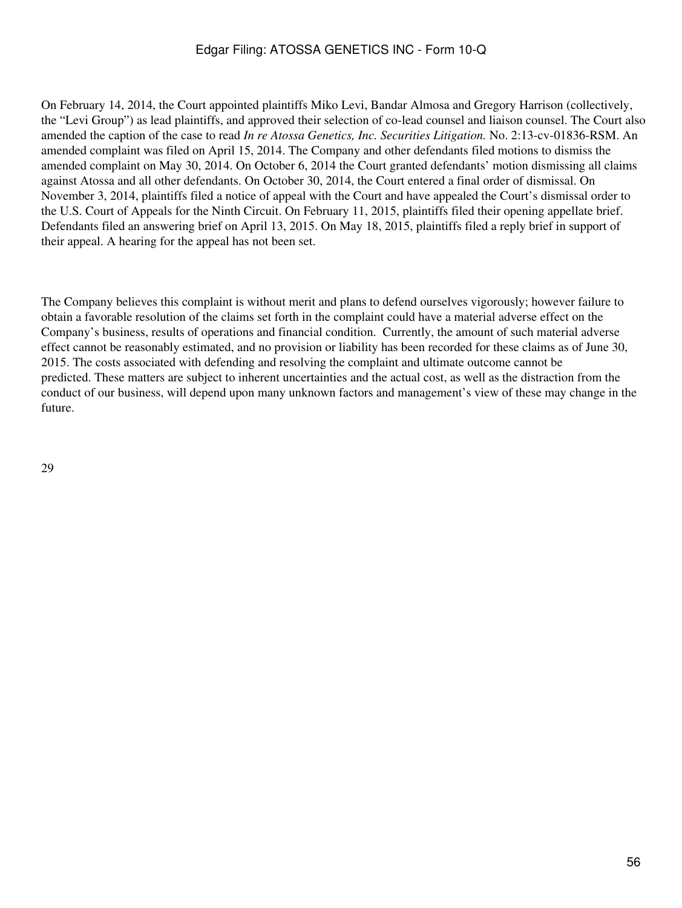On February 14, 2014, the Court appointed plaintiffs Miko Levi, Bandar Almosa and Gregory Harrison (collectively, the "Levi Group") as lead plaintiffs, and approved their selection of co-lead counsel and liaison counsel. The Court also amended the caption of the case to read *In re Atossa Genetics, Inc. Securities Litigation.* No. 2:13-cv-01836-RSM. An amended complaint was filed on April 15, 2014. The Company and other defendants filed motions to dismiss the amended complaint on May 30, 2014. On October 6, 2014 the Court granted defendants' motion dismissing all claims against Atossa and all other defendants. On October 30, 2014, the Court entered a final order of dismissal. On November 3, 2014, plaintiffs filed a notice of appeal with the Court and have appealed the Court's dismissal order to the U.S. Court of Appeals for the Ninth Circuit. On February 11, 2015, plaintiffs filed their opening appellate brief. Defendants filed an answering brief on April 13, 2015. On May 18, 2015, plaintiffs filed a reply brief in support of their appeal. A hearing for the appeal has not been set.

The Company believes this complaint is without merit and plans to defend ourselves vigorously; however failure to obtain a favorable resolution of the claims set forth in the complaint could have a material adverse effect on the Company's business, results of operations and financial condition. Currently, the amount of such material adverse effect cannot be reasonably estimated, and no provision or liability has been recorded for these claims as of June 30, 2015. The costs associated with defending and resolving the complaint and ultimate outcome cannot be predicted. These matters are subject to inherent uncertainties and the actual cost, as well as the distraction from the conduct of our business, will depend upon many unknown factors and management's view of these may change in the future.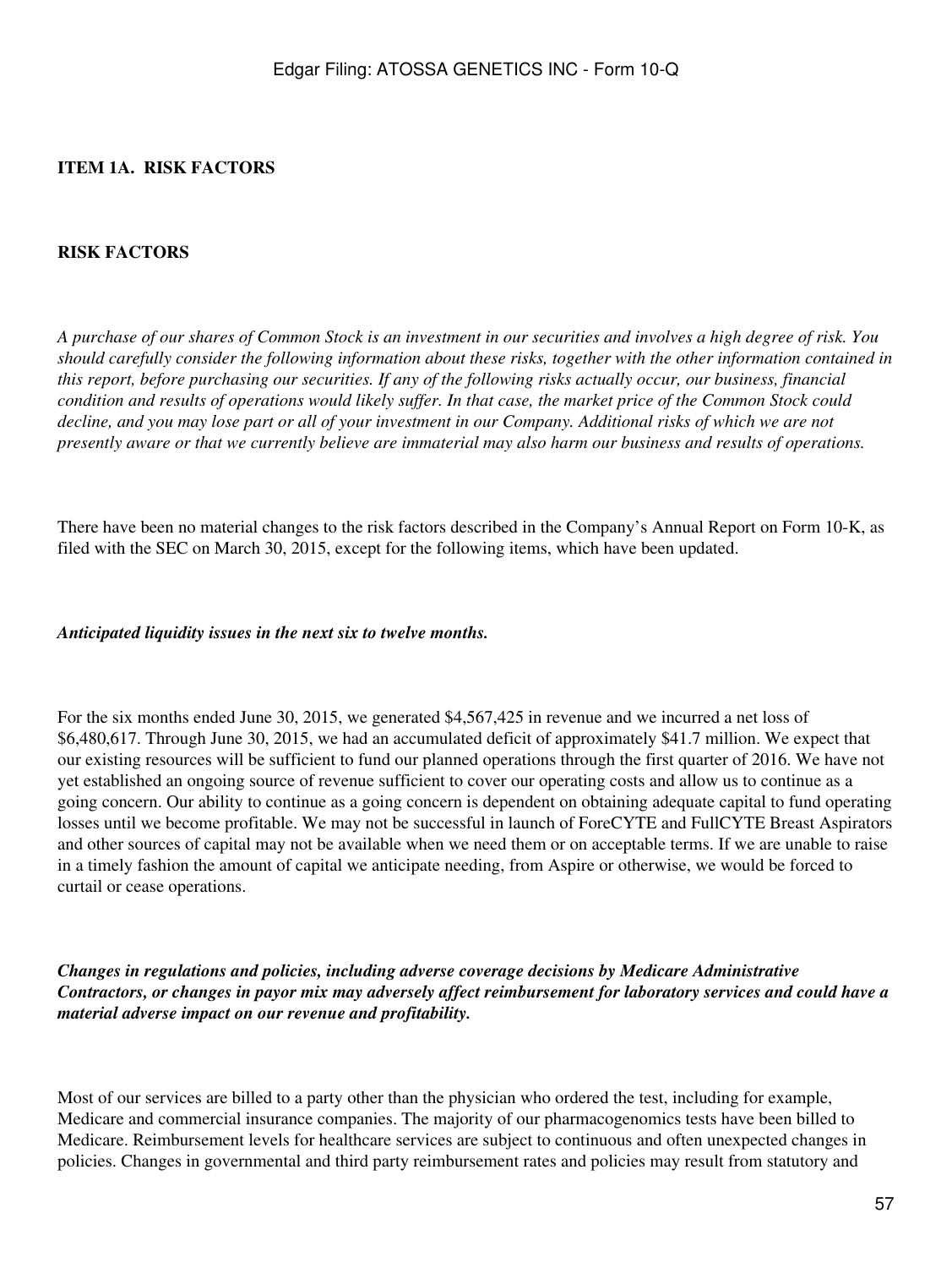## ITEM 1A. RISK FACTORS

## RISK FACTORS

*A purchase of our shares of Common Stock is an investment in our securities and involves a high degree of risk. You should carefully consider the following information about these risks, together with the other information contained in this report, before purchasing our securities. If any of the following risks actually occur, our business, financial condition and results of operations would likely suffer. In that case, the market price of the Common Stock could decline, and you may lose part or all of your investment in our Company. Additional risks of which we are not presently aware or that we currently believe are immaterial may also harm our business and results of operations.*

There have been no material changes to the risk factors described in the Company's Annual Report on Form 10-K, as filed with the SEC on March 30, 2015, except for the following items, which have been updated.

***Anticipated liquidity issues in the next six to twelve months.***

For the six months ended June 30, 2015, we generated $4,567,425 in revenue and we incurred a net loss of $6,480,617. Through June 30, 2015, we had an accumulated deficit of approximately $41.7 million. We expect that our existing resources will be sufficient to fund our planned operations through the first quarter of 2016. We have not yet established an ongoing source of revenue sufficient to cover our operating costs and allow us to continue as a going concern. Our ability to continue as a going concern is dependent on obtaining adequate capital to fund operating losses until we become profitable. We may not be successful in launch of ForeCYTE and FullCYTE Breast Aspirators and other sources of capital may not be available when we need them or on acceptable terms. If we are unable to raise in a timely fashion the amount of capital we anticipate needing, from Aspire or otherwise, we would be forced to curtail or cease operations.

***Changes in regulations and policies, including adverse coverage decisions by Medicare Administrative Contractors, or changes in payor mix may adversely affect reimbursement for laboratory services and could have a material adverse impact on our revenue and profitability.***

Most of our services are billed to a party other than the physician who ordered the test, including for example, Medicare and commercial insurance companies. The majority of our pharmacogenomics tests have been billed to Medicare. Reimbursement levels for healthcare services are subject to continuous and often unexpected changes in policies. Changes in governmental and third party reimbursement rates and policies may result from statutory and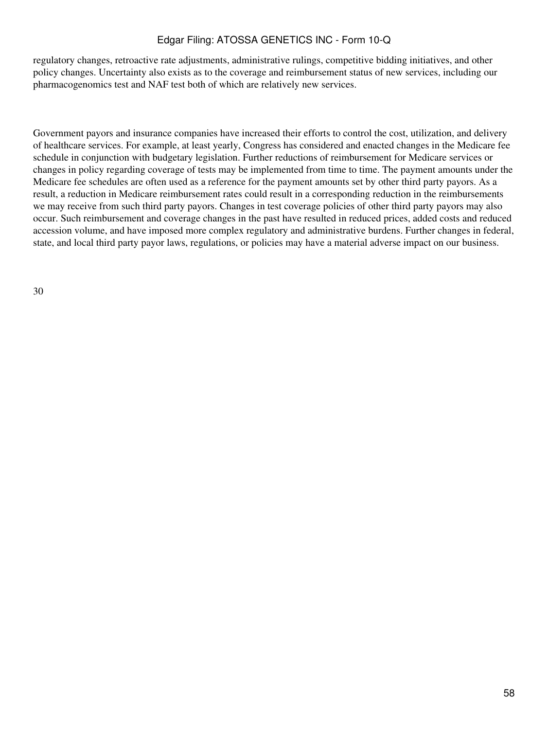regulatory changes, retroactive rate adjustments, administrative rulings, competitive bidding initiatives, and other policy changes. Uncertainty also exists as to the coverage and reimbursement status of new services, including our pharmacogenomics test and NAF test both of which are relatively new services.

Government payors and insurance companies have increased their efforts to control the cost, utilization, and delivery of healthcare services. For example, at least yearly, Congress has considered and enacted changes in the Medicare fee schedule in conjunction with budgetary legislation. Further reductions of reimbursement for Medicare services or changes in policy regarding coverage of tests may be implemented from time to time. The payment amounts under the Medicare fee schedules are often used as a reference for the payment amounts set by other third party payors. As a result, a reduction in Medicare reimbursement rates could result in a corresponding reduction in the reimbursements we may receive from such third party payors. Changes in test coverage policies of other third party payors may also occur. Such reimbursement and coverage changes in the past have resulted in reduced prices, added costs and reduced accession volume, and have imposed more complex regulatory and administrative burdens. Further changes in federal, state, and local third party payor laws, regulations, or policies may have a material adverse impact on our business.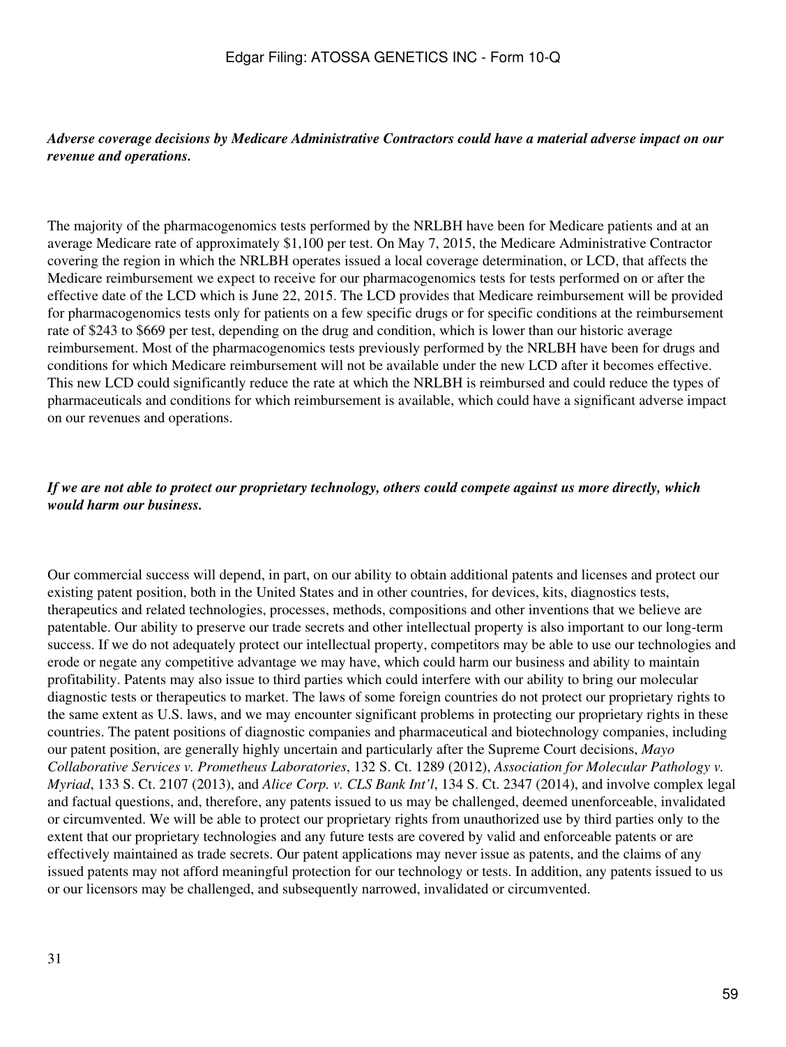***Adverse coverage decisions by Medicare Administrative Contractors could have a material adverse impact on our revenue and operations.***

The majority of the pharmacogenomics tests performed by the NRLBH have been for Medicare patients and at an average Medicare rate of approximately $1,100 per test. On May 7, 2015, the Medicare Administrative Contractor covering the region in which the NRLBH operates issued a local coverage determination, or LCD, that affects the Medicare reimbursement we expect to receive for our pharmacogenomics tests for tests performed on or after the effective date of the LCD which is June 22, 2015. The LCD provides that Medicare reimbursement will be provided for pharmacogenomics tests only for patients on a few specific drugs or for specific conditions at the reimbursement rate of $243 to $669 per test, depending on the drug and condition, which is lower than our historic average reimbursement. Most of the pharmacogenomics tests previously performed by the NRLBH have been for drugs and conditions for which Medicare reimbursement will not be available under the new LCD after it becomes effective. This new LCD could significantly reduce the rate at which the NRLBH is reimbursed and could reduce the types of pharmaceuticals and conditions for which reimbursement is available, which could have a significant adverse impact on our revenues and operations.

***If we are not able to protect our proprietary technology, others could compete against us more directly, which would harm our business.***

Our commercial success will depend, in part, on our ability to obtain additional patents and licenses and protect our existing patent position, both in the United States and in other countries, for devices, kits, diagnostics tests, therapeutics and related technologies, processes, methods, compositions and other inventions that we believe are patentable. Our ability to preserve our trade secrets and other intellectual property is also important to our long-term success. If we do not adequately protect our intellectual property, competitors may be able to use our technologies and erode or negate any competitive advantage we may have, which could harm our business and ability to maintain profitability. Patents may also issue to third parties which could interfere with our ability to bring our molecular diagnostic tests or therapeutics to market. The laws of some foreign countries do not protect our proprietary rights to the same extent as U.S. laws, and we may encounter significant problems in protecting our proprietary rights in these countries. The patent positions of diagnostic companies and pharmaceutical and biotechnology companies, including our patent position, are generally highly uncertain and particularly after the Supreme Court decisions, *Mayo Collaborative Services v. Prometheus Laboratories*, 132 S. Ct. 1289 (2012), *Association for Molecular Pathology v. Myriad*, 133 S. Ct. 2107 (2013), and *Alice Corp. v. CLS Bank Int'l*, 134 S. Ct. 2347 (2014), and involve complex legal and factual questions, and, therefore, any patents issued to us may be challenged, deemed unenforceable, invalidated or circumvented. We will be able to protect our proprietary rights from unauthorized use by third parties only to the extent that our proprietary technologies and any future tests are covered by valid and enforceable patents or are effectively maintained as trade secrets. Our patent applications may never issue as patents, and the claims of any issued patents may not afford meaningful protection for our technology or tests. In addition, any patents issued to us or our licensors may be challenged, and subsequently narrowed, invalidated or circumvented.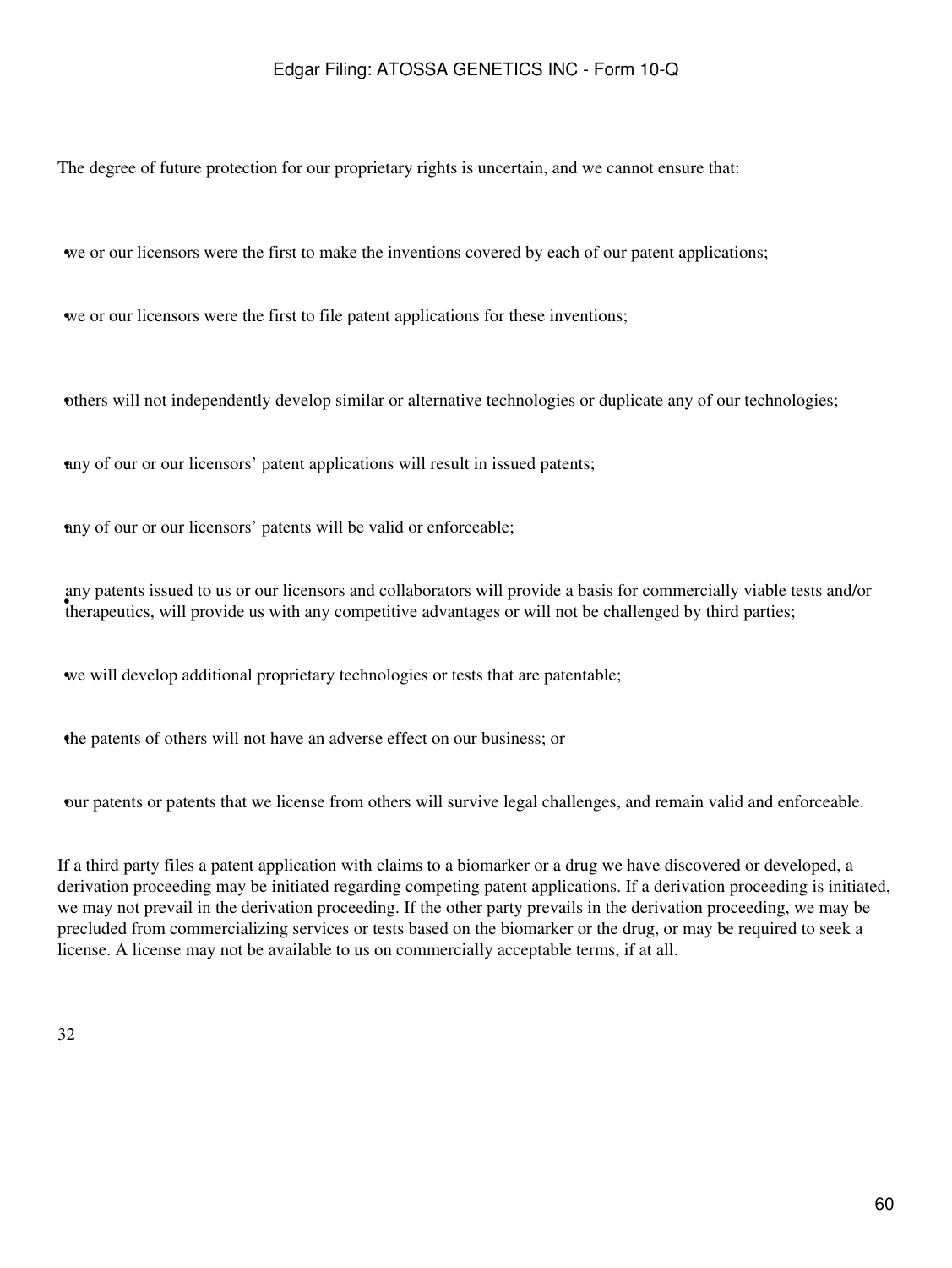The degree of future protection for our proprietary rights is uncertain, and we cannot ensure that:

- we or our licensors were the first to make the inventions covered by each of our patent applications;
- we or our licensors were the first to file patent applications for these inventions;
- others will not independently develop similar or alternative technologies or duplicate any of our technologies;
- any of our or our licensors' patent applications will result in issued patents;
- any of our or our licensors' patents will be valid or enforceable;
- any patents issued to us or our licensors and collaborators will provide a basis for commercially viable tests and/or therapeutics, will provide us with any competitive advantages or will not be challenged by third parties;
- we will develop additional proprietary technologies or tests that are patentable;
- the patents of others will not have an adverse effect on our business; or
- our patents or patents that we license from others will survive legal challenges, and remain valid and enforceable.

If a third party files a patent application with claims to a biomarker or a drug we have discovered or developed, a derivation proceeding may be initiated regarding competing patent applications. If a derivation proceeding is initiated, we may not prevail in the derivation proceeding. If the other party prevails in the derivation proceeding, we may be precluded from commercializing services or tests based on the biomarker or the drug, or may be required to seek a license. A license may not be available to us on commercially acceptable terms, if at all.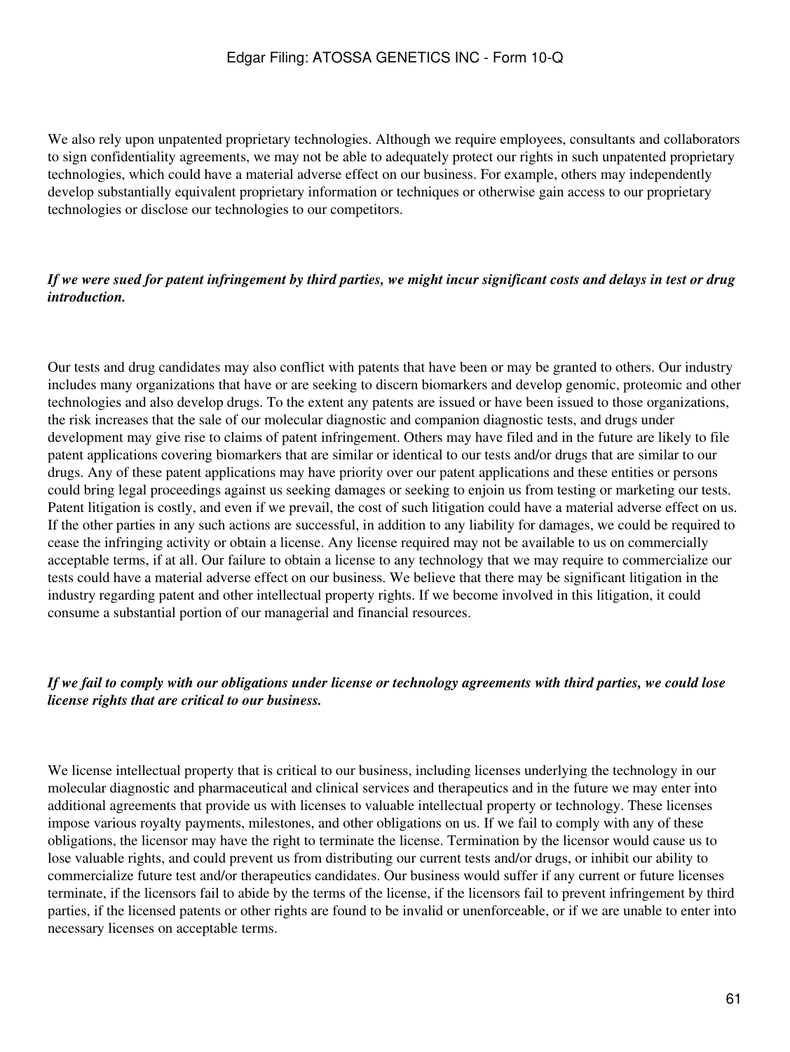We also rely upon unpatented proprietary technologies. Although we require employees, consultants and collaborators to sign confidentiality agreements, we may not be able to adequately protect our rights in such unpatented proprietary technologies, which could have a material adverse effect on our business. For example, others may independently develop substantially equivalent proprietary information or techniques or otherwise gain access to our proprietary technologies or disclose our technologies to our competitors.

***If we were sued for patent infringement by third parties, we might incur significant costs and delays in test or drug introduction.***

Our tests and drug candidates may also conflict with patents that have been or may be granted to others. Our industry includes many organizations that have or are seeking to discern biomarkers and develop genomic, proteomic and other technologies and also develop drugs. To the extent any patents are issued or have been issued to those organizations, the risk increases that the sale of our molecular diagnostic and companion diagnostic tests, and drugs under development may give rise to claims of patent infringement. Others may have filed and in the future are likely to file patent applications covering biomarkers that are similar or identical to our tests and/or drugs that are similar to our drugs. Any of these patent applications may have priority over our patent applications and these entities or persons could bring legal proceedings against us seeking damages or seeking to enjoin us from testing or marketing our tests. Patent litigation is costly, and even if we prevail, the cost of such litigation could have a material adverse effect on us. If the other parties in any such actions are successful, in addition to any liability for damages, we could be required to cease the infringing activity or obtain a license. Any license required may not be available to us on commercially acceptable terms, if at all. Our failure to obtain a license to any technology that we may require to commercialize our tests could have a material adverse effect on our business. We believe that there may be significant litigation in the industry regarding patent and other intellectual property rights. If we become involved in this litigation, it could consume a substantial portion of our managerial and financial resources.

***If we fail to comply with our obligations under license or technology agreements with third parties, we could lose license rights that are critical to our business.***

We license intellectual property that is critical to our business, including licenses underlying the technology in our molecular diagnostic and pharmaceutical and clinical services and therapeutics and in the future we may enter into additional agreements that provide us with licenses to valuable intellectual property or technology. These licenses impose various royalty payments, milestones, and other obligations on us. If we fail to comply with any of these obligations, the licensor may have the right to terminate the license. Termination by the licensor would cause us to lose valuable rights, and could prevent us from distributing our current tests and/or drugs, or inhibit our ability to commercialize future test and/or therapeutics candidates. Our business would suffer if any current or future licenses terminate, if the licensors fail to abide by the terms of the license, if the licensors fail to prevent infringement by third parties, if the licensed patents or other rights are found to be invalid or unenforceable, or if we are unable to enter into necessary licenses on acceptable terms.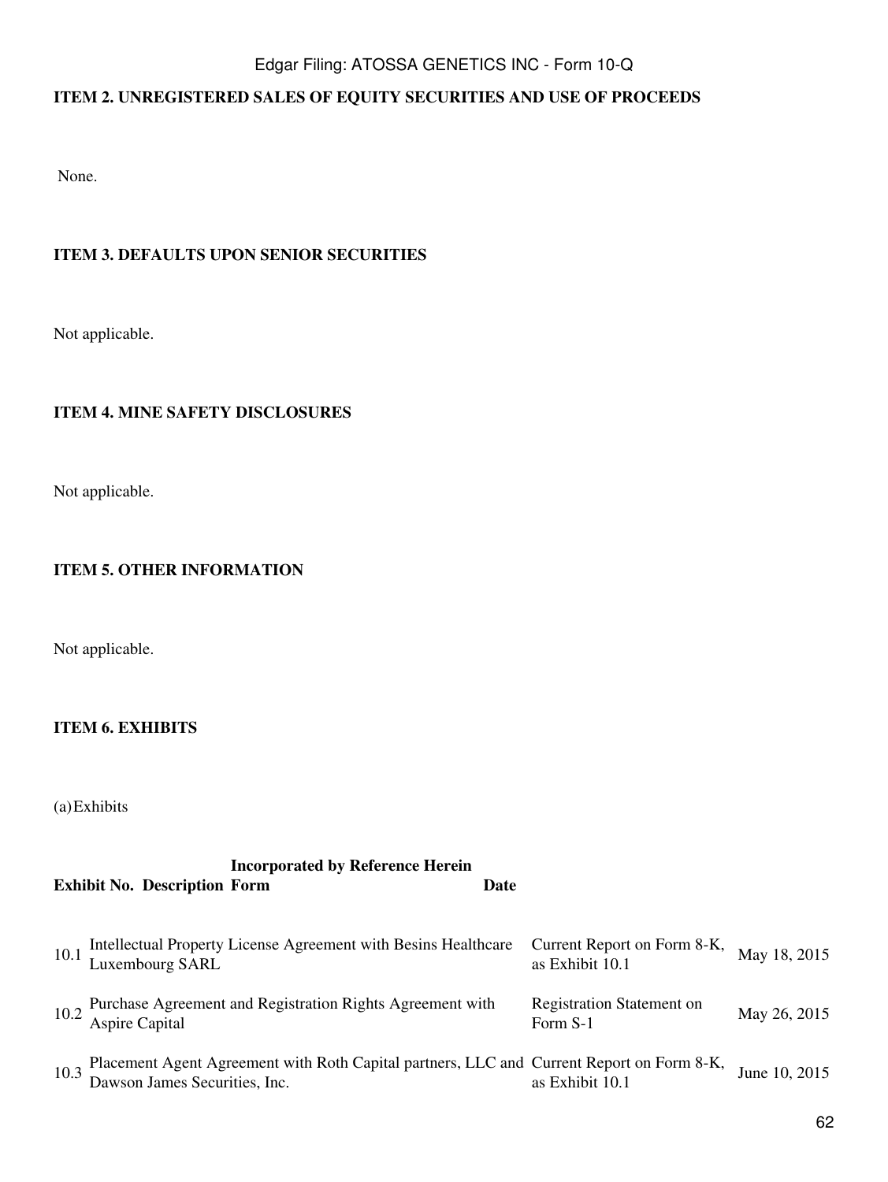## ITEM 2. UNREGISTERED SALES OF EQUITY SECURITIES AND USE OF PROCEEDS

None.

## ITEM 3. DEFAULTS UPON SENIOR SECURITIES

Not applicable.

## ITEM 4. MINE SAFETY DISCLOSURES

Not applicable.

## ITEM 5. OTHER INFORMATION

Not applicable.

## ITEM 6. EXHIBITS

(a) Exhibits

| Exhibit No. | Description | Incorporated by Reference Herein Form | Date |
|---|---|---|---|
| 10.1 | Intellectual Property License Agreement with Besins Healthcare Luxembourg SARL | Current Report on Form 8-K, as Exhibit 10.1 | May 18, 2015 |
| 10.2 | Purchase Agreement and Registration Rights Agreement with Aspire Capital | Registration Statement on Form S-1 | May 26, 2015 |
| 10.3 | Placement Agent Agreement with Roth Capital partners, LLC and Dawson James Securities, Inc. | Current Report on Form 8-K, as Exhibit 10.1 | June 10, 2015 |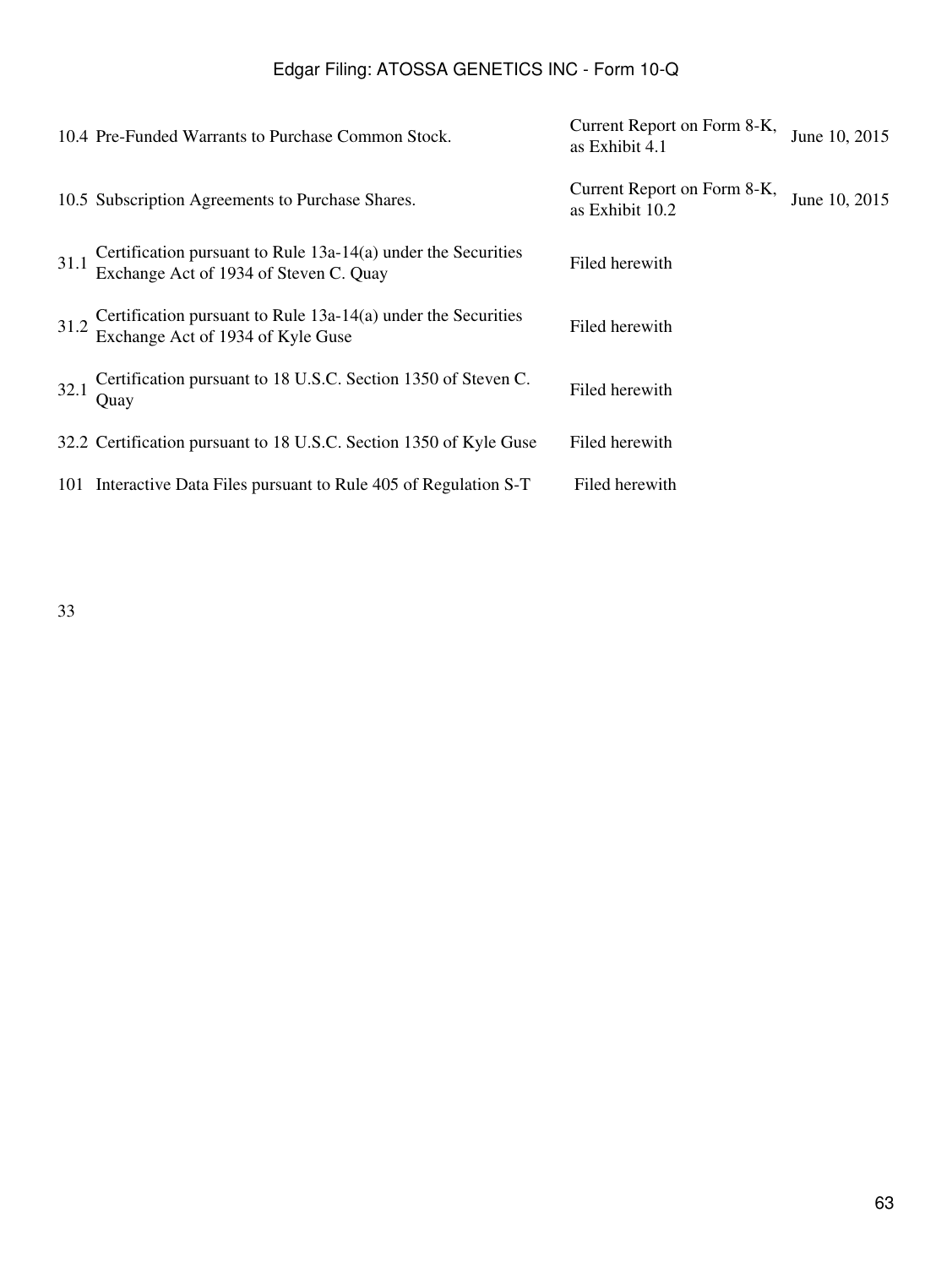| | | | |
|---|---|---|---|
| 10.4 | Pre-Funded Warrants to Purchase Common Stock. | Current Report on Form 8-K, as Exhibit 4.1 | June 10, 2015 |
| 10.5 | Subscription Agreements to Purchase Shares. | Current Report on Form 8-K, as Exhibit 10.2 | June 10, 2015 |
| 31.1 | Certification pursuant to Rule 13a-14(a) under the Securities Exchange Act of 1934 of Steven C. Quay | Filed herewith | |
| 31.2 | Certification pursuant to Rule 13a-14(a) under the Securities Exchange Act of 1934 of Kyle Guse | Filed herewith | |
| 32.1 | Certification pursuant to 18 U.S.C. Section 1350 of Steven C. Quay | Filed herewith | |
| 32.2 | Certification pursuant to 18 U.S.C. Section 1350 of Kyle Guse | Filed herewith | |
| 101 | Interactive Data Files pursuant to Rule 405 of Regulation S-T | Filed herewith | |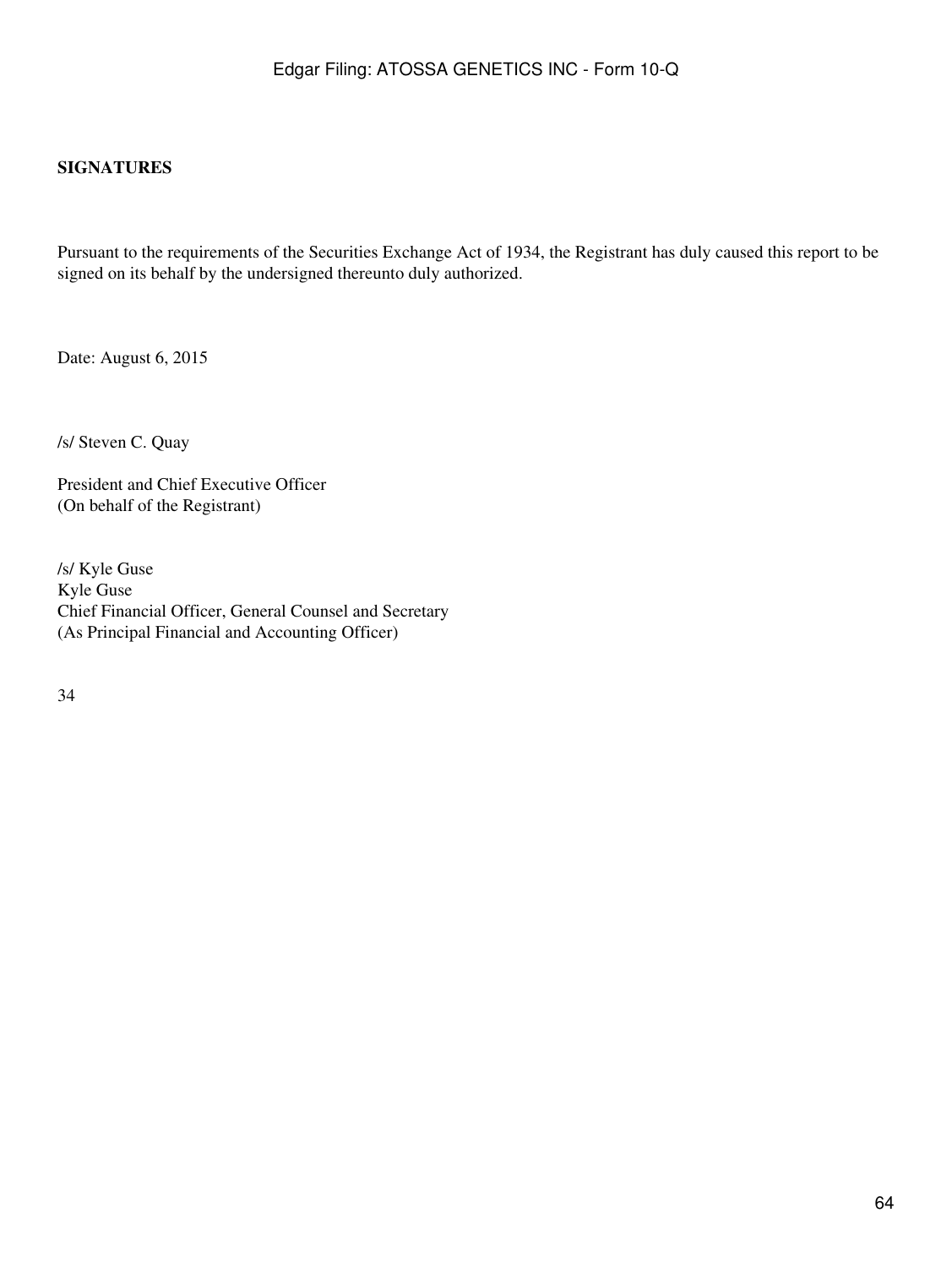**SIGNATURES**

Pursuant to the requirements of the Securities Exchange Act of 1934, the Registrant has duly caused this report to be signed on its behalf by the undersigned thereunto duly authorized.

Date: August 6, 2015

/s/ Steven C. Quay

President and Chief Executive Officer
(On behalf of the Registrant)

/s/ Kyle Guse
Kyle Guse
Chief Financial Officer, General Counsel and Secretary
(As Principal Financial and Accounting Officer)